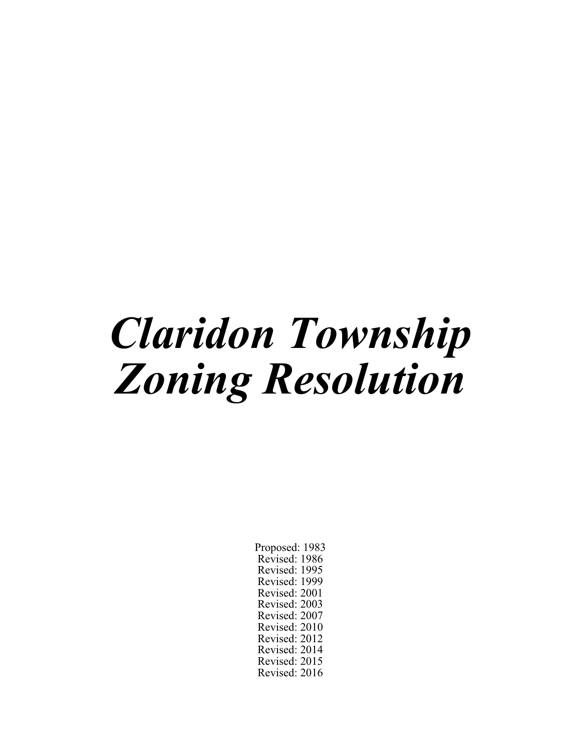# *Claridon Township Zoning Resolution*

Proposed: 1983
Revised: 1986
Revised: 1995
Revised: 1999
Revised: 2001
Revised: 2003
Revised: 2007
Revised: 2010
Revised: 2012
Revised: 2014
Revised: 2015
Revised: 2016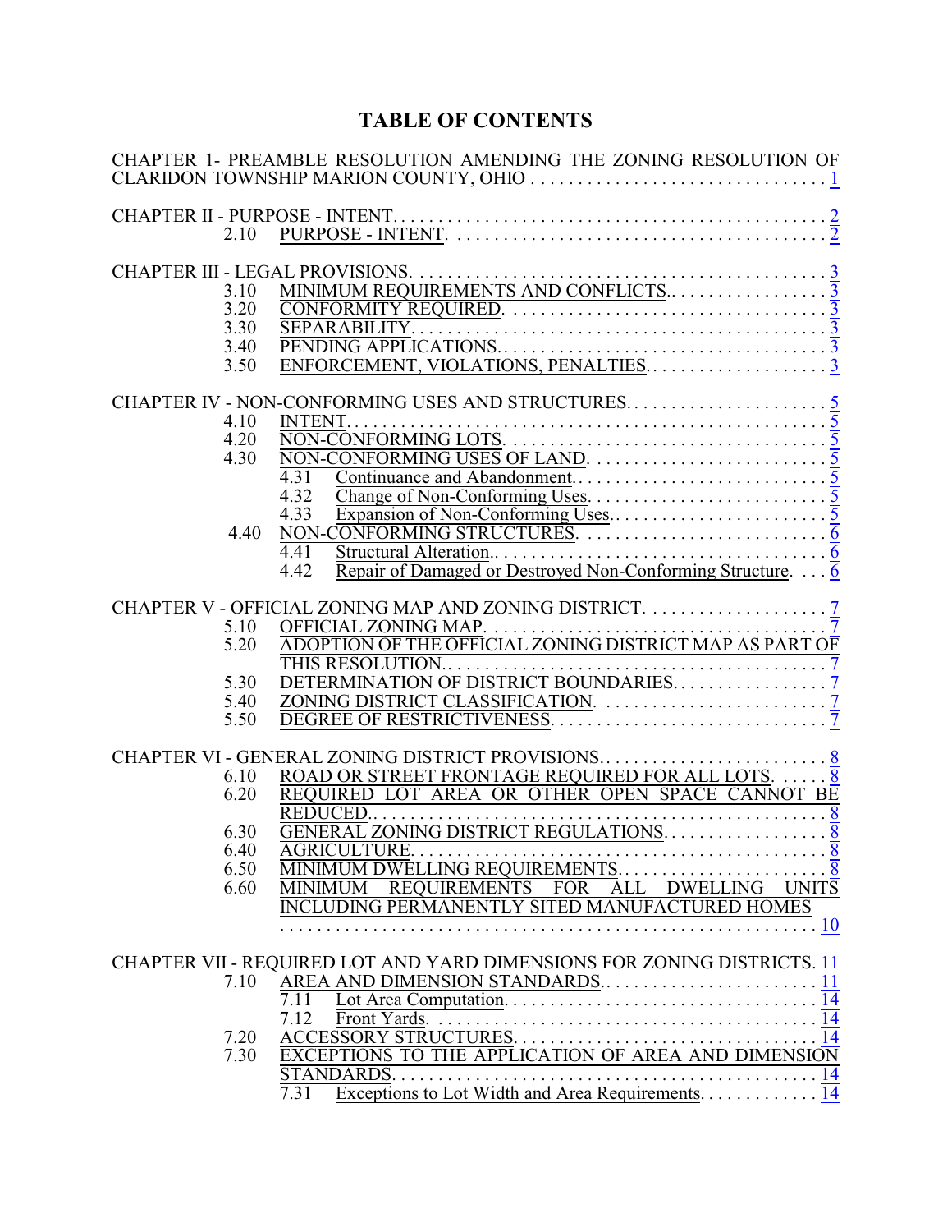# TABLE OF CONTENTS

CHAPTER 1- PREAMBLE RESOLUTION AMENDING THE ZONING RESOLUTION OF CLARIDON TOWNSHIP MARION COUNTY, OHIO . . . . . . . . . . 1

CHAPTER II - PURPOSE - INTENT. . . . . . . . . . 2
- 2.10 PURPOSE - INTENT. . . . . . . . . . 2

CHAPTER III - LEGAL PROVISIONS. . . . . . . . . . 3
- 3.10 MINIMUM REQUIREMENTS AND CONFLICTS.. . . . . . . . . . 3
- 3.20 CONFORMITY REQUIRED. . . . . . . . . . 3
- 3.30 SEPARABILITY. . . . . . . . . . 3
- 3.40 PENDING APPLICATIONS.. . . . . . . . . . 3
- 3.50 ENFORCEMENT, VIOLATIONS, PENALTIES. . . . . . . . . . 3

CHAPTER IV - NON-CONFORMING USES AND STRUCTURES. . . . . . . . . . 5
- 4.10 INTENT. . . . . . . . . . 5
- 4.20 NON-CONFORMING LOTS. . . . . . . . . . 5
- 4.30 NON-CONFORMING USES OF LAND. . . . . . . . . . 5
  - 4.31 Continuance and Abandonment.. . . . . . . . . . 5
  - 4.32 Change of Non-Conforming Uses. . . . . . . . . . 5
  - 4.33 Expansion of Non-Conforming Uses.. . . . . . . . . . 5
- 4.40 NON-CONFORMING STRUCTURES. . . . . . . . . . 6
  - 4.41 Structural Alteration.. . . . . . . . . . 6
  - 4.42 Repair of Damaged or Destroyed Non-Conforming Structure. . . . 6

CHAPTER V - OFFICIAL ZONING MAP AND ZONING DISTRICT. . . . . . . . . . 7
- 5.10 OFFICIAL ZONING MAP. . . . . . . . . . 7
- 5.20 ADOPTION OF THE OFFICIAL ZONING DISTRICT MAP AS PART OF THIS RESOLUTION.. . . . . . . . . . 7
- 5.30 DETERMINATION OF DISTRICT BOUNDARIES. . . . . . . . . . 7
- 5.40 ZONING DISTRICT CLASSIFICATION. . . . . . . . . . 7
- 5.50 DEGREE OF RESTRICTIVENESS. . . . . . . . . . 7

CHAPTER VI - GENERAL ZONING DISTRICT PROVISIONS.. . . . . . . . . . 8
- 6.10 ROAD OR STREET FRONTAGE REQUIRED FOR ALL LOTS. . . . . . 8
- 6.20 REQUIRED LOT AREA OR OTHER OPEN SPACE CANNOT BE REDUCED.. . . . . . . . . . 8
- 6.30 GENERAL ZONING DISTRICT REGULATIONS. . . . . . . . . . 8
- 6.40 AGRICULTURE. . . . . . . . . . 8
- 6.50 MINIMUM DWELLING REQUIREMENTS. . . . . . . . . . 8
- 6.60 MINIMUM REQUIREMENTS FOR ALL DWELLING UNITS INCLUDING PERMANENTLY SITED MANUFACTURED HOMES . . . . . . . . . . 10

CHAPTER VII - REQUIRED LOT AND YARD DIMENSIONS FOR ZONING DISTRICTS. 11
- 7.10 AREA AND DIMENSION STANDARDS. . . . . . . . . . 11
  - 7.11 Lot Area Computation. . . . . . . . . . 14
  - 7.12 Front Yards. . . . . . . . . . 14
- 7.20 ACCESSORY STRUCTURES. . . . . . . . . . 14
- 7.30 EXCEPTIONS TO THE APPLICATION OF AREA AND DIMENSION STANDARDS. . . . . . . . . . 14
  - 7.31 Exceptions to Lot Width and Area Requirements. . . . . . . . . . 14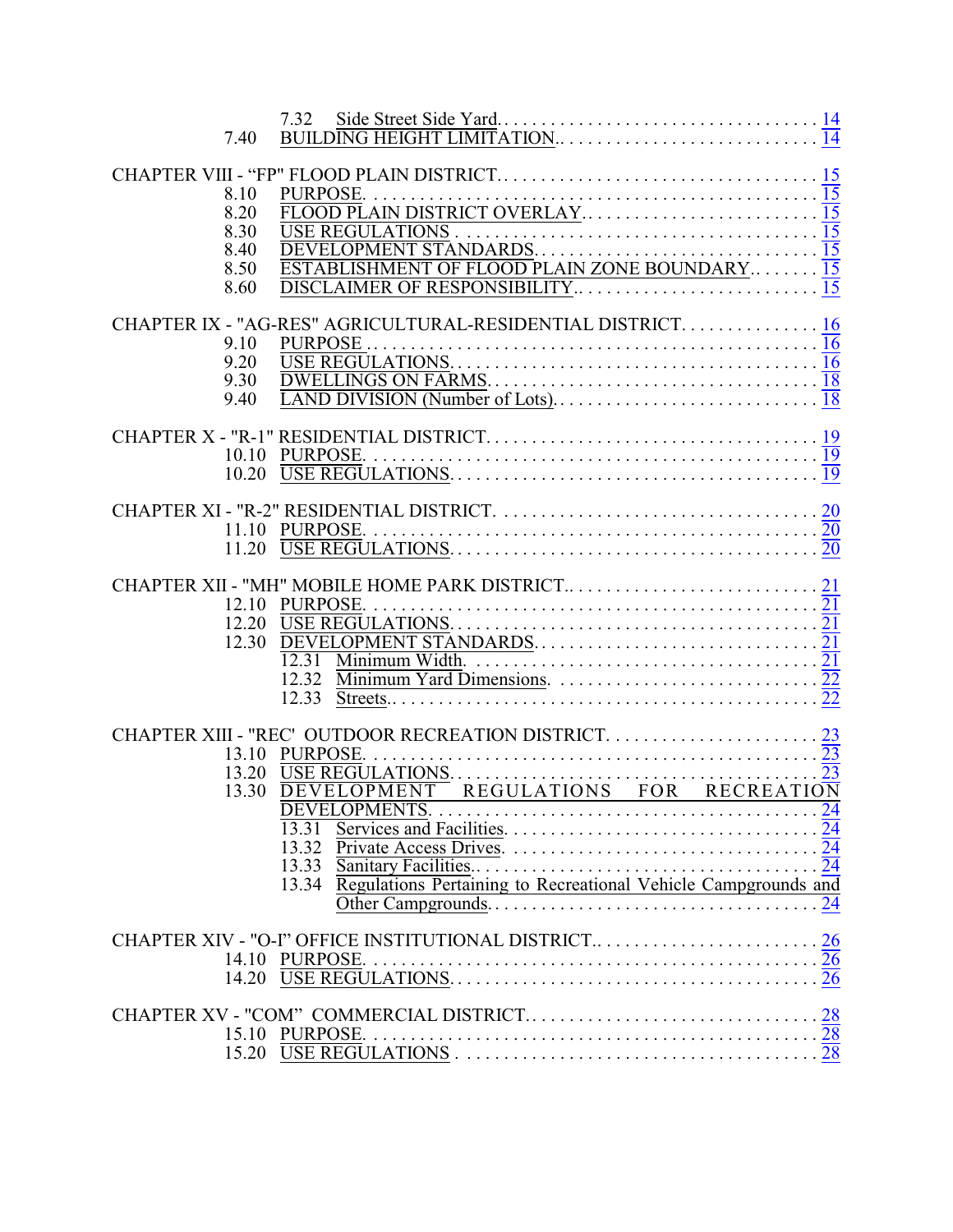7.32 Side Street Side Yard. . . . . . . . . . . . . . . . . . . . . . . . . . . . . . . . . . 14
7.40 BUILDING HEIGHT LIMITATION.. . . . . . . . . . . . . . . . . . . . . . . . . . . . 14

CHAPTER VIII - “FP" FLOOD PLAIN DISTRICT. . . . . . . . . . . . . . . . . . . . . . . . . . . . . . . . . . . 15
8.10 PURPOSE. . . . . . . . . . . . . . . . . . . . . . . . . . . . . . . . . . . . . . . . . . . . . . . . . 15
8.20 FLOOD PLAIN DISTRICT OVERLAY.. . . . . . . . . . . . . . . . . . . . . . . . . . 15
8.30 USE REGULATIONS . . . . . . . . . . . . . . . . . . . . . . . . . . . . . . . . . . . . . . . 15
8.40 DEVELOPMENT STANDARDS.. . . . . . . . . . . . . . . . . . . . . . . . . . . . . . . 15
8.50 ESTABLISHMENT OF FLOOD PLAIN ZONE BOUNDARY. . . . . . . . 15
8.60 DISCLAIMER OF RESPONSIBILITY.. . . . . . . . . . . . . . . . . . . . . . . . . . 15

CHAPTER IX - "AG-RES" AGRICULTURAL-RESIDENTIAL DISTRICT. . . . . . . . . . . . . . . 16
9.10 PURPOSE .. . . . . . . . . . . . . . . . . . . . . . . . . . . . . . . . . . . . . . . . . . . . . . . . 16
9.20 USE REGULATIONS. . . . . . . . . . . . . . . . . . . . . . . . . . . . . . . . . . . . . . . . 16
9.30 DWELLINGS ON FARMS. . . . . . . . . . . . . . . . . . . . . . . . . . . . . . . . . . . . 18
9.40 LAND DIVISION (Number of Lots). . . . . . . . . . . . . . . . . . . . . . . . . . . . . 18

CHAPTER X - "R-1" RESIDENTIAL DISTRICT. . . . . . . . . . . . . . . . . . . . . . . . . . . . . . . . . . . . 19
10.10 PURPOSE. . . . . . . . . . . . . . . . . . . . . . . . . . . . . . . . . . . . . . . . . . . . . . . . . 19
10.20 USE REGULATIONS. . . . . . . . . . . . . . . . . . . . . . . . . . . . . . . . . . . . . . . . 19

CHAPTER XI - "R-2" RESIDENTIAL DISTRICT. . . . . . . . . . . . . . . . . . . . . . . . . . . . . . . . . . . 20
11.10 PURPOSE. . . . . . . . . . . . . . . . . . . . . . . . . . . . . . . . . . . . . . . . . . . . . . . . . 20
11.20 USE REGULATIONS. . . . . . . . . . . . . . . . . . . . . . . . . . . . . . . . . . . . . . . . 20

CHAPTER XII - "MH" MOBILE HOME PARK DISTRICT.. . . . . . . . . . . . . . . . . . . . . . . . . . . 21
12.10 PURPOSE. . . . . . . . . . . . . . . . . . . . . . . . . . . . . . . . . . . . . . . . . . . . . . . . . 21
12.20 USE REGULATIONS. . . . . . . . . . . . . . . . . . . . . . . . . . . . . . . . . . . . . . . . 21
12.30 DEVELOPMENT STANDARDS. . . . . . . . . . . . . . . . . . . . . . . . . . . . . . . . 21
12.31 Minimum Width. . . . . . . . . . . . . . . . . . . . . . . . . . . . . . . . . . . . . . 21
12.32 Minimum Yard Dimensions. . . . . . . . . . . . . . . . . . . . . . . . . . . . . 22
12.33 Streets.. . . . . . . . . . . . . . . . . . . . . . . . . . . . . . . . . . . . . . . . . . . . . . 22

CHAPTER XIII - "REC' OUTDOOR RECREATION DISTRICT. . . . . . . . . . . . . . . . . . . . . . . 23
13.10 PURPOSE. . . . . . . . . . . . . . . . . . . . . . . . . . . . . . . . . . . . . . . . . . . . . . . . . 23
13.20 USE REGULATIONS. . . . . . . . . . . . . . . . . . . . . . . . . . . . . . . . . . . . . . . . 23
13.30 DEVELOPMENT REGULATIONS FOR RECREATION DEVELOPMENTS. . . . . . . . . . . . . . . . . . . . . . . . . . . . . . . . . . . . . . . . . 24
13.31 Services and Facilities. . . . . . . . . . . . . . . . . . . . . . . . . . . . . . . . . . 24
13.32 Private Access Drives. . . . . . . . . . . . . . . . . . . . . . . . . . . . . . . . . . 24
13.33 Sanitary Facilities.. . . . . . . . . . . . . . . . . . . . . . . . . . . . . . . . . . . . . 24
13.34 Regulations Pertaining to Recreational Vehicle Campgrounds and Other Campgrounds. . . . . . . . . . . . . . . . . . . . . . . . . . . . . . . . . . . . 24

CHAPTER XIV - "O-I” OFFICE INSTITUTIONAL DISTRICT.. . . . . . . . . . . . . . . . . . . . . . . . . 26
14.10 PURPOSE. . . . . . . . . . . . . . . . . . . . . . . . . . . . . . . . . . . . . . . . . . . . . . . . . 26
14.20 USE REGULATIONS. . . . . . . . . . . . . . . . . . . . . . . . . . . . . . . . . . . . . . . . 26

CHAPTER XV - "COM” COMMERCIAL DISTRICT.. . . . . . . . . . . . . . . . . . . . . . . . . . . . . . . . 28
15.10 PURPOSE. . . . . . . . . . . . . . . . . . . . . . . . . . . . . . . . . . . . . . . . . . . . . . . . . 28
15.20 USE REGULATIONS . . . . . . . . . . . . . . . . . . . . . . . . . . . . . . . . . . . . . . . 28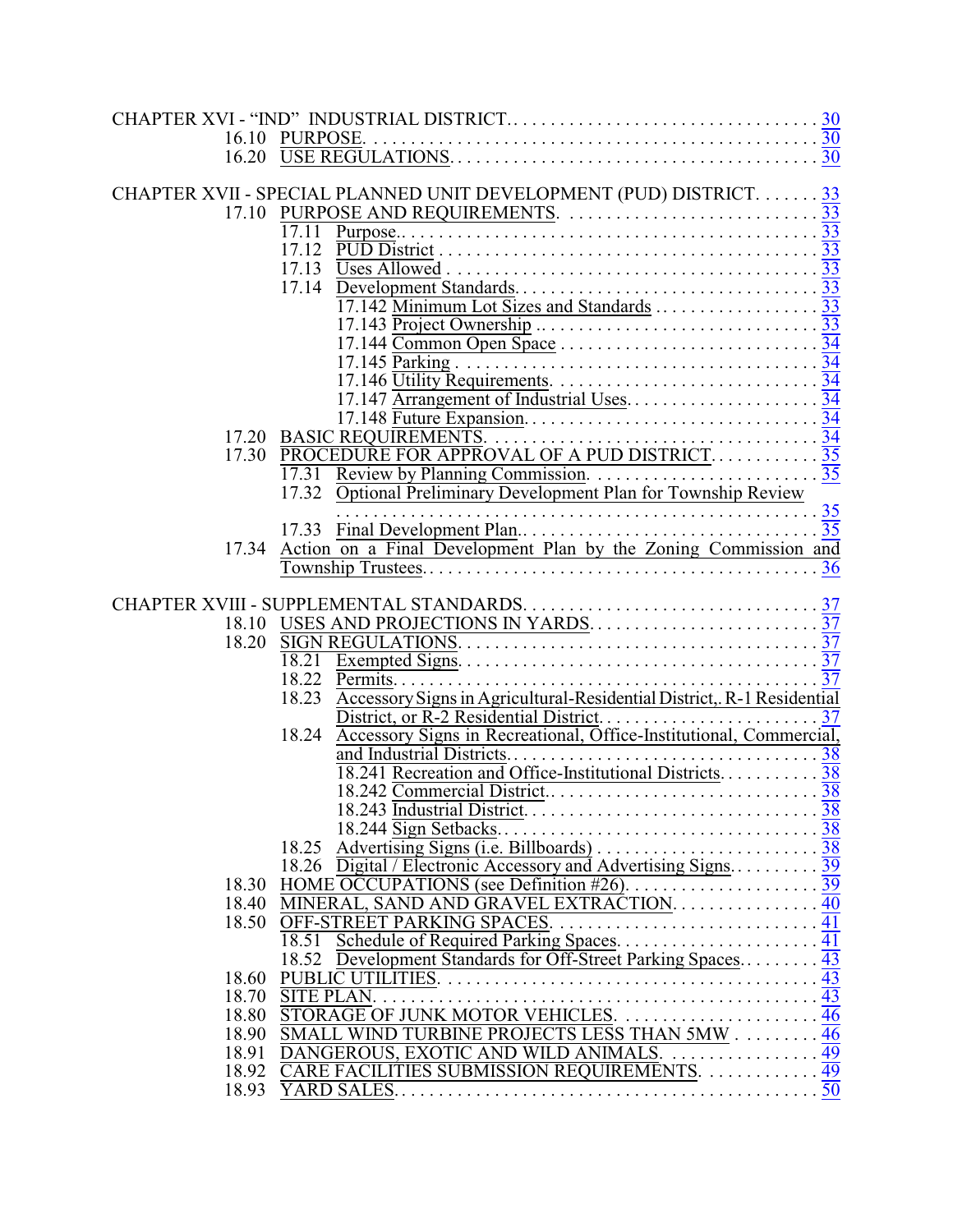CHAPTER XVI - "IND" INDUSTRIAL DISTRICT. . . . . . . . . . . . . . . . . . . . . . . . . . . . . . . . . 30
- 16.10 PURPOSE. . . . . . . . . . . . . . . . . . . . . . . . . . . . . . . . . . . . . . . . . . . . . . . . 30
- 16.20 USE REGULATIONS. . . . . . . . . . . . . . . . . . . . . . . . . . . . . . . . . . . . . . . . 30

CHAPTER XVII - SPECIAL PLANNED UNIT DEVELOPMENT (PUD) DISTRICT. . . . . . . 33
- 17.10 PURPOSE AND REQUIREMENTS. . . . . . . . . . . . . . . . . . . . . . . . . . . . 33
  - 17.11 Purpose.. . . . . . . . . . . . . . . . . . . . . . . . . . . . . . . . . . . . . . . . . . . . 33
  - 17.12 PUD District . . . . . . . . . . . . . . . . . . . . . . . . . . . . . . . . . . . . . . . . . . 33
  - 17.13 Uses Allowed . . . . . . . . . . . . . . . . . . . . . . . . . . . . . . . . . . . . . . . . 33
  - 17.14 Development Standards. . . . . . . . . . . . . . . . . . . . . . . . . . . . . . . . . 33
    - 17.142 Minimum Lot Sizes and Standards . . . . . . . . . . . . . . . . . . 33
    - 17.143 Project Ownership . . . . . . . . . . . . . . . . . . . . . . . . . . . . . . . 33
    - 17.144 Common Open Space . . . . . . . . . . . . . . . . . . . . . . . . . . . . 34
    - 17.145 Parking . . . . . . . . . . . . . . . . . . . . . . . . . . . . . . . . . . . . . . . 34
    - 17.146 Utility Requirements. . . . . . . . . . . . . . . . . . . . . . . . . . . . . 34
    - 17.147 Arrangement of Industrial Uses. . . . . . . . . . . . . . . . . . . . . 34
    - 17.148 Future Expansion. . . . . . . . . . . . . . . . . . . . . . . . . . . . . . . . 34
- 17.20 BASIC REQUIREMENTS. . . . . . . . . . . . . . . . . . . . . . . . . . . . . . . . . . . . 34
- 17.30 PROCEDURE FOR APPROVAL OF A PUD DISTRICT. . . . . . . . . . . . 35
  - 17.31 Review by Planning Commission. . . . . . . . . . . . . . . . . . . . . . . . . 35
  - 17.32 Optional Preliminary Development Plan for Township Review . . . . . . . . . . . . . . . . . . . . . . . . . . . . . . . . . . . . . . . . . . . . . . . . . . . . 35
  - 17.33 Final Development Plan.. . . . . . . . . . . . . . . . . . . . . . . . . . . . . . . . 35
- 17.34 Action on a Final Development Plan by the Zoning Commission and Township Trustees. . . . . . . . . . . . . . . . . . . . . . . . . . . . . . . . . . . . . . . . . . 36

CHAPTER XVIII - SUPPLEMENTAL STANDARDS. . . . . . . . . . . . . . . . . . . . . . . . . . . . . . . . 37
- 18.10 USES AND PROJECTIONS IN YARDS. . . . . . . . . . . . . . . . . . . . . . . . . 37
- 18.20 SIGN REGULATIONS. . . . . . . . . . . . . . . . . . . . . . . . . . . . . . . . . . . . . . . 37
  - 18.21 Exempted Signs. . . . . . . . . . . . . . . . . . . . . . . . . . . . . . . . . . . . . . . 37
  - 18.22 Permits. . . . . . . . . . . . . . . . . . . . . . . . . . . . . . . . . . . . . . . . . . . . . . 37
  - 18.23 Accessory Signs in Agricultural-Residential District,. R-1 Residential District, or R-2 Residential District. . . . . . . . . . . . . . . . . . . . . . . . 37
  - 18.24 Accessory Signs in Recreational, Office-Institutional, Commercial, and Industrial Districts. . . . . . . . . . . . . . . . . . . . . . . . . . . . . . . . . . 38
    - 18.241 Recreation and Office-Institutional Districts. . . . . . . . . . . 38
    - 18.242 Commercial District.. . . . . . . . . . . . . . . . . . . . . . . . . . . . . 38
    - 18.243 Industrial District. . . . . . . . . . . . . . . . . . . . . . . . . . . . . . . . 38
    - 18.244 Sign Setbacks. . . . . . . . . . . . . . . . . . . . . . . . . . . . . . . . . . 38
  - 18.25 Advertising Signs (i.e. Billboards) . . . . . . . . . . . . . . . . . . . . . . . . 38
  - 18.26 Digital / Electronic Accessory and Advertising Signs. . . . . . . . . . 39
- 18.30 HOME OCCUPATIONS (see Definition #26). . . . . . . . . . . . . . . . . . . . 39
- 18.40 MINERAL, SAND AND GRAVEL EXTRACTION. . . . . . . . . . . . . . . . 40
- 18.50 OFF-STREET PARKING SPACES. . . . . . . . . . . . . . . . . . . . . . . . . . . . 41
  - 18.51 Schedule of Required Parking Spaces. . . . . . . . . . . . . . . . . . . . . . 41
  - 18.52 Development Standards for Off-Street Parking Spaces. . . . . . . . . 43
- 18.60 PUBLIC UTILITIES. . . . . . . . . . . . . . . . . . . . . . . . . . . . . . . . . . . . . . . . 43
- 18.70 SITE PLAN. . . . . . . . . . . . . . . . . . . . . . . . . . . . . . . . . . . . . . . . . . . . . . 43
- 18.80 STORAGE OF JUNK MOTOR VEHICLES. . . . . . . . . . . . . . . . . . . . . . 46
- 18.90 SMALL WIND TURBINE PROJECTS LESS THAN 5MW . . . . . . . . . 46
- 18.91 DANGEROUS, EXOTIC AND WILD ANIMALS. . . . . . . . . . . . . . . . . 49
- 18.92 CARE FACILITIES SUBMISSION REQUIREMENTS. . . . . . . . . . . . . 49
- 18.93 YARD SALES. . . . . . . . . . . . . . . . . . . . . . . . . . . . . . . . . . . . . . . . . . . . 50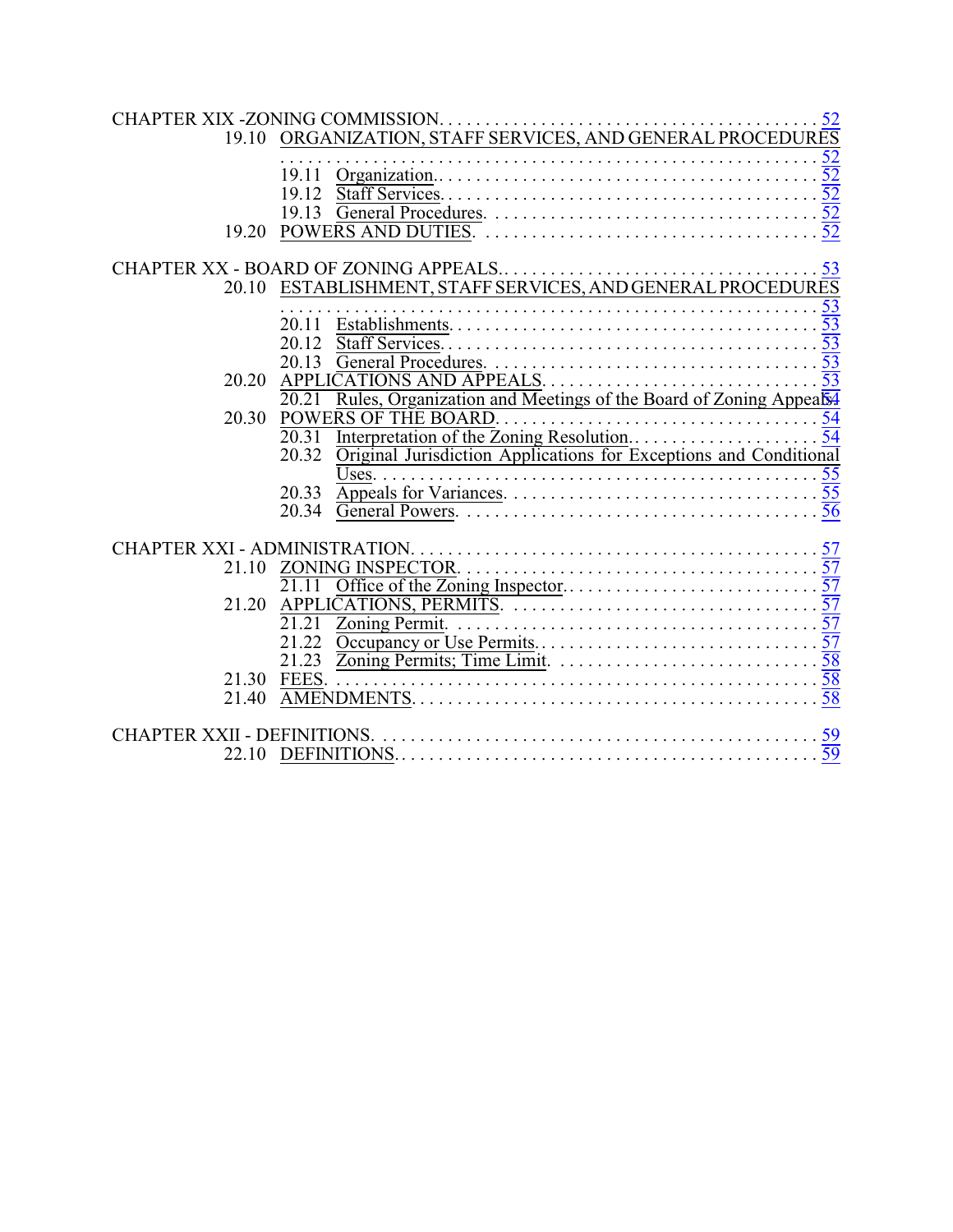CHAPTER XIX -ZONING COMMISSION. . . . . . . . . . 52

- 19.10 ORGANIZATION, STAFF SERVICES, AND GENERAL PROCEDURES . . . . . . . . . . 52
  - 19.11 Organization.. . . . . . . . . . 52
  - 19.12 Staff Services. . . . . . . . . . 52
  - 19.13 General Procedures. . . . . . . . . . 52
- 19.20 POWERS AND DUTIES. . . . . . . . . . 52

CHAPTER XX - BOARD OF ZONING APPEALS.. . . . . . . . . . 53

- 20.10 ESTABLISHMENT, STAFF SERVICES, AND GENERAL PROCEDURES . . . . . . . . . . 53
  - 20.11 Establishments. . . . . . . . . . 53
  - 20.12 Staff Services. . . . . . . . . . 53
  - 20.13 General Procedures. . . . . . . . . . 53
- 20.20 APPLICATIONS AND APPEALS. . . . . . . . . . 53
  - 20.21 Rules, Organization and Meetings of the Board of Zoning Appeals 54
- 20.30 POWERS OF THE BOARD. . . . . . . . . . 54
  - 20.31 Interpretation of the Zoning Resolution.. . . . . . . . . . 54
  - 20.32 Original Jurisdiction Applications for Exceptions and Conditional Uses. . . . . . . . . . 55
  - 20.33 Appeals for Variances. . . . . . . . . . 55
  - 20.34 General Powers. . . . . . . . . . 56

CHAPTER XXI - ADMINISTRATION. . . . . . . . . . 57

- 21.10 ZONING INSPECTOR. . . . . . . . . . 57
  - 21.11 Office of the Zoning Inspector.. . . . . . . . . . 57
- 21.20 APPLICATIONS, PERMITS. . . . . . . . . . 57
  - 21.21 Zoning Permit. . . . . . . . . . 57
  - 21.22 Occupancy or Use Permits.. . . . . . . . . . 57
  - 21.23 Zoning Permits; Time Limit. . . . . . . . . . 58
- 21.30 FEES. . . . . . . . . . 58
- 21.40 AMENDMENTS. . . . . . . . . . 58

CHAPTER XXII - DEFINITIONS. . . . . . . . . . 59

- 22.10 DEFINITIONS. . . . . . . . . . 59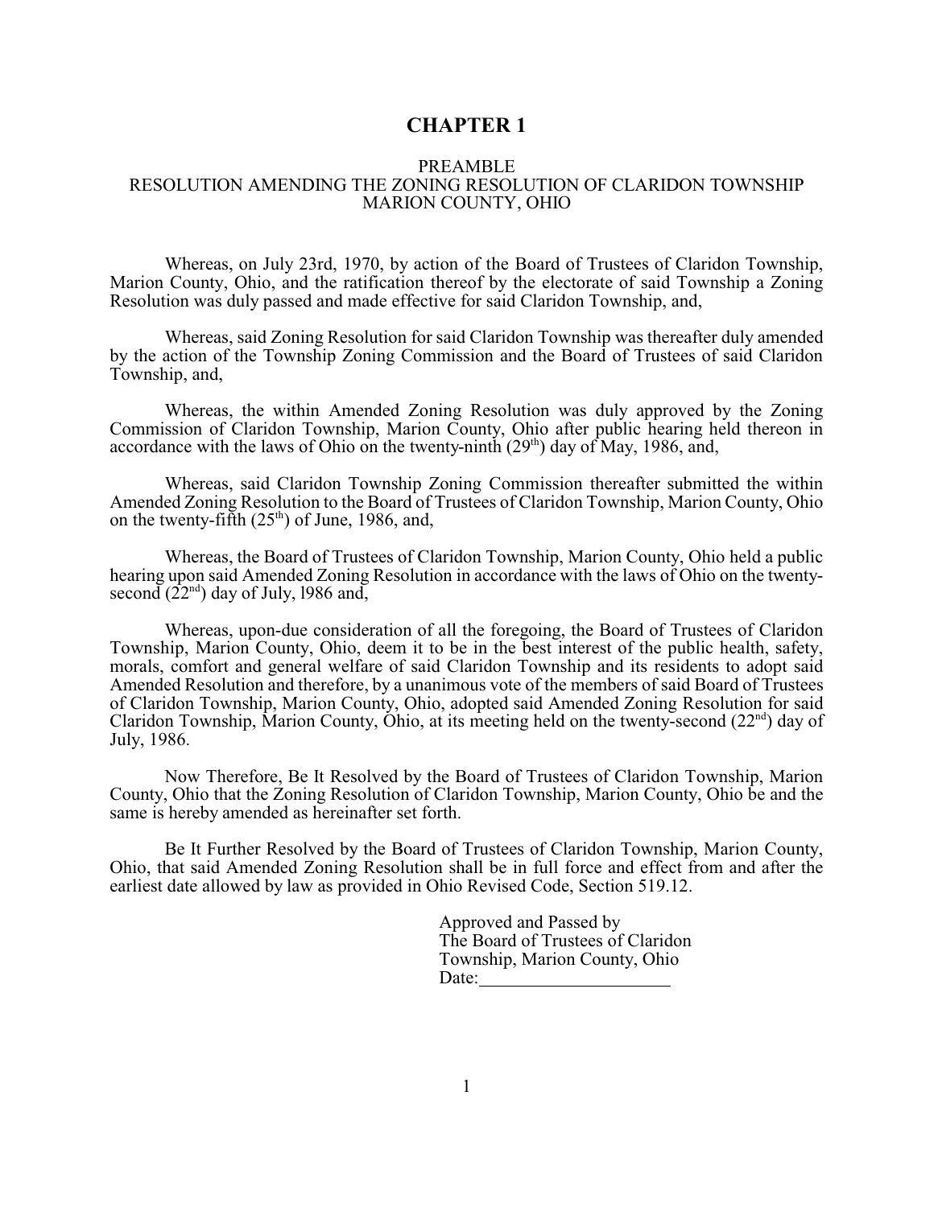# CHAPTER 1

PREAMBLE
RESOLUTION AMENDING THE ZONING RESOLUTION OF CLARIDON TOWNSHIP
MARION COUNTY, OHIO

Whereas, on July 23rd, 1970, by action of the Board of Trustees of Claridon Township, Marion County, Ohio, and the ratification thereof by the electorate of said Township a Zoning Resolution was duly passed and made effective for said Claridon Township, and,

Whereas, said Zoning Resolution for said Claridon Township was thereafter duly amended by the action of the Township Zoning Commission and the Board of Trustees of said Claridon Township, and,

Whereas, the within Amended Zoning Resolution was duly approved by the Zoning Commission of Claridon Township, Marion County, Ohio after public hearing held thereon in accordance with the laws of Ohio on the twenty-ninth (29th) day of May, 1986, and,

Whereas, said Claridon Township Zoning Commission thereafter submitted the within Amended Zoning Resolution to the Board of Trustees of Claridon Township, Marion County, Ohio on the twenty-fifth (25th) of June, 1986, and,

Whereas, the Board of Trustees of Claridon Township, Marion County, Ohio held a public hearing upon said Amended Zoning Resolution in accordance with the laws of Ohio on the twenty-second (22nd) day of July, l986 and,

Whereas, upon-due consideration of all the foregoing, the Board of Trustees of Claridon Township, Marion County, Ohio, deem it to be in the best interest of the public health, safety, morals, comfort and general welfare of said Claridon Township and its residents to adopt said Amended Resolution and therefore, by a unanimous vote of the members of said Board of Trustees of Claridon Township, Marion County, Ohio, adopted said Amended Zoning Resolution for said Claridon Township, Marion County, Ohio, at its meeting held on the twenty-second (22nd) day of July, 1986.

Now Therefore, Be It Resolved by the Board of Trustees of Claridon Township, Marion County, Ohio that the Zoning Resolution of Claridon Township, Marion County, Ohio be and the same is hereby amended as hereinafter set forth.

Be It Further Resolved by the Board of Trustees of Claridon Township, Marion County, Ohio, that said Amended Zoning Resolution shall be in full force and effect from and after the earliest date allowed by law as provided in Ohio Revised Code, Section 519.12.

Approved and Passed by
The Board of Trustees of Claridon
Township, Marion County, Ohio
Date:\_\_\_\_\_\_\_\_\_\_\_\_\_\_\_\_\_\_\_\_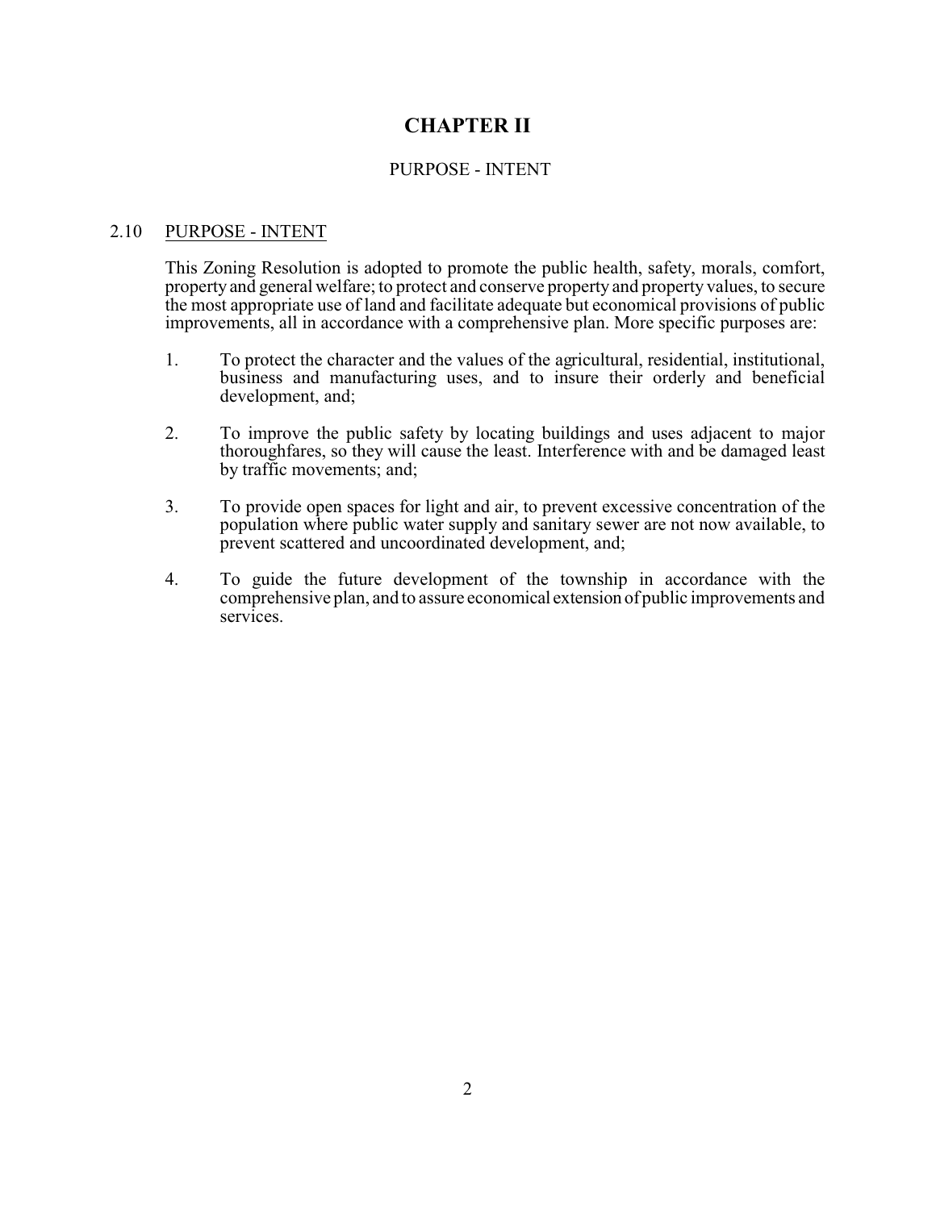# CHAPTER II

## PURPOSE - INTENT

### 2.10 PURPOSE - INTENT

This Zoning Resolution is adopted to promote the public health, safety, morals, comfort, property and general welfare; to protect and conserve property and property values, to secure the most appropriate use of land and facilitate adequate but economical provisions of public improvements, all in accordance with a comprehensive plan. More specific purposes are:

1. To protect the character and the values of the agricultural, residential, institutional, business and manufacturing uses, and to insure their orderly and beneficial development, and;

2. To improve the public safety by locating buildings and uses adjacent to major thoroughfares, so they will cause the least. Interference with and be damaged least by traffic movements; and;

3. To provide open spaces for light and air, to prevent excessive concentration of the population where public water supply and sanitary sewer are not now available, to prevent scattered and uncoordinated development, and;

4. To guide the future development of the township in accordance with the comprehensive plan, and to assure economical extension of public improvements and services.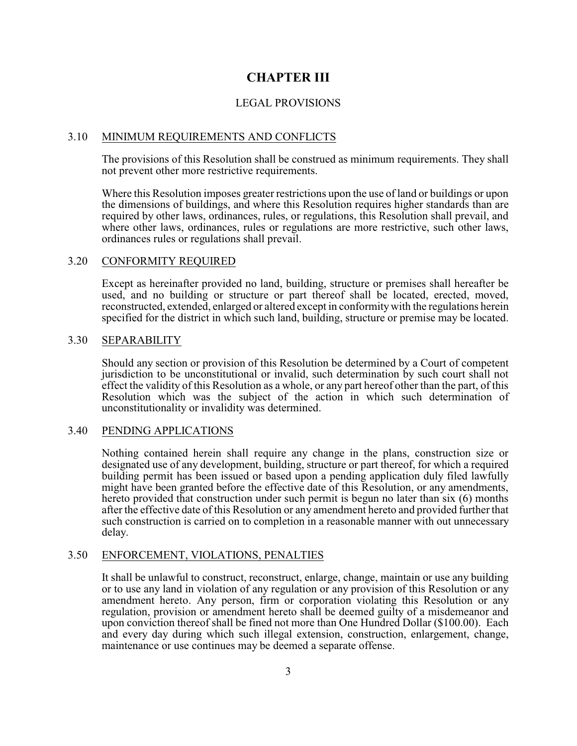# CHAPTER III

LEGAL PROVISIONS

## 3.10 MINIMUM REQUIREMENTS AND CONFLICTS

The provisions of this Resolution shall be construed as minimum requirements. They shall not prevent other more restrictive requirements.

Where this Resolution imposes greater restrictions upon the use of land or buildings or upon the dimensions of buildings, and where this Resolution requires higher standards than are required by other laws, ordinances, rules, or regulations, this Resolution shall prevail, and where other laws, ordinances, rules or regulations are more restrictive, such other laws, ordinances rules or regulations shall prevail.

## 3.20 CONFORMITY REQUIRED

Except as hereinafter provided no land, building, structure or premises shall hereafter be used, and no building or structure or part thereof shall be located, erected, moved, reconstructed, extended, enlarged or altered except in conformity with the regulations herein specified for the district in which such land, building, structure or premise may be located.

## 3.30 SEPARABILITY

Should any section or provision of this Resolution be determined by a Court of competent jurisdiction to be unconstitutional or invalid, such determination by such court shall not effect the validity of this Resolution as a whole, or any part hereof other than the part, of this Resolution which was the subject of the action in which such determination of unconstitutionality or invalidity was determined.

## 3.40 PENDING APPLICATIONS

Nothing contained herein shall require any change in the plans, construction size or designated use of any development, building, structure or part thereof, for which a required building permit has been issued or based upon a pending application duly filed lawfully might have been granted before the effective date of this Resolution, or any amendments, hereto provided that construction under such permit is begun no later than six (6) months after the effective date of this Resolution or any amendment hereto and provided further that such construction is carried on to completion in a reasonable manner with out unnecessary delay.

## 3.50 ENFORCEMENT, VIOLATIONS, PENALTIES

It shall be unlawful to construct, reconstruct, enlarge, change, maintain or use any building or to use any land in violation of any regulation or any provision of this Resolution or any amendment hereto. Any person, firm or corporation violating this Resolution or any regulation, provision or amendment hereto shall be deemed guilty of a misdemeanor and upon conviction thereof shall be fined not more than One Hundred Dollar ($100.00). Each and every day during which such illegal extension, construction, enlargement, change, maintenance or use continues may be deemed a separate offense.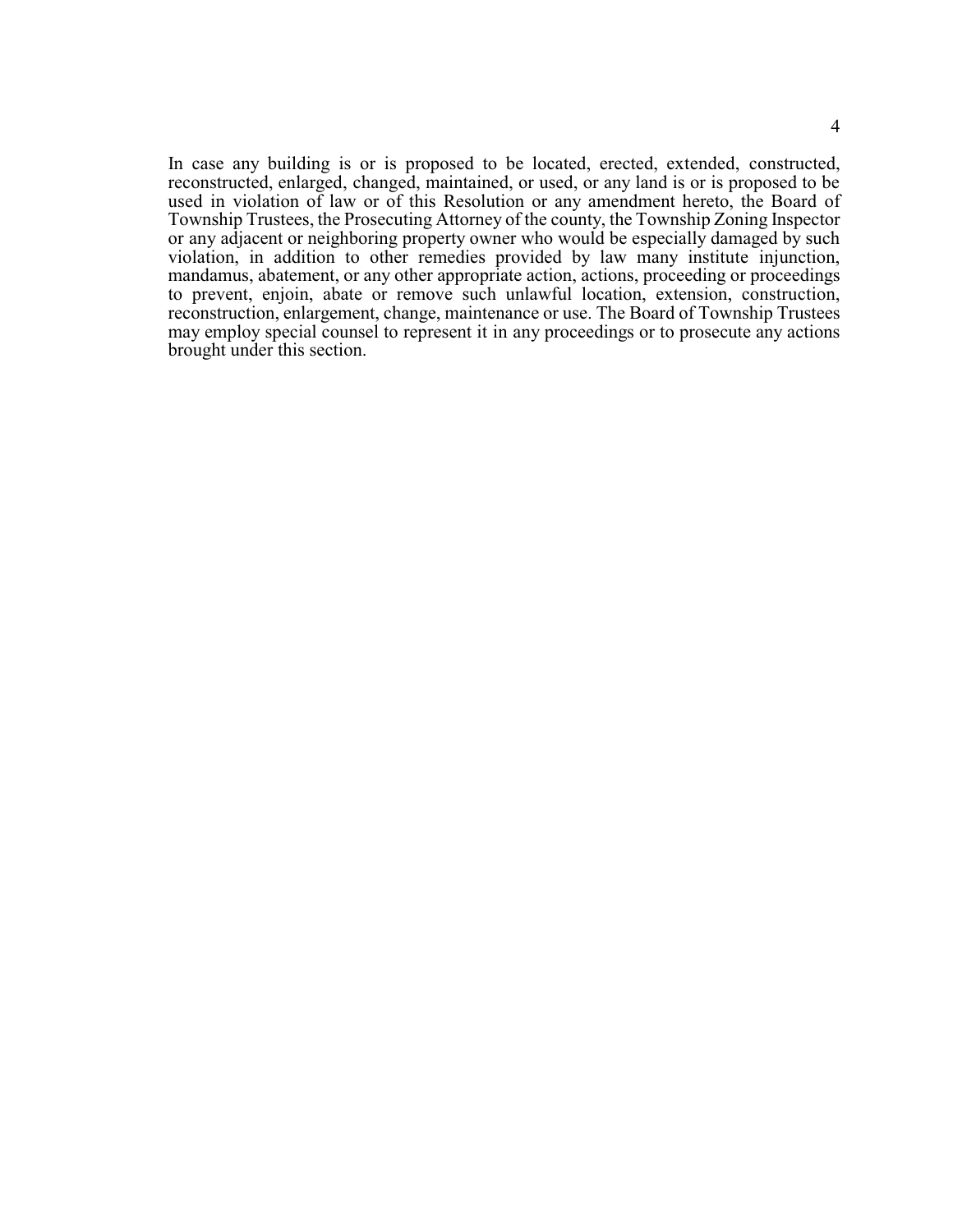In case any building is or is proposed to be located, erected, extended, constructed, reconstructed, enlarged, changed, maintained, or used, or any land is or is proposed to be used in violation of law or of this Resolution or any amendment hereto, the Board of Township Trustees, the Prosecuting Attorney of the county, the Township Zoning Inspector or any adjacent or neighboring property owner who would be especially damaged by such violation, in addition to other remedies provided by law many institute injunction, mandamus, abatement, or any other appropriate action, actions, proceeding or proceedings to prevent, enjoin, abate or remove such unlawful location, extension, construction, reconstruction, enlargement, change, maintenance or use. The Board of Township Trustees may employ special counsel to represent it in any proceedings or to prosecute any actions brought under this section.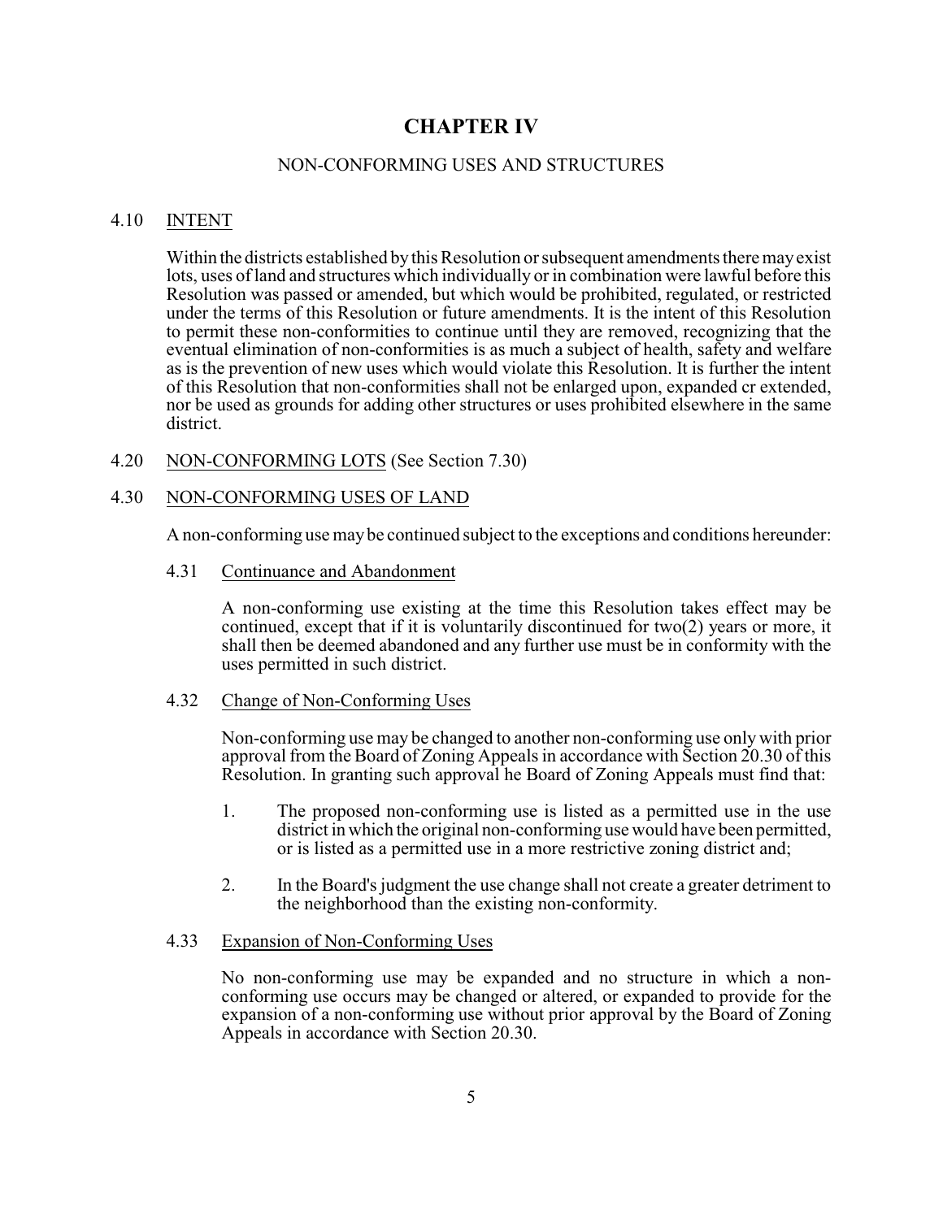# CHAPTER IV

## NON-CONFORMING USES AND STRUCTURES

### 4.10 INTENT

Within the districts established by this Resolution or subsequent amendments there may exist lots, uses of land and structures which individually or in combination were lawful before this Resolution was passed or amended, but which would be prohibited, regulated, or restricted under the terms of this Resolution or future amendments. It is the intent of this Resolution to permit these non-conformities to continue until they are removed, recognizing that the eventual elimination of non-conformities is as much a subject of health, safety and welfare as is the prevention of new uses which would violate this Resolution. It is further the intent of this Resolution that non-conformities shall not be enlarged upon, expanded cr extended, nor be used as grounds for adding other structures or uses prohibited elsewhere in the same district.

### 4.20 NON-CONFORMING LOTS (See Section 7.30)

### 4.30 NON-CONFORMING USES OF LAND

A non-conforming use may be continued subject to the exceptions and conditions hereunder:

#### 4.31 Continuance and Abandonment

A non-conforming use existing at the time this Resolution takes effect may be continued, except that if it is voluntarily discontinued for two(2) years or more, it shall then be deemed abandoned and any further use must be in conformity with the uses permitted in such district.

#### 4.32 Change of Non-Conforming Uses

Non-conforming use may be changed to another non-conforming use only with prior approval from the Board of Zoning Appeals in accordance with Section 20.30 of this Resolution. In granting such approval he Board of Zoning Appeals must find that:

1. The proposed non-conforming use is listed as a permitted use in the use district in which the original non-conforming use would have been permitted, or is listed as a permitted use in a more restrictive zoning district and;
2. In the Board's judgment the use change shall not create a greater detriment to the neighborhood than the existing non-conformity.

#### 4.33 Expansion of Non-Conforming Uses

No non-conforming use may be expanded and no structure in which a non-conforming use occurs may be changed or altered, or expanded to provide for the expansion of a non-conforming use without prior approval by the Board of Zoning Appeals in accordance with Section 20.30.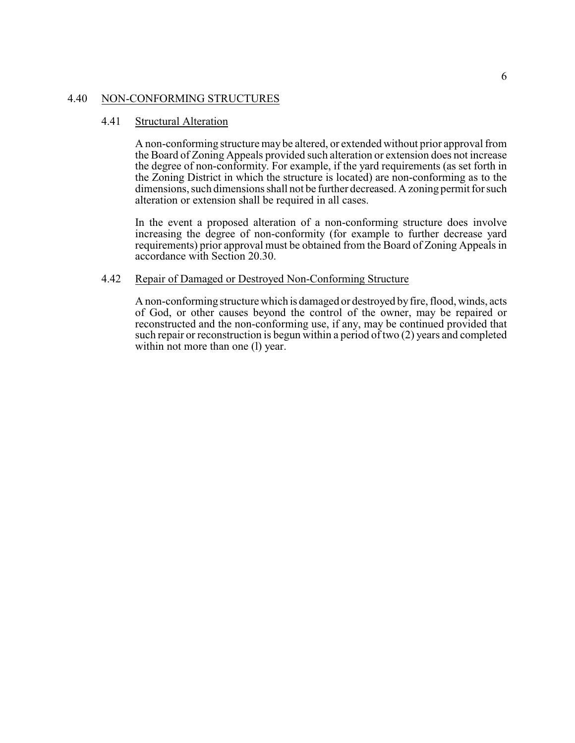## 4.40 NON-CONFORMING STRUCTURES

### 4.41 Structural Alteration

A non-conforming structure may be altered, or extended without prior approval from the Board of Zoning Appeals provided such alteration or extension does not increase the degree of non-conformity. For example, if the yard requirements (as set forth in the Zoning District in which the structure is located) are non-conforming as to the dimensions, such dimensions shall not be further decreased. A zoning permit for such alteration or extension shall be required in all cases.

In the event a proposed alteration of a non-conforming structure does involve increasing the degree of non-conformity (for example to further decrease yard requirements) prior approval must be obtained from the Board of Zoning Appeals in accordance with Section 20.30.

### 4.42 Repair of Damaged or Destroyed Non-Conforming Structure

A non-conforming structure which is damaged or destroyed by fire, flood, winds, acts of God, or other causes beyond the control of the owner, may be repaired or reconstructed and the non-conforming use, if any, may be continued provided that such repair or reconstruction is begun within a period of two (2) years and completed within not more than one (l) year.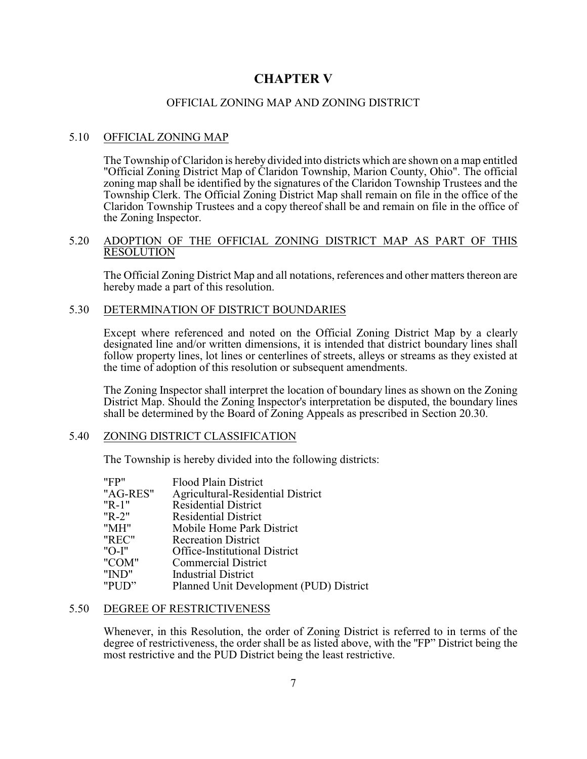# CHAPTER V

## OFFICIAL ZONING MAP AND ZONING DISTRICT

### 5.10 OFFICIAL ZONING MAP

The Township of Claridon is hereby divided into districts which are shown on a map entitled "Official Zoning District Map of Claridon Township, Marion County, Ohio". The official zoning map shall be identified by the signatures of the Claridon Township Trustees and the Township Clerk. The Official Zoning District Map shall remain on file in the office of the Claridon Township Trustees and a copy thereof shall be and remain on file in the office of the Zoning Inspector.

### 5.20 ADOPTION OF THE OFFICIAL ZONING DISTRICT MAP AS PART OF THIS RESOLUTION

The Official Zoning District Map and all notations, references and other matters thereon are hereby made a part of this resolution.

### 5.30 DETERMINATION OF DISTRICT BOUNDARIES

Except where referenced and noted on the Official Zoning District Map by a clearly designated line and/or written dimensions, it is intended that district boundary lines shall follow property lines, lot lines or centerlines of streets, alleys or streams as they existed at the time of adoption of this resolution or subsequent amendments.

The Zoning Inspector shall interpret the location of boundary lines as shown on the Zoning District Map. Should the Zoning Inspector's interpretation be disputed, the boundary lines shall be determined by the Board of Zoning Appeals as prescribed in Section 20.30.

### 5.40 ZONING DISTRICT CLASSIFICATION

The Township is hereby divided into the following districts:

| | |
|---|---|
| "FP" | Flood Plain District |
| "AG-RES" | Agricultural-Residential District |
| "R-1" | Residential District |
| "R-2" | Residential District |
| "MH" | Mobile Home Park District |
| "REC" | Recreation District |
| "O-I" | Office-Institutional District |
| "COM" | Commercial District |
| "IND" | Industrial District |
| "PUD" | Planned Unit Development (PUD) District |

### 5.50 DEGREE OF RESTRICTIVENESS

Whenever, in this Resolution, the order of Zoning District is referred to in terms of the degree of restrictiveness, the order shall be as listed above, with the "FP" District being the most restrictive and the PUD District being the least restrictive.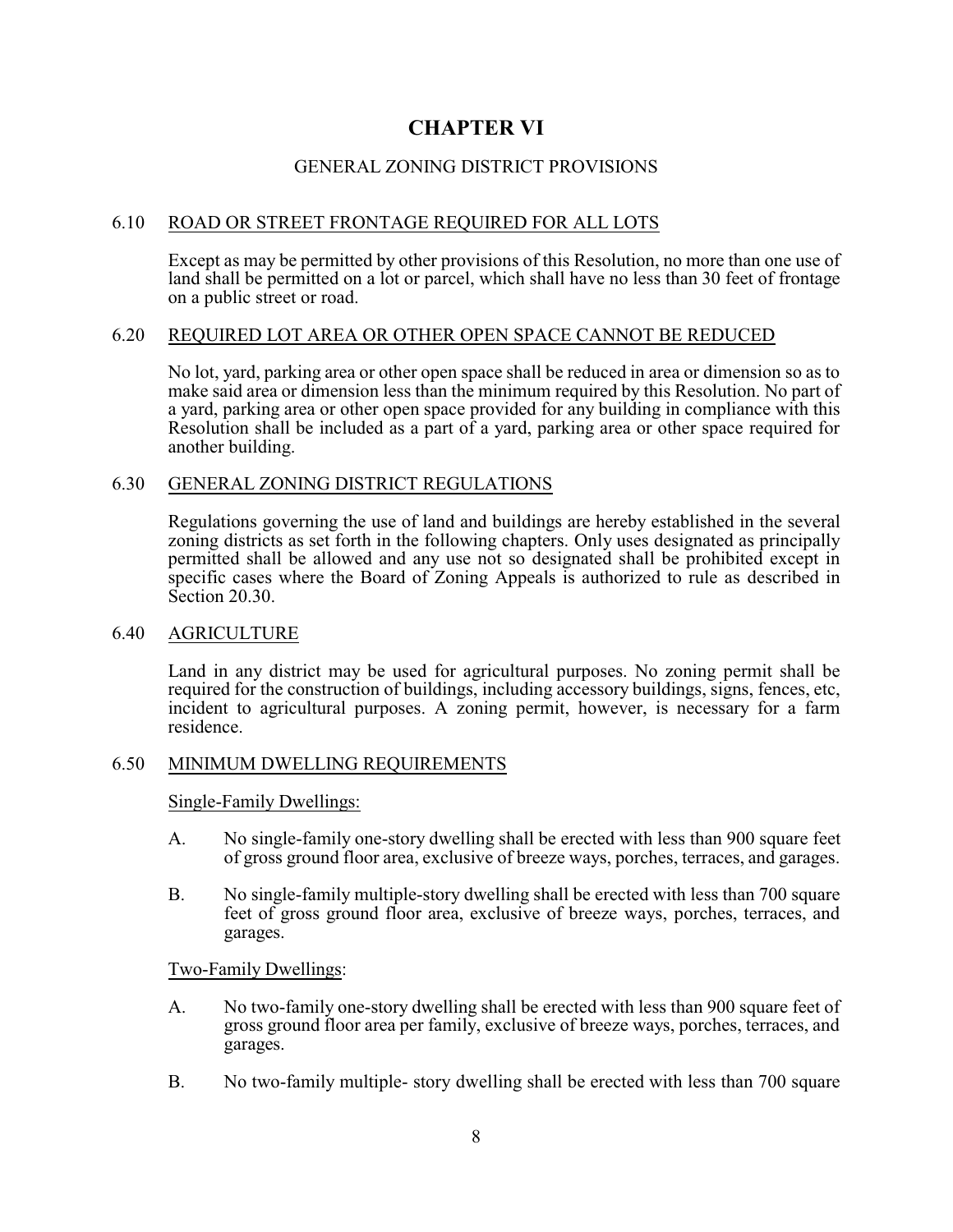# CHAPTER VI

## GENERAL ZONING DISTRICT PROVISIONS

### 6.10 ROAD OR STREET FRONTAGE REQUIRED FOR ALL LOTS

Except as may be permitted by other provisions of this Resolution, no more than one use of land shall be permitted on a lot or parcel, which shall have no less than 30 feet of frontage on a public street or road.

### 6.20 REQUIRED LOT AREA OR OTHER OPEN SPACE CANNOT BE REDUCED

No lot, yard, parking area or other open space shall be reduced in area or dimension so as to make said area or dimension less than the minimum required by this Resolution. No part of a yard, parking area or other open space provided for any building in compliance with this Resolution shall be included as a part of a yard, parking area or other space required for another building.

### 6.30 GENERAL ZONING DISTRICT REGULATIONS

Regulations governing the use of land and buildings are hereby established in the several zoning districts as set forth in the following chapters. Only uses designated as principally permitted shall be allowed and any use not so designated shall be prohibited except in specific cases where the Board of Zoning Appeals is authorized to rule as described in Section 20.30.

### 6.40 AGRICULTURE

Land in any district may be used for agricultural purposes. No zoning permit shall be required for the construction of buildings, including accessory buildings, signs, fences, etc, incident to agricultural purposes. A zoning permit, however, is necessary for a farm residence.

### 6.50 MINIMUM DWELLING REQUIREMENTS

Single-Family Dwellings:

A. No single-family one-story dwelling shall be erected with less than 900 square feet of gross ground floor area, exclusive of breeze ways, porches, terraces, and garages.

B. No single-family multiple-story dwelling shall be erected with less than 700 square feet of gross ground floor area, exclusive of breeze ways, porches, terraces, and garages.

Two-Family Dwellings:

A. No two-family one-story dwelling shall be erected with less than 900 square feet of gross ground floor area per family, exclusive of breeze ways, porches, terraces, and garages.

B. No two-family multiple- story dwelling shall be erected with less than 700 square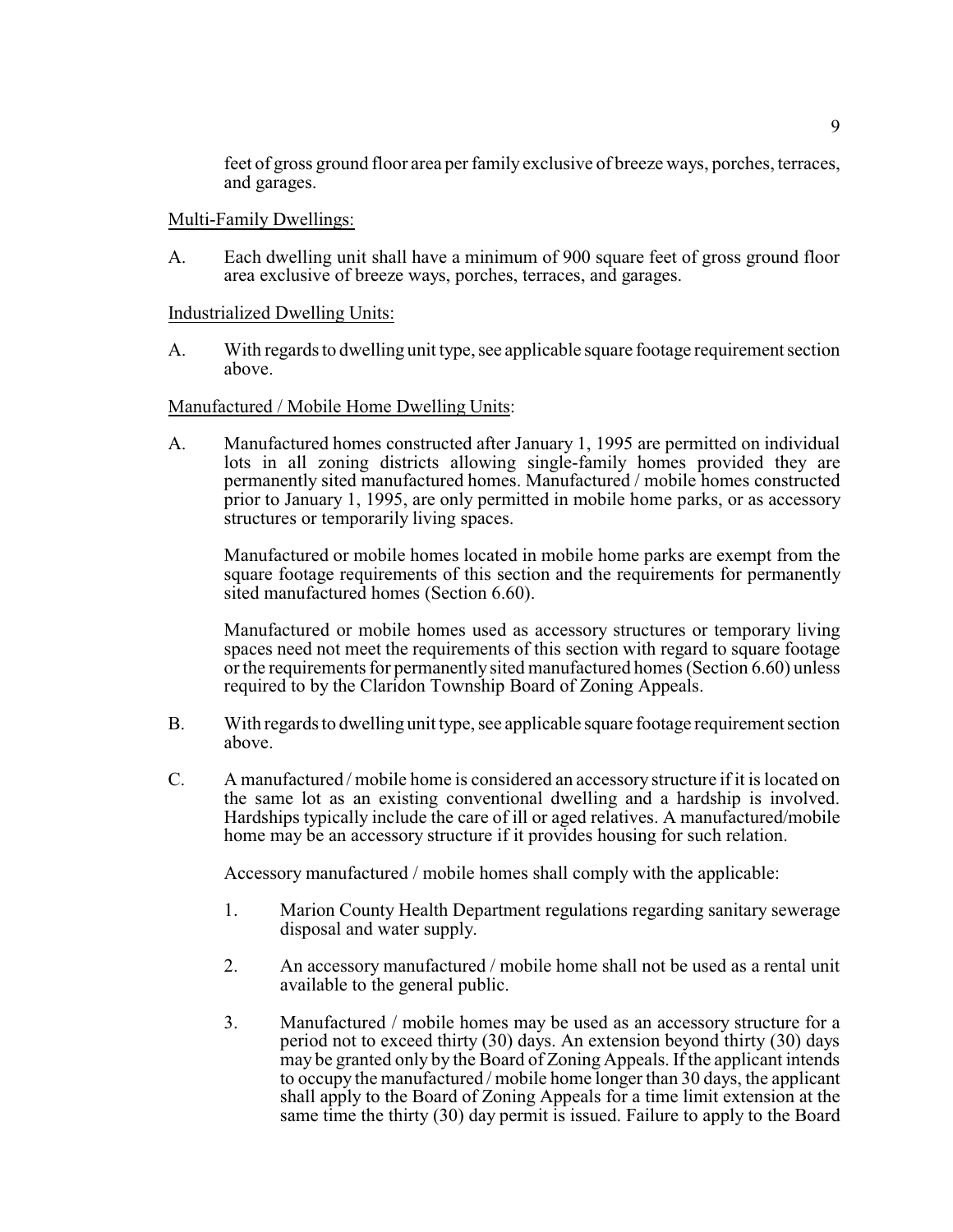feet of gross ground floor area per family exclusive of breeze ways, porches, terraces, and garages.

Multi-Family Dwellings:

A. Each dwelling unit shall have a minimum of 900 square feet of gross ground floor area exclusive of breeze ways, porches, terraces, and garages.

Industrialized Dwelling Units:

A. With regards to dwelling unit type, see applicable square footage requirement section above.

Manufactured / Mobile Home Dwelling Units:

A. Manufactured homes constructed after January 1, 1995 are permitted on individual lots in all zoning districts allowing single-family homes provided they are permanently sited manufactured homes. Manufactured / mobile homes constructed prior to January 1, 1995, are only permitted in mobile home parks, or as accessory structures or temporarily living spaces.

   Manufactured or mobile homes located in mobile home parks are exempt from the square footage requirements of this section and the requirements for permanently sited manufactured homes (Section 6.60).

   Manufactured or mobile homes used as accessory structures or temporary living spaces need not meet the requirements of this section with regard to square footage or the requirements for permanently sited manufactured homes (Section 6.60) unless required to by the Claridon Township Board of Zoning Appeals.

B. With regards to dwelling unit type, see applicable square footage requirement section above.

C. A manufactured / mobile home is considered an accessory structure if it is located on the same lot as an existing conventional dwelling and a hardship is involved. Hardships typically include the care of ill or aged relatives. A manufactured/mobile home may be an accessory structure if it provides housing for such relation.

   Accessory manufactured / mobile homes shall comply with the applicable:

   1. Marion County Health Department regulations regarding sanitary sewerage disposal and water supply.

   2. An accessory manufactured / mobile home shall not be used as a rental unit available to the general public.

   3. Manufactured / mobile homes may be used as an accessory structure for a period not to exceed thirty (30) days. An extension beyond thirty (30) days may be granted only by the Board of Zoning Appeals. If the applicant intends to occupy the manufactured / mobile home longer than 30 days, the applicant shall apply to the Board of Zoning Appeals for a time limit extension at the same time the thirty (30) day permit is issued. Failure to apply to the Board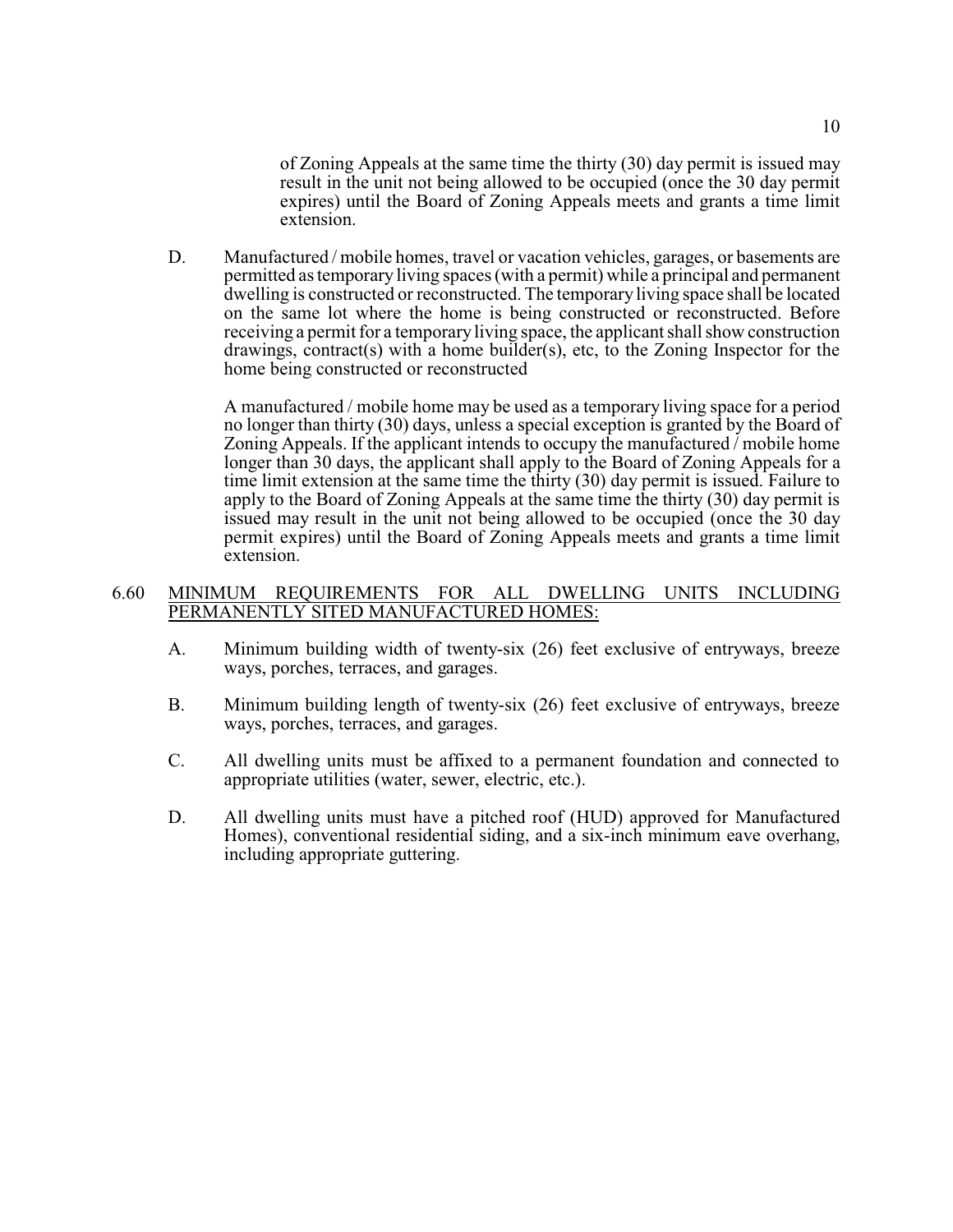of Zoning Appeals at the same time the thirty (30) day permit is issued may result in the unit not being allowed to be occupied (once the 30 day permit expires) until the Board of Zoning Appeals meets and grants a time limit extension.

D. Manufactured / mobile homes, travel or vacation vehicles, garages, or basements are permitted as temporary living spaces (with a permit) while a principal and permanent dwelling is constructed or reconstructed. The temporary living space shall be located on the same lot where the home is being constructed or reconstructed. Before receiving a permit for a temporary living space, the applicant shall show construction drawings, contract(s) with a home builder(s), etc, to the Zoning Inspector for the home being constructed or reconstructed

A manufactured / mobile home may be used as a temporary living space for a period no longer than thirty (30) days, unless a special exception is granted by the Board of Zoning Appeals. If the applicant intends to occupy the manufactured / mobile home longer than 30 days, the applicant shall apply to the Board of Zoning Appeals for a time limit extension at the same time the thirty (30) day permit is issued. Failure to apply to the Board of Zoning Appeals at the same time the thirty (30) day permit is issued may result in the unit not being allowed to be occupied (once the 30 day permit expires) until the Board of Zoning Appeals meets and grants a time limit extension.

## 6.60 MINIMUM REQUIREMENTS FOR ALL DWELLING UNITS INCLUDING PERMANENTLY SITED MANUFACTURED HOMES:

A. Minimum building width of twenty-six (26) feet exclusive of entryways, breeze ways, porches, terraces, and garages.

B. Minimum building length of twenty-six (26) feet exclusive of entryways, breeze ways, porches, terraces, and garages.

C. All dwelling units must be affixed to a permanent foundation and connected to appropriate utilities (water, sewer, electric, etc.).

D. All dwelling units must have a pitched roof (HUD) approved for Manufactured Homes), conventional residential siding, and a six-inch minimum eave overhang, including appropriate guttering.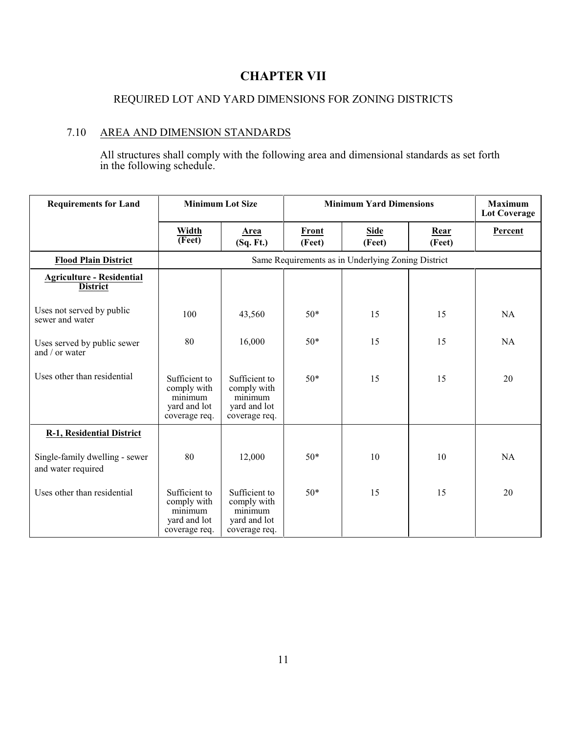# CHAPTER VII

## REQUIRED LOT AND YARD DIMENSIONS FOR ZONING DISTRICTS

### 7.10 AREA AND DIMENSION STANDARDS

All structures shall comply with the following area and dimensional standards as set forth in the following schedule.

| Requirements for Land | Minimum Lot Size | | Minimum Yard Dimensions | | | Maximum Lot Coverage |
|---|---|---|---|---|---|---|
| | Width (Feet) | Area (Sq. Ft.) | Front (Feet) | Side (Feet) | Rear (Feet) | Percent |
| **Flood Plain District** | Same Requirements as in Underlying Zoning District | | | | | |
| **Agriculture - Residential District** | | | | | | |
| Uses not served by public sewer and water | 100 | 43,560 | 50* | 15 | 15 | NA |
| Uses served by public sewer and / or water | 80 | 16,000 | 50* | 15 | 15 | NA |
| Uses other than residential | Sufficient to comply with minimum yard and lot coverage req. | Sufficient to comply with minimum yard and lot coverage req. | 50* | 15 | 15 | 20 |
| **R-1, Residential District** | | | | | | |
| Single-family dwelling - sewer and water required | 80 | 12,000 | 50* | 10 | 10 | NA |
| Uses other than residential | Sufficient to comply with minimum yard and lot coverage req. | Sufficient to comply with minimum yard and lot coverage req. | 50* | 15 | 15 | 20 |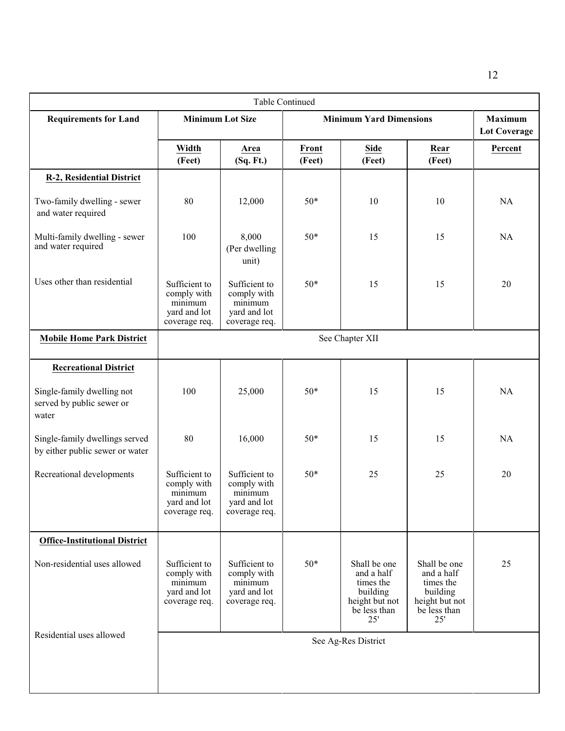Table Continued

| Requirements for Land | Minimum Lot Size | | Minimum Yard Dimensions | | | Maximum Lot Coverage |
|---|---|---|---|---|---|---|
| | **Width (Feet)** | **Area (Sq. Ft.)** | **Front (Feet)** | **Side (Feet)** | **Rear (Feet)** | **Percent** |
| **R-2, Residential District** | | | | | | |
| Two-family dwelling - sewer and water required | 80 | 12,000 | 50* | 10 | 10 | NA |
| Multi-family dwelling - sewer and water required | 100 | 8,000 (Per dwelling unit) | 50* | 15 | 15 | NA |
| Uses other than residential | Sufficient to comply with minimum yard and lot coverage req. | Sufficient to comply with minimum yard and lot coverage req. | 50* | 15 | 15 | 20 |
| **Mobile Home Park District** | See Chapter XII | | | | | |
| **Recreational District** | | | | | | |
| Single-family dwelling not served by public sewer or water | 100 | 25,000 | 50* | 15 | 15 | NA |
| Single-family dwellings served by either public sewer or water | 80 | 16,000 | 50* | 15 | 15 | NA |
| Recreational developments | Sufficient to comply with minimum yard and lot coverage req. | Sufficient to comply with minimum yard and lot coverage req. | 50* | 25 | 25 | 20 |
| **Office-Institutional District** | | | | | | |
| Non-residential uses allowed | Sufficient to comply with minimum yard and lot coverage req. | Sufficient to comply with minimum yard and lot coverage req. | 50* | Shall be one and a half times the building height but not be less than 25' | Shall be one and a half times the building height but not be less than 25' | 25 |
| Residential uses allowed | See Ag-Res District | | | | | |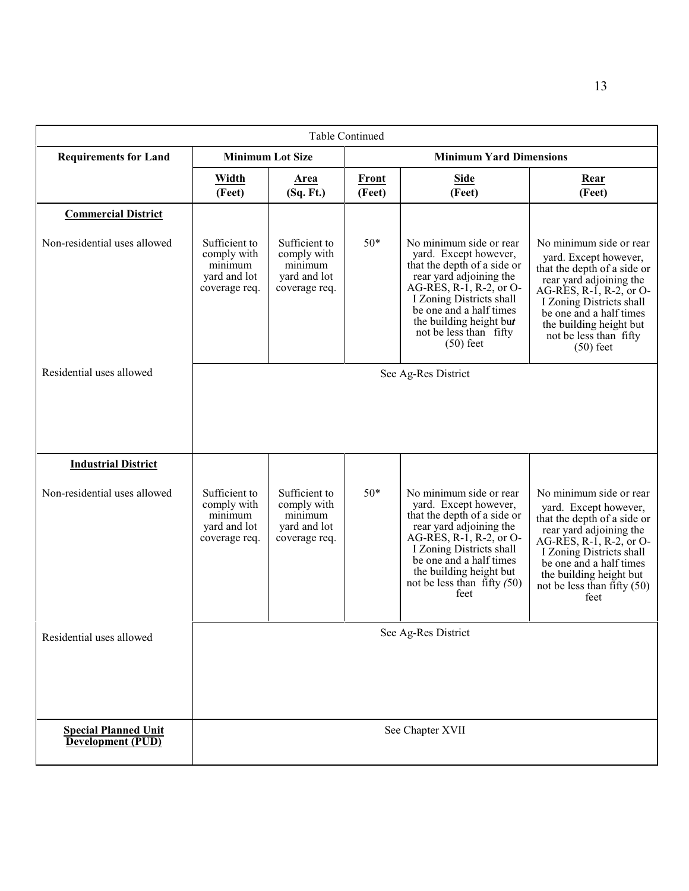| Table Continued | | | | | |
|---|---|---|---|---|---|
| **Requirements for Land** | **Minimum Lot Size** | | **Minimum Yard Dimensions** | | |
| | **Width (Feet)** | **Area (Sq. Ft.)** | **Front (Feet)** | **Side (Feet)** | **Rear (Feet)** |
| **Commercial District** | | | | | |
| Non-residential uses allowed | Sufficient to comply with minimum yard and lot coverage req. | Sufficient to comply with minimum yard and lot coverage req. | 50* | No minimum side or rear yard. Except however, that the depth of a side or rear yard adjoining the AG-RES, R-1, R-2, or O-I Zoning Districts shall be one and a half times the building height but not be less than fifty (50) feet | No minimum side or rear yard. Except however, that the depth of a side or rear yard adjoining the AG-RES, R-1, R-2, or O-I Zoning Districts shall be one and a half times the building height but not be less than fifty (50) feet |
| Residential uses allowed | See Ag-Res District | | | | |
| **Industrial District** | | | | | |
| Non-residential uses allowed | Sufficient to comply with minimum yard and lot coverage req. | Sufficient to comply with minimum yard and lot coverage req. | 50* | No minimum side or rear yard. Except however, that the depth of a side or rear yard adjoining the AG-RES, R-1, R-2, or O-I Zoning Districts shall be one and a half times the building height but not be less than fifty (50) feet | No minimum side or rear yard. Except however, that the depth of a side or rear yard adjoining the AG-RES, R-1, R-2, or O-I Zoning Districts shall be one and a half times the building height but not be less than fifty (50) feet |
| Residential uses allowed | See Ag-Res District | | | | |
| **Special Planned Unit Development (PUD)** | See Chapter XVII | | | | |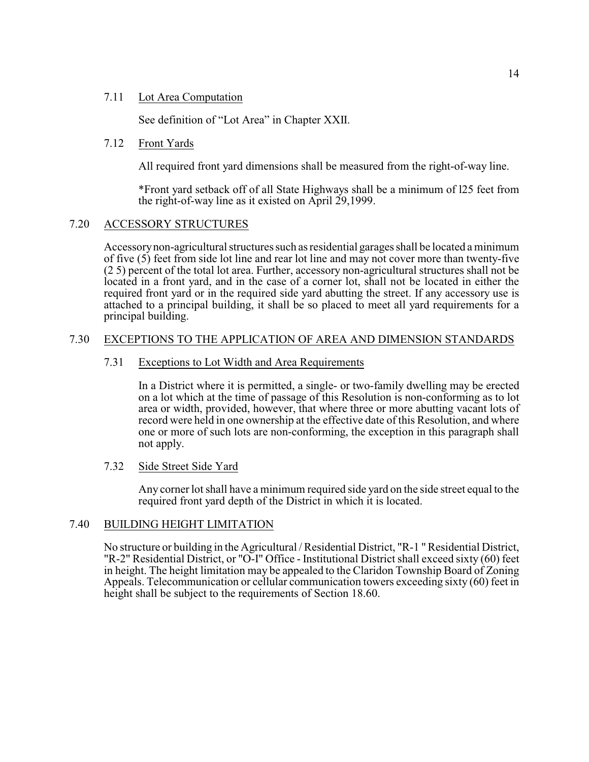### 7.11 Lot Area Computation

See definition of "Lot Area" in Chapter XXII.

### 7.12 Front Yards

All required front yard dimensions shall be measured from the right-of-way line.

*Front yard setback off of all State Highways shall be a minimum of l25 feet from the right-of-way line as it existed on April 29,1999.

## 7.20 ACCESSORY STRUCTURES

Accessory non-agricultural structures such as residential garages shall be located a minimum of five (5) feet from side lot line and rear lot line and may not cover more than twenty-five (2 5) percent of the total lot area. Further, accessory non-agricultural structures shall not be located in a front yard, and in the case of a corner lot, shall not be located in either the required front yard or in the required side yard abutting the street. If any accessory use is attached to a principal building, it shall be so placed to meet all yard requirements for a principal building.

## 7.30 EXCEPTIONS TO THE APPLICATION OF AREA AND DIMENSION STANDARDS

### 7.31 Exceptions to Lot Width and Area Requirements

In a District where it is permitted, a single- or two-family dwelling may be erected on a lot which at the time of passage of this Resolution is non-conforming as to lot area or width, provided, however, that where three or more abutting vacant lots of record were held in one ownership at the effective date of this Resolution, and where one or more of such lots are non-conforming, the exception in this paragraph shall not apply.

### 7.32 Side Street Side Yard

Any corner lot shall have a minimum required side yard on the side street equal to the required front yard depth of the District in which it is located.

## 7.40 BUILDING HEIGHT LIMITATION

No structure or building in the Agricultural / Residential District, "R-1 " Residential District, "R-2" Residential District, or "O-I" Office - Institutional District shall exceed sixty (60) feet in height. The height limitation may be appealed to the Claridon Township Board of Zoning Appeals. Telecommunication or cellular communication towers exceeding sixty (60) feet in height shall be subject to the requirements of Section 18.60.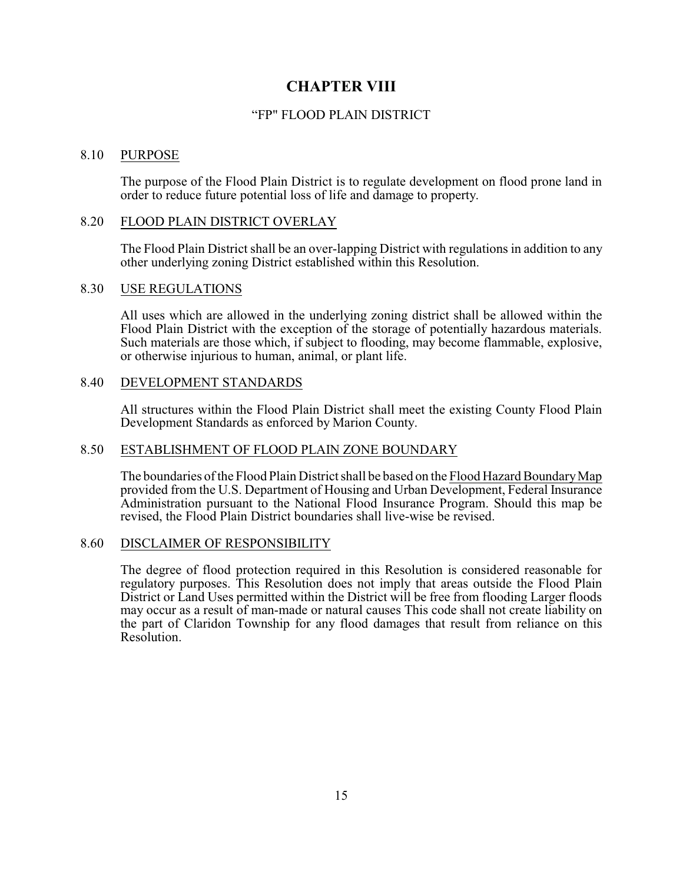# CHAPTER VIII

## "FP" FLOOD PLAIN DISTRICT

### 8.10 PURPOSE

The purpose of the Flood Plain District is to regulate development on flood prone land in order to reduce future potential loss of life and damage to property.

### 8.20 FLOOD PLAIN DISTRICT OVERLAY

The Flood Plain District shall be an over-lapping District with regulations in addition to any other underlying zoning District established within this Resolution.

### 8.30 USE REGULATIONS

All uses which are allowed in the underlying zoning district shall be allowed within the Flood Plain District with the exception of the storage of potentially hazardous materials. Such materials are those which, if subject to flooding, may become flammable, explosive, or otherwise injurious to human, animal, or plant life.

### 8.40 DEVELOPMENT STANDARDS

All structures within the Flood Plain District shall meet the existing County Flood Plain Development Standards as enforced by Marion County.

### 8.50 ESTABLISHMENT OF FLOOD PLAIN ZONE BOUNDARY

The boundaries of the Flood Plain District shall be based on the Flood Hazard Boundary Map provided from the U.S. Department of Housing and Urban Development, Federal Insurance Administration pursuant to the National Flood Insurance Program. Should this map be revised, the Flood Plain District boundaries shall live-wise be revised.

### 8.60 DISCLAIMER OF RESPONSIBILITY

The degree of flood protection required in this Resolution is considered reasonable for regulatory purposes. This Resolution does not imply that areas outside the Flood Plain District or Land Uses permitted within the District will be free from flooding Larger floods may occur as a result of man-made or natural causes This code shall not create liability on the part of Claridon Township for any flood damages that result from reliance on this Resolution.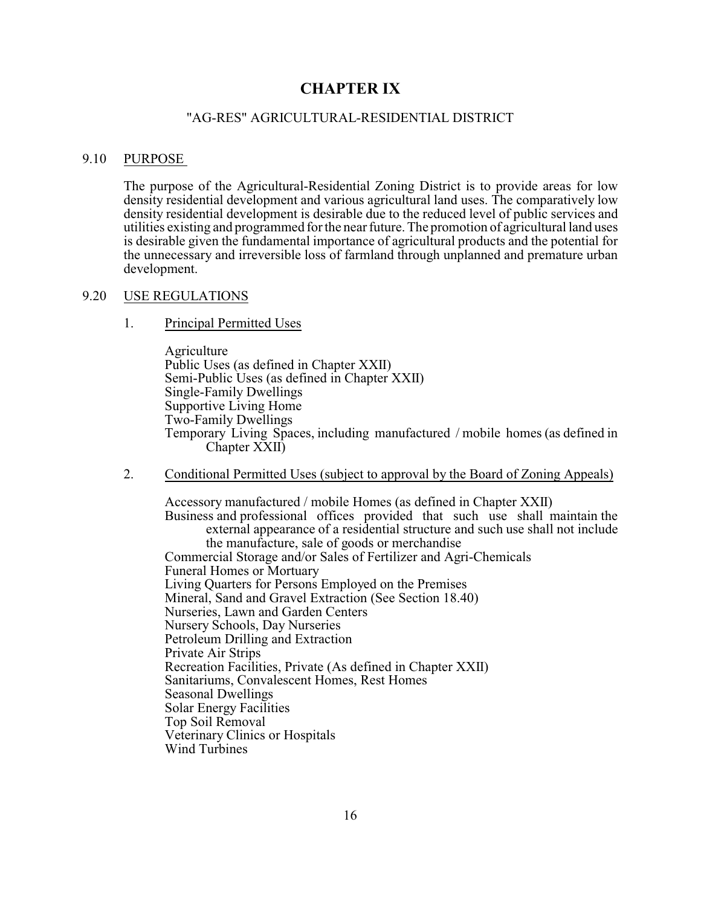# CHAPTER IX

## "AG-RES" AGRICULTURAL-RESIDENTIAL DISTRICT

### 9.10 PURPOSE

The purpose of the Agricultural-Residential Zoning District is to provide areas for low density residential development and various agricultural land uses. The comparatively low density residential development is desirable due to the reduced level of public services and utilities existing and programmed for the near future. The promotion of agricultural land uses is desirable given the fundamental importance of agricultural products and the potential for the unnecessary and irreversible loss of farmland through unplanned and premature urban development.

### 9.20 USE REGULATIONS

1. Principal Permitted Uses

   Agriculture
   Public Uses (as defined in Chapter XXII)
   Semi-Public Uses (as defined in Chapter XXII)
   Single-Family Dwellings
   Supportive Living Home
   Two-Family Dwellings
   Temporary Living Spaces, including manufactured / mobile homes (as defined in Chapter XXII)

2. Conditional Permitted Uses (subject to approval by the Board of Zoning Appeals)

   Accessory manufactured / mobile Homes (as defined in Chapter XXII)
   Business and professional offices provided that such use shall maintain the external appearance of a residential structure and such use shall not include the manufacture, sale of goods or merchandise
   Commercial Storage and/or Sales of Fertilizer and Agri-Chemicals
   Funeral Homes or Mortuary
   Living Quarters for Persons Employed on the Premises
   Mineral, Sand and Gravel Extraction (See Section 18.40)
   Nurseries, Lawn and Garden Centers
   Nursery Schools, Day Nurseries
   Petroleum Drilling and Extraction
   Private Air Strips
   Recreation Facilities, Private (As defined in Chapter XXII)
   Sanitariums, Convalescent Homes, Rest Homes
   Seasonal Dwellings
   Solar Energy Facilities
   Top Soil Removal
   Veterinary Clinics or Hospitals
   Wind Turbines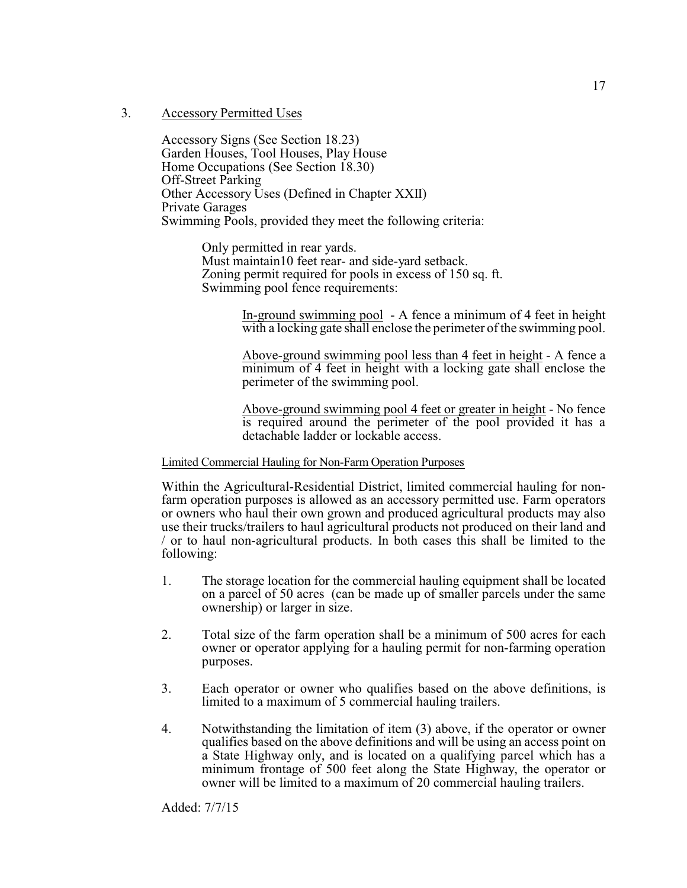3. Accessory Permitted Uses

Accessory Signs (See Section 18.23)
Garden Houses, Tool Houses, Play House
Home Occupations (See Section 18.30)
Off-Street Parking
Other Accessory Uses (Defined in Chapter XXII)
Private Garages
Swimming Pools, provided they meet the following criteria:

Only permitted in rear yards.
Must maintain10 feet rear- and side-yard setback.
Zoning permit required for pools in excess of 150 sq. ft.
Swimming pool fence requirements:

In-ground swimming pool - A fence a minimum of 4 feet in height with a locking gate shall enclose the perimeter of the swimming pool.

Above-ground swimming pool less than 4 feet in height - A fence a minimum of 4 feet in height with a locking gate shall enclose the perimeter of the swimming pool.

Above-ground swimming pool 4 feet or greater in height - No fence is required around the perimeter of the pool provided it has a detachable ladder or lockable access.

Limited Commercial Hauling for Non-Farm Operation Purposes

Within the Agricultural-Residential District, limited commercial hauling for non-farm operation purposes is allowed as an accessory permitted use. Farm operators or owners who haul their own grown and produced agricultural products may also use their trucks/trailers to haul agricultural products not produced on their land and / or to haul non-agricultural products. In both cases this shall be limited to the following:

1. The storage location for the commercial hauling equipment shall be located on a parcel of 50 acres (can be made up of smaller parcels under the same ownership) or larger in size.

2. Total size of the farm operation shall be a minimum of 500 acres for each owner or operator applying for a hauling permit for non-farming operation purposes.

3. Each operator or owner who qualifies based on the above definitions, is limited to a maximum of 5 commercial hauling trailers.

4. Notwithstanding the limitation of item (3) above, if the operator or owner qualifies based on the above definitions and will be using an access point on a State Highway only, and is located on a qualifying parcel which has a minimum frontage of 500 feet along the State Highway, the operator or owner will be limited to a maximum of 20 commercial hauling trailers.

Added: 7/7/15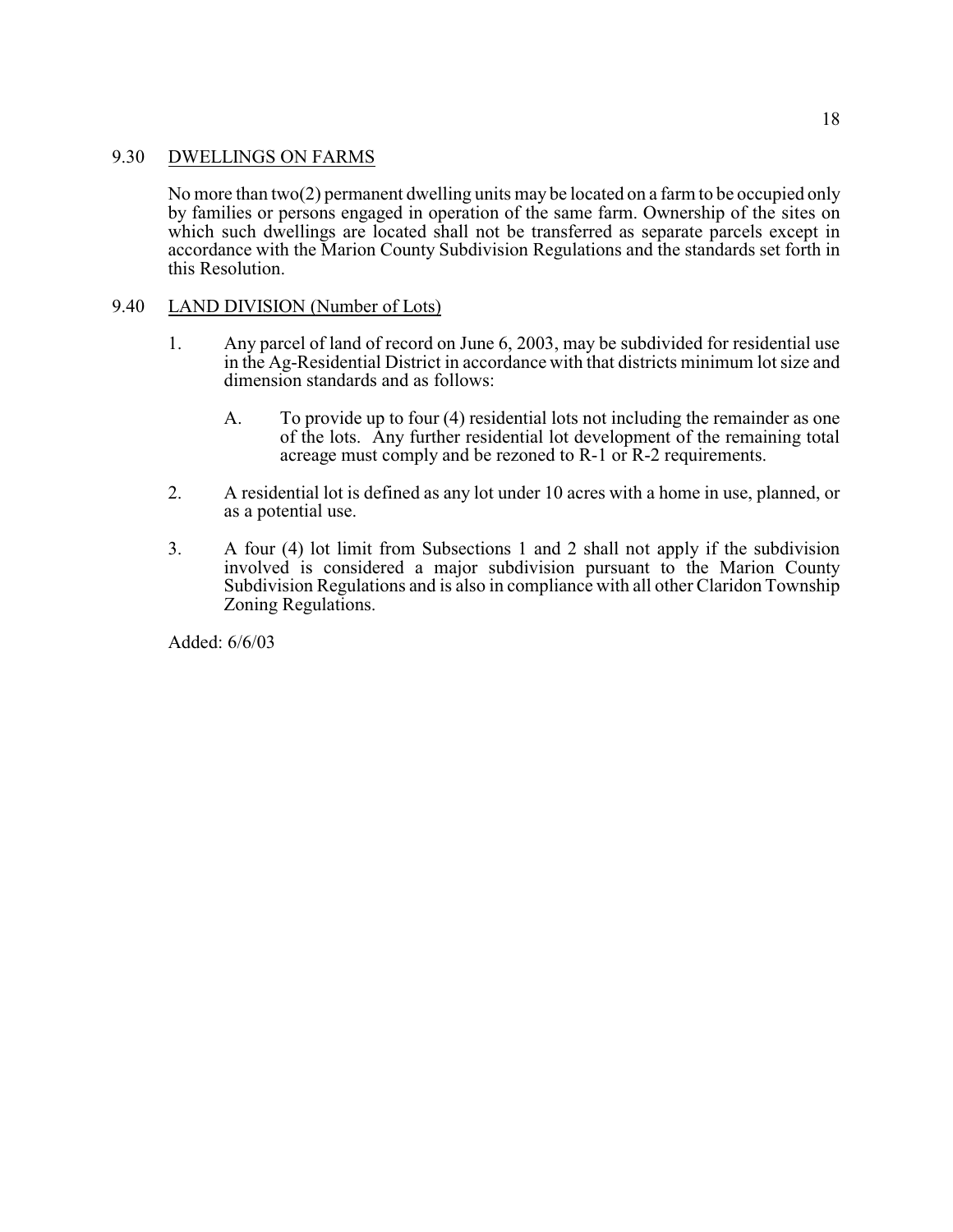## 9.30 DWELLINGS ON FARMS

No more than two(2) permanent dwelling units may be located on a farm to be occupied only by families or persons engaged in operation of the same farm. Ownership of the sites on which such dwellings are located shall not be transferred as separate parcels except in accordance with the Marion County Subdivision Regulations and the standards set forth in this Resolution.

## 9.40 LAND DIVISION (Number of Lots)

1. Any parcel of land of record on June 6, 2003, may be subdivided for residential use in the Ag-Residential District in accordance with that districts minimum lot size and dimension standards and as follows:

   A. To provide up to four (4) residential lots not including the remainder as one of the lots. Any further residential lot development of the remaining total acreage must comply and be rezoned to R-1 or R-2 requirements.

2. A residential lot is defined as any lot under 10 acres with a home in use, planned, or as a potential use.

3. A four (4) lot limit from Subsections 1 and 2 shall not apply if the subdivision involved is considered a major subdivision pursuant to the Marion County Subdivision Regulations and is also in compliance with all other Claridon Township Zoning Regulations.

Added: 6/6/03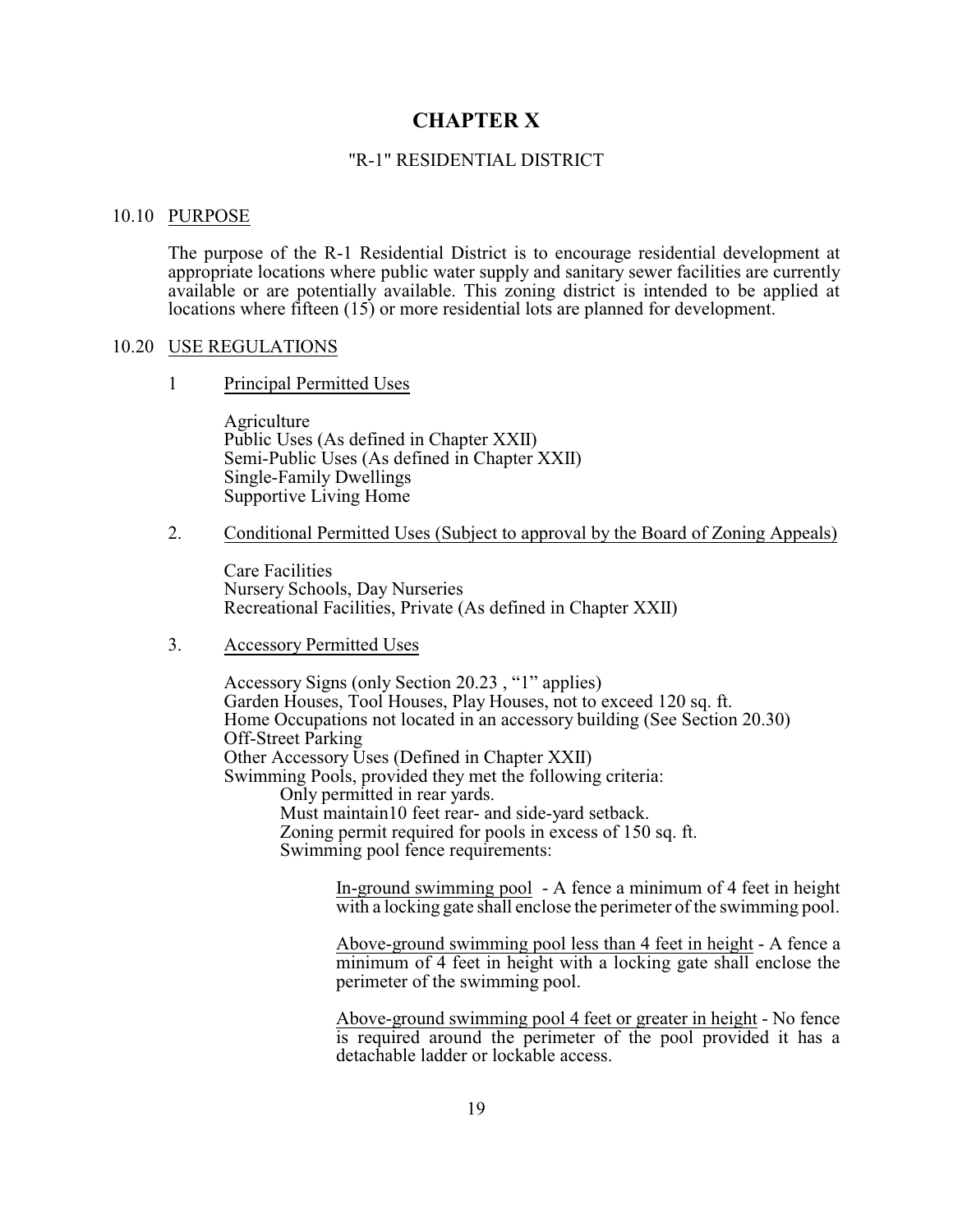# CHAPTER X

## "R-1" RESIDENTIAL DISTRICT

### 10.10 PURPOSE

The purpose of the R-1 Residential District is to encourage residential development at appropriate locations where public water supply and sanitary sewer facilities are currently available or are potentially available. This zoning district is intended to be applied at locations where fifteen (15) or more residential lots are planned for development.

### 10.20 USE REGULATIONS

1 Principal Permitted Uses

Agriculture
Public Uses (As defined in Chapter XXII)
Semi-Public Uses (As defined in Chapter XXII)
Single-Family Dwellings
Supportive Living Home

2. Conditional Permitted Uses (Subject to approval by the Board of Zoning Appeals)

Care Facilities
Nursery Schools, Day Nurseries
Recreational Facilities, Private (As defined in Chapter XXII)

3. Accessory Permitted Uses

Accessory Signs (only Section 20.23 , "1" applies)
Garden Houses, Tool Houses, Play Houses, not to exceed 120 sq. ft.
Home Occupations not located in an accessory building (See Section 20.30)
Off-Street Parking
Other Accessory Uses (Defined in Chapter XXII)
Swimming Pools, provided they met the following criteria:

- Only permitted in rear yards.
- Must maintain10 feet rear- and side-yard setback.
- Zoning permit required for pools in excess of 150 sq. ft.
- Swimming pool fence requirements:

  In-ground swimming pool - A fence a minimum of 4 feet in height with a locking gate shall enclose the perimeter of the swimming pool.

  Above-ground swimming pool less than 4 feet in height - A fence a minimum of 4 feet in height with a locking gate shall enclose the perimeter of the swimming pool.

  Above-ground swimming pool 4 feet or greater in height - No fence is required around the perimeter of the pool provided it has a detachable ladder or lockable access.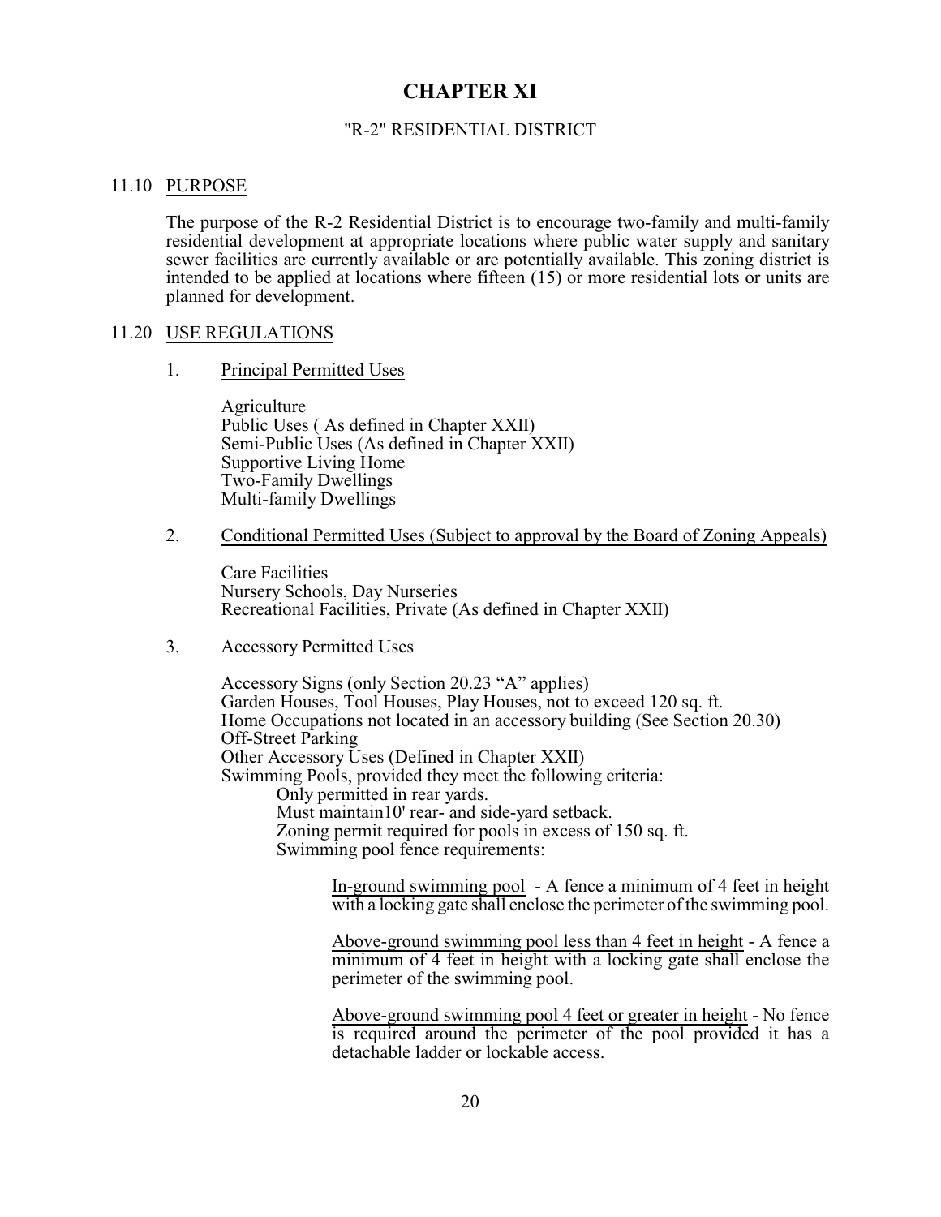# CHAPTER XI

## "R-2" RESIDENTIAL DISTRICT

### 11.10 PURPOSE

The purpose of the R-2 Residential District is to encourage two-family and multi-family residential development at appropriate locations where public water supply and sanitary sewer facilities are currently available or are potentially available. This zoning district is intended to be applied at locations where fifteen (15) or more residential lots or units are planned for development.

### 11.20 USE REGULATIONS

1. Principal Permitted Uses

   Agriculture
   Public Uses ( As defined in Chapter XXII)
   Semi-Public Uses (As defined in Chapter XXII)
   Supportive Living Home
   Two-Family Dwellings
   Multi-family Dwellings

2. Conditional Permitted Uses (Subject to approval by the Board of Zoning Appeals)

   Care Facilities
   Nursery Schools, Day Nurseries
   Recreational Facilities, Private (As defined in Chapter XXII)

3. Accessory Permitted Uses

   Accessory Signs (only Section 20.23 "A" applies)
   Garden Houses, Tool Houses, Play Houses, not to exceed 120 sq. ft.
   Home Occupations not located in an accessory building (See Section 20.30)
   Off-Street Parking
   Other Accessory Uses (Defined in Chapter XXII)
   Swimming Pools, provided they meet the following criteria:
   - Only permitted in rear yards.
   - Must maintain10' rear- and side-yard setback.
   - Zoning permit required for pools in excess of 150 sq. ft.
   - Swimming pool fence requirements:

     In-ground swimming pool - A fence a minimum of 4 feet in height with a locking gate shall enclose the perimeter of the swimming pool.

     Above-ground swimming pool less than 4 feet in height - A fence a minimum of 4 feet in height with a locking gate shall enclose the perimeter of the swimming pool.

     Above-ground swimming pool 4 feet or greater in height - No fence is required around the perimeter of the pool provided it has a detachable ladder or lockable access.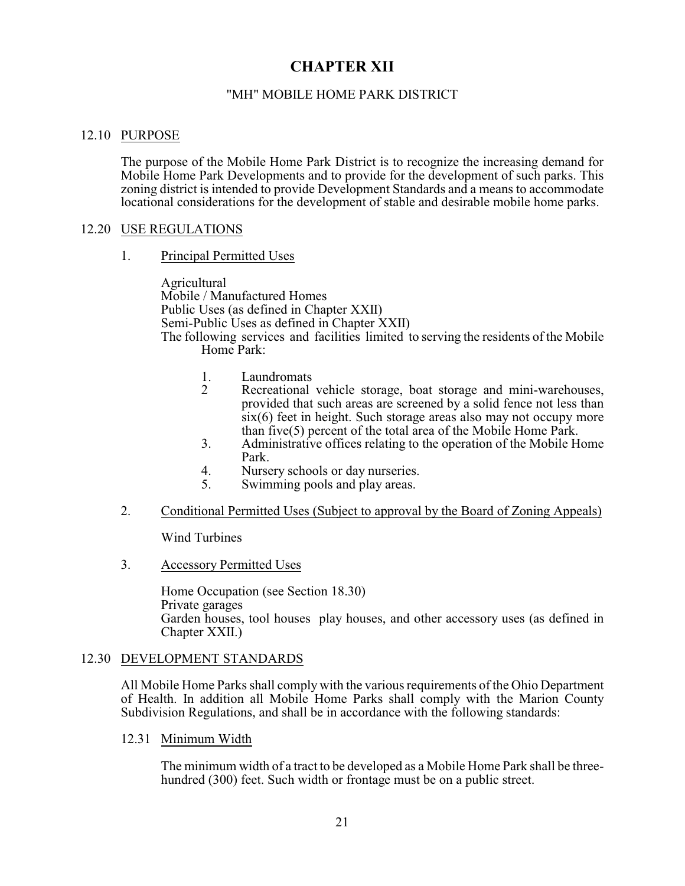# CHAPTER XII

## "MH" MOBILE HOME PARK DISTRICT

### 12.10 PURPOSE

The purpose of the Mobile Home Park District is to recognize the increasing demand for Mobile Home Park Developments and to provide for the development of such parks. This zoning district is intended to provide Development Standards and a means to accommodate locational considerations for the development of stable and desirable mobile home parks.

### 12.20 USE REGULATIONS

1. Principal Permitted Uses

   Agricultural
   Mobile / Manufactured Homes
   Public Uses (as defined in Chapter XXII)
   Semi-Public Uses as defined in Chapter XXII)
   The following services and facilities limited to serving the residents of the Mobile Home Park:

   1. Laundromats
   2 Recreational vehicle storage, boat storage and mini-warehouses, provided that such areas are screened by a solid fence not less than six(6) feet in height. Such storage areas also may not occupy more than five(5) percent of the total area of the Mobile Home Park.
   3. Administrative offices relating to the operation of the Mobile Home Park.
   4. Nursery schools or day nurseries.
   5. Swimming pools and play areas.

2. Conditional Permitted Uses (Subject to approval by the Board of Zoning Appeals)

   Wind Turbines

3. Accessory Permitted Uses

   Home Occupation (see Section 18.30)
   Private garages
   Garden houses, tool houses play houses, and other accessory uses (as defined in Chapter XXII.)

### 12.30 DEVELOPMENT STANDARDS

All Mobile Home Parks shall comply with the various requirements of the Ohio Department of Health. In addition all Mobile Home Parks shall comply with the Marion County Subdivision Regulations, and shall be in accordance with the following standards:

#### 12.31 Minimum Width

The minimum width of a tract to be developed as a Mobile Home Park shall be three-hundred (300) feet. Such width or frontage must be on a public street.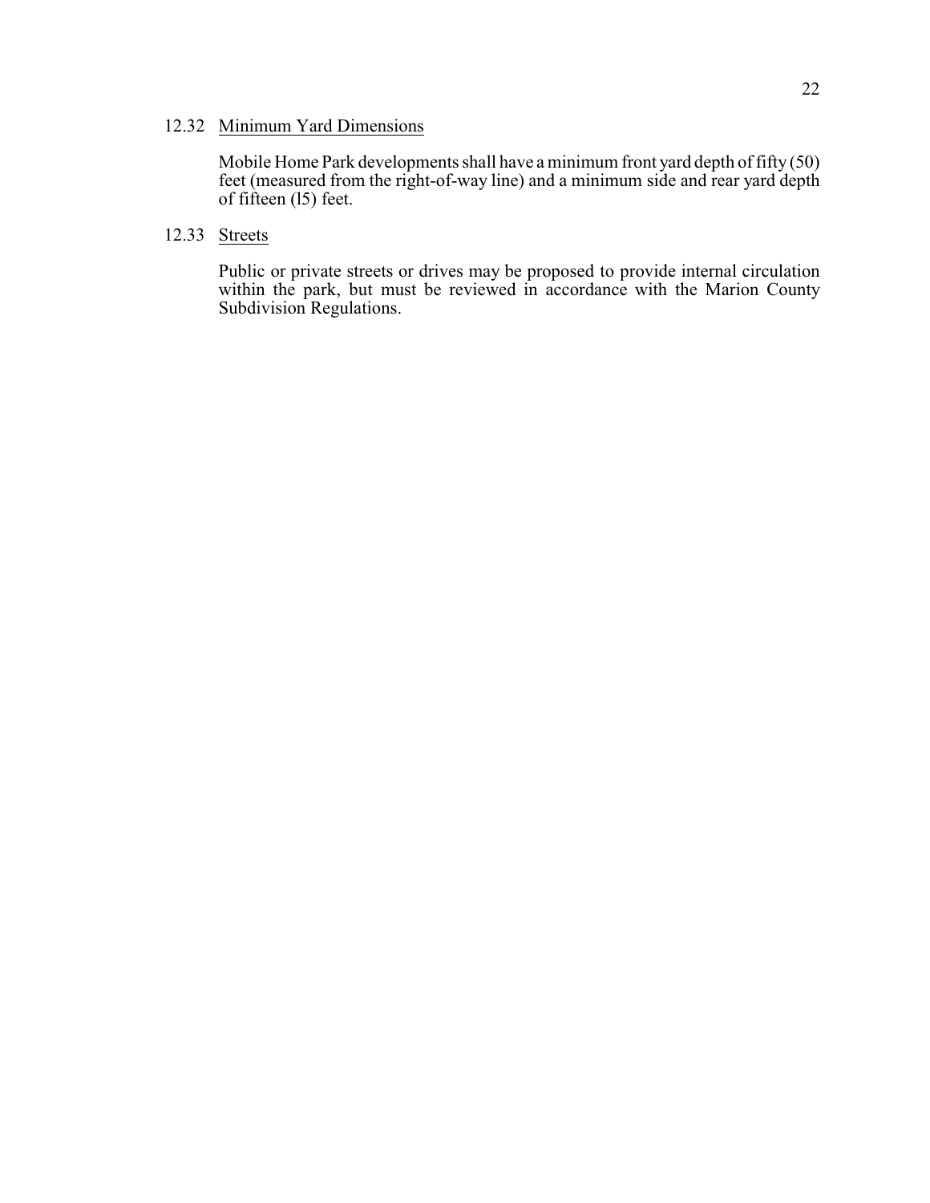12.32 Minimum Yard Dimensions

Mobile Home Park developments shall have a minimum front yard depth of fifty (50) feet (measured from the right-of-way line) and a minimum side and rear yard depth of fifteen (l5) feet.

12.33 Streets

Public or private streets or drives may be proposed to provide internal circulation within the park, but must be reviewed in accordance with the Marion County Subdivision Regulations.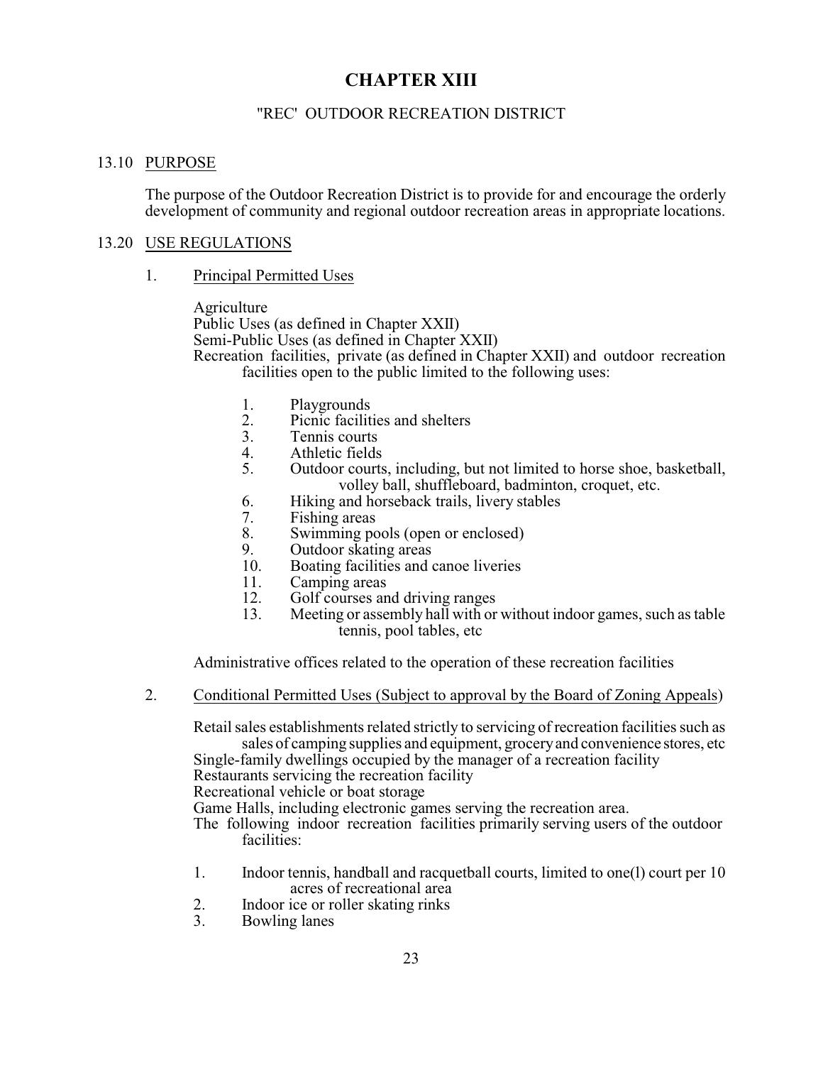# CHAPTER XIII

## "REC' OUTDOOR RECREATION DISTRICT

### 13.10 PURPOSE

The purpose of the Outdoor Recreation District is to provide for and encourage the orderly development of community and regional outdoor recreation areas in appropriate locations.

### 13.20 USE REGULATIONS

1. Principal Permitted Uses

Agriculture
Public Uses (as defined in Chapter XXII)
Semi-Public Uses (as defined in Chapter XXII)
Recreation facilities, private (as defined in Chapter XXII) and outdoor recreation facilities open to the public limited to the following uses:

1. Playgrounds
2. Picnic facilities and shelters
3. Tennis courts
4. Athletic fields
5. Outdoor courts, including, but not limited to horse shoe, basketball, volley ball, shuffleboard, badminton, croquet, etc.
6. Hiking and horseback trails, livery stables
7. Fishing areas
8. Swimming pools (open or enclosed)
9. Outdoor skating areas
10. Boating facilities and canoe liveries
11. Camping areas
12. Golf courses and driving ranges
13. Meeting or assembly hall with or without indoor games, such as table tennis, pool tables, etc

Administrative offices related to the operation of these recreation facilities

2. Conditional Permitted Uses (Subject to approval by the Board of Zoning Appeals)

Retail sales establishments related strictly to servicing of recreation facilities such as sales of camping supplies and equipment, grocery and convenience stores, etc
Single-family dwellings occupied by the manager of a recreation facility
Restaurants servicing the recreation facility
Recreational vehicle or boat storage
Game Halls, including electronic games serving the recreation area.
The following indoor recreation facilities primarily serving users of the outdoor facilities:

1. Indoor tennis, handball and racquetball courts, limited to one(l) court per 10 acres of recreational area
2. Indoor ice or roller skating rinks
3. Bowling lanes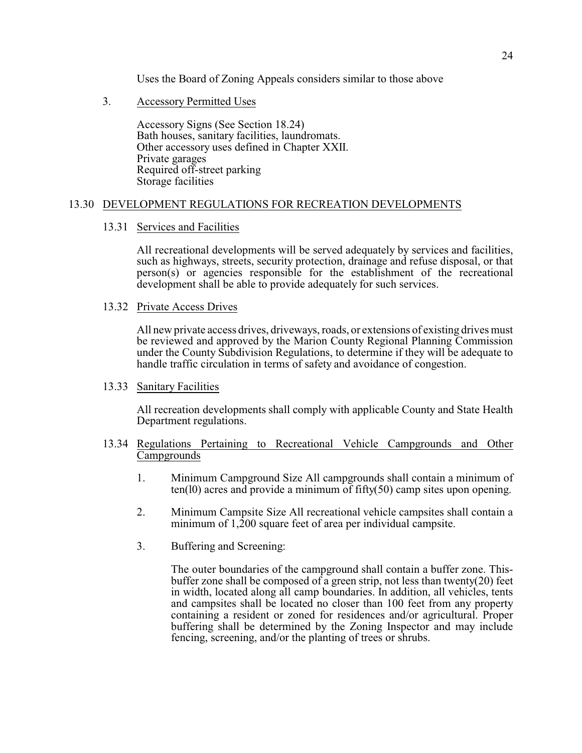Uses the Board of Zoning Appeals considers similar to those above

3. Accessory Permitted Uses

Accessory Signs (See Section 18.24)
Bath houses, sanitary facilities, laundromats.
Other accessory uses defined in Chapter XXII.
Private garages
Required off-street parking
Storage facilities

## 13.30 DEVELOPMENT REGULATIONS FOR RECREATION DEVELOPMENTS

### 13.31 Services and Facilities

All recreational developments will be served adequately by services and facilities, such as highways, streets, security protection, drainage and refuse disposal, or that person(s) or agencies responsible for the establishment of the recreational development shall be able to provide adequately for such services.

### 13.32 Private Access Drives

All new private access drives, driveways, roads, or extensions of existing drives must be reviewed and approved by the Marion County Regional Planning Commission under the County Subdivision Regulations, to determine if they will be adequate to handle traffic circulation in terms of safety and avoidance of congestion.

### 13.33 Sanitary Facilities

All recreation developments shall comply with applicable County and State Health Department regulations.

### 13.34 Regulations Pertaining to Recreational Vehicle Campgrounds and Other Campgrounds

1. Minimum Campground Size All campgrounds shall contain a minimum of ten(l0) acres and provide a minimum of fifty(50) camp sites upon opening.

2. Minimum Campsite Size All recreational vehicle campsites shall contain a minimum of 1,200 square feet of area per individual campsite.

3. Buffering and Screening:

   The outer boundaries of the campground shall contain a buffer zone. This-buffer zone shall be composed of a green strip, not less than twenty(20) feet in width, located along all camp boundaries. In addition, all vehicles, tents and campsites shall be located no closer than 100 feet from any property containing a resident or zoned for residences and/or agricultural. Proper buffering shall be determined by the Zoning Inspector and may include fencing, screening, and/or the planting of trees or shrubs.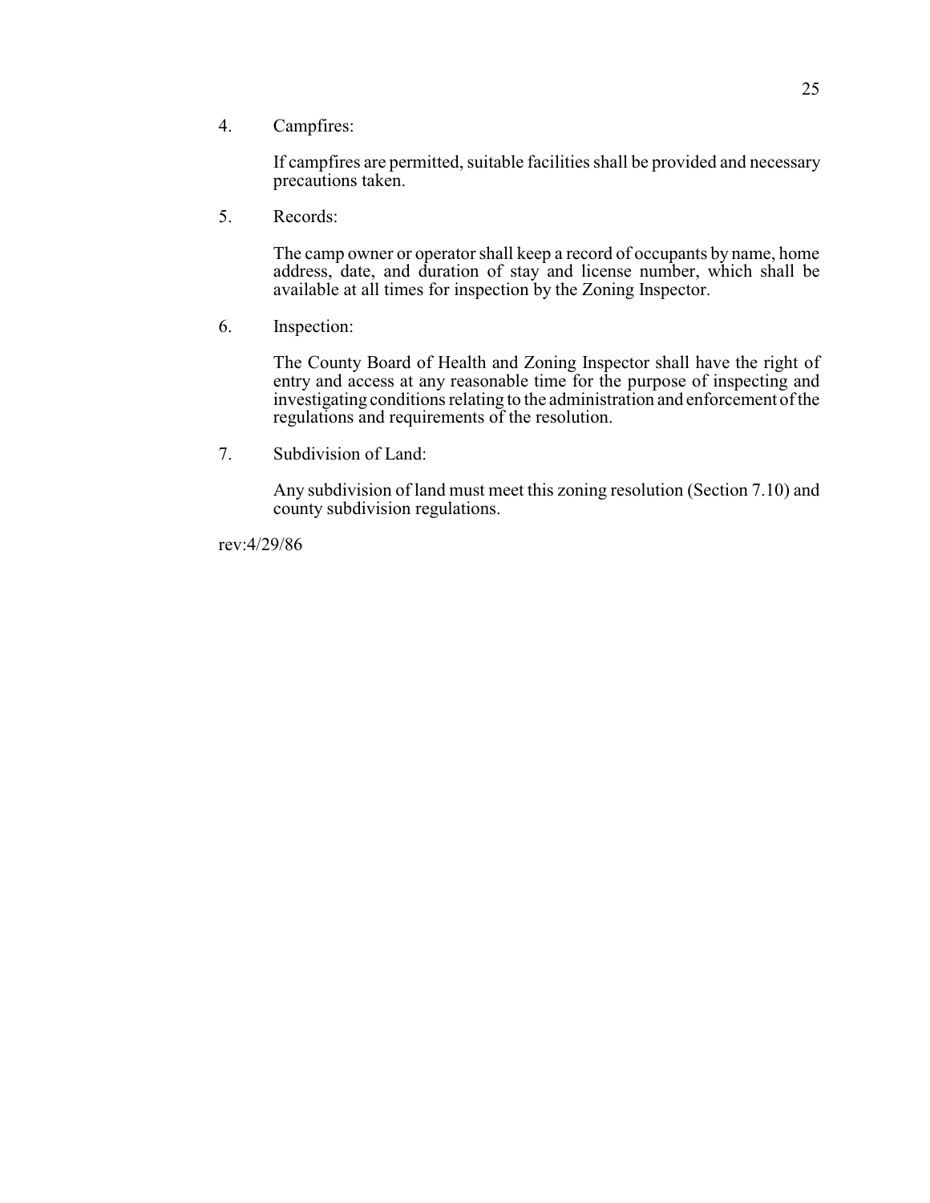4. Campfires:

   If campfires are permitted, suitable facilities shall be provided and necessary precautions taken.

5. Records:

   The camp owner or operator shall keep a record of occupants by name, home address, date, and duration of stay and license number, which shall be available at all times for inspection by the Zoning Inspector.

6. Inspection:

   The County Board of Health and Zoning Inspector shall have the right of entry and access at any reasonable time for the purpose of inspecting and investigating conditions relating to the administration and enforcement of the regulations and requirements of the resolution.

7. Subdivision of Land:

   Any subdivision of land must meet this zoning resolution (Section 7.10) and county subdivision regulations.

rev:4/29/86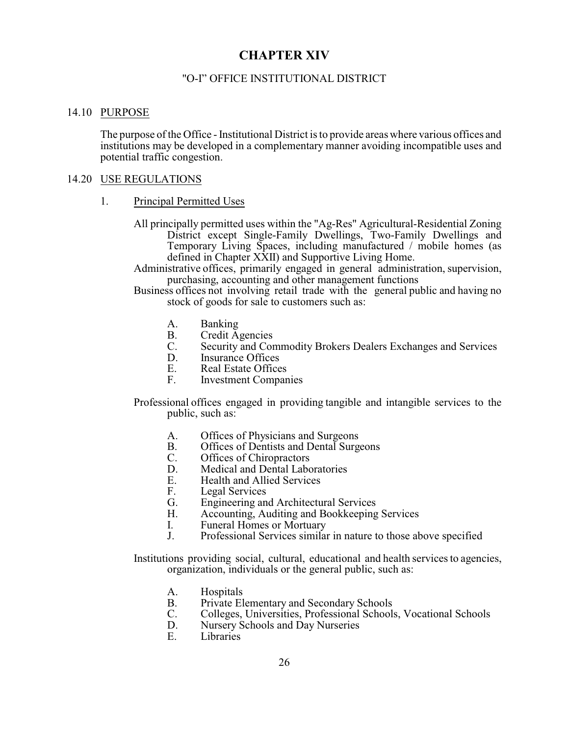# CHAPTER XIV

## "O-I" OFFICE INSTITUTIONAL DISTRICT

### 14.10 PURPOSE

The purpose of the Office - Institutional District is to provide areas where various offices and institutions may be developed in a complementary manner avoiding incompatible uses and potential traffic congestion.

### 14.20 USE REGULATIONS

1. Principal Permitted Uses

All principally permitted uses within the "Ag-Res" Agricultural-Residential Zoning District except Single-Family Dwellings, Two-Family Dwellings and Temporary Living Spaces, including manufactured / mobile homes (as defined in Chapter XXII) and Supportive Living Home.

Administrative offices, primarily engaged in general administration, supervision, purchasing, accounting and other management functions

Business offices not involving retail trade with the general public and having no stock of goods for sale to customers such as:

A. Banking
B. Credit Agencies
C. Security and Commodity Brokers Dealers Exchanges and Services
D. Insurance Offices
E. Real Estate Offices
F. Investment Companies

Professional offices engaged in providing tangible and intangible services to the public, such as:

A. Offices of Physicians and Surgeons
B. Offices of Dentists and Dental Surgeons
C. Offices of Chiropractors
D. Medical and Dental Laboratories
E. Health and Allied Services
F. Legal Services
G. Engineering and Architectural Services
H. Accounting, Auditing and Bookkeeping Services
I. Funeral Homes or Mortuary
J. Professional Services similar in nature to those above specified

Institutions providing social, cultural, educational and health services to agencies, organization, individuals or the general public, such as:

A. Hospitals
B. Private Elementary and Secondary Schools
C. Colleges, Universities, Professional Schools, Vocational Schools
D. Nursery Schools and Day Nurseries
E. Libraries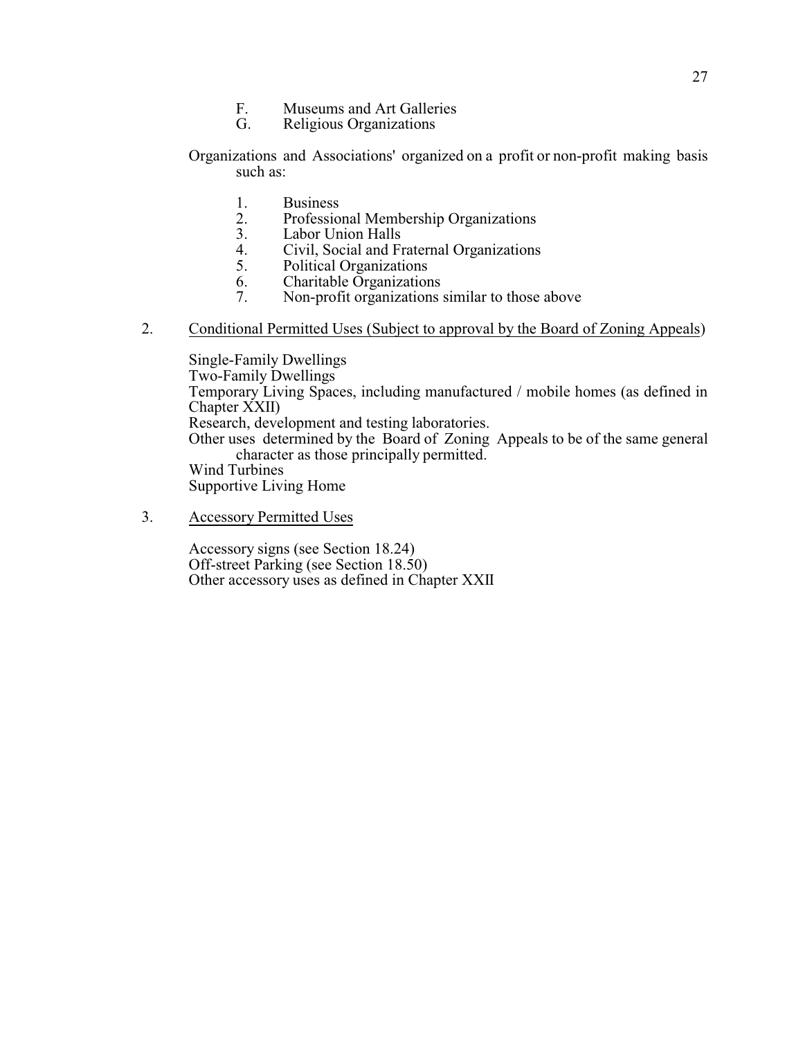F. Museums and Art Galleries
G. Religious Organizations

Organizations and Associations' organized on a profit or non-profit making basis such as:

1. Business
2. Professional Membership Organizations
3. Labor Union Halls
4. Civil, Social and Fraternal Organizations
5. Political Organizations
6. Charitable Organizations
7. Non-profit organizations similar to those above

2. <u>Conditional Permitted Uses (Subject to approval by the Board of Zoning Appeals</u>)

Single-Family Dwellings
Two-Family Dwellings
Temporary Living Spaces, including manufactured / mobile homes (as defined in Chapter XXII)
Research, development and testing laboratories.
Other uses determined by the Board of Zoning Appeals to be of the same general character as those principally permitted.
Wind Turbines
Supportive Living Home

3. <u>Accessory Permitted Uses</u>

Accessory signs (see Section 18.24)
Off-street Parking (see Section 18.50)
Other accessory uses as defined in Chapter XXII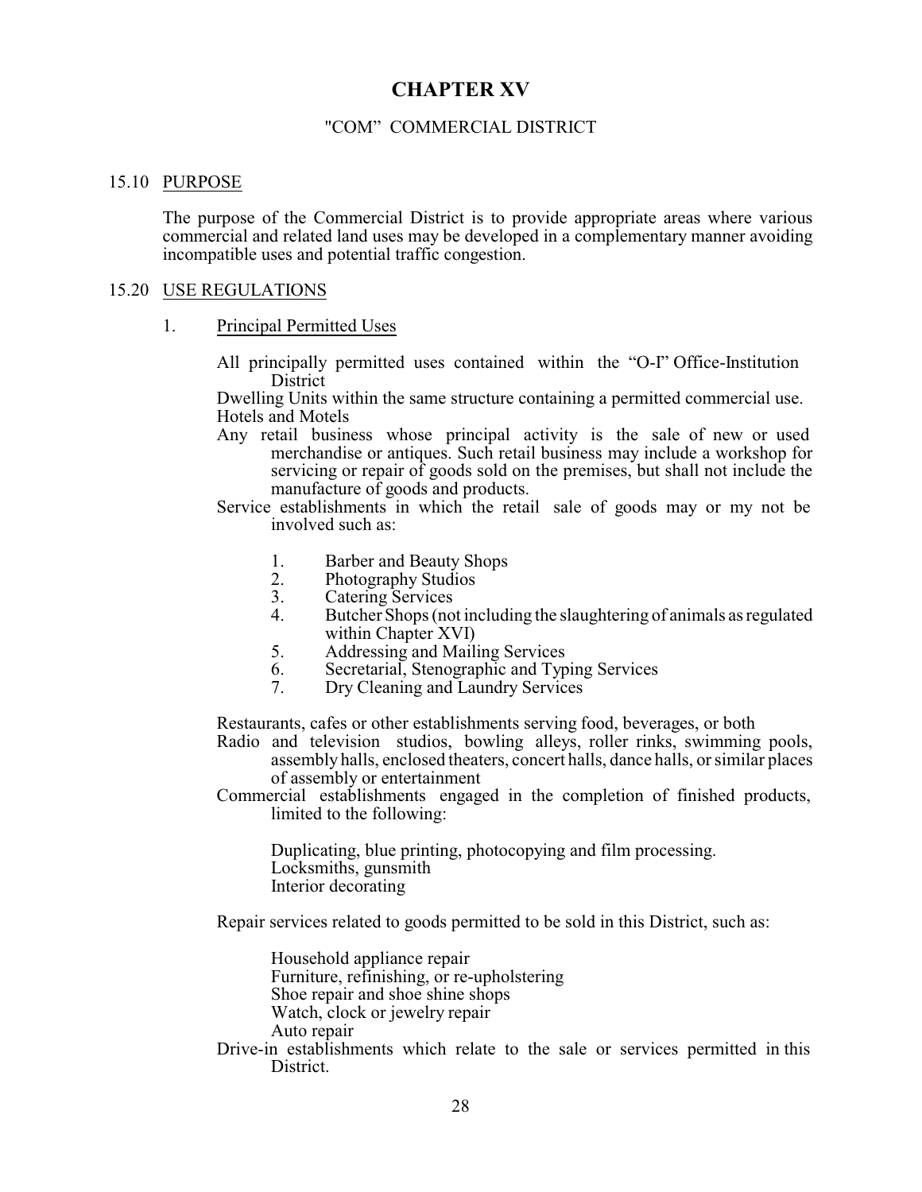# CHAPTER XV

## "COM" COMMERCIAL DISTRICT

### 15.10 PURPOSE

The purpose of the Commercial District is to provide appropriate areas where various commercial and related land uses may be developed in a complementary manner avoiding incompatible uses and potential traffic congestion.

### 15.20 USE REGULATIONS

1. Principal Permitted Uses

All principally permitted uses contained within the "O-I" Office-Institution District

Dwelling Units within the same structure containing a permitted commercial use.

Hotels and Motels

Any retail business whose principal activity is the sale of new or used merchandise or antiques. Such retail business may include a workshop for servicing or repair of goods sold on the premises, but shall not include the manufacture of goods and products.

Service establishments in which the retail sale of goods may or my not be involved such as:

1. Barber and Beauty Shops
2. Photography Studios
3. Catering Services
4. Butcher Shops (not including the slaughtering of animals as regulated within Chapter XVI)
5. Addressing and Mailing Services
6. Secretarial, Stenographic and Typing Services
7. Dry Cleaning and Laundry Services

Restaurants, cafes or other establishments serving food, beverages, or both

Radio and television studios, bowling alleys, roller rinks, swimming pools, assembly halls, enclosed theaters, concert halls, dance halls, or similar places of assembly or entertainment

Commercial establishments engaged in the completion of finished products, limited to the following:

Duplicating, blue printing, photocopying and film processing.
Locksmiths, gunsmith
Interior decorating

Repair services related to goods permitted to be sold in this District, such as:

Household appliance repair
Furniture, refinishing, or re-upholstering
Shoe repair and shoe shine shops
Watch, clock or jewelry repair
Auto repair

Drive-in establishments which relate to the sale or services permitted in this District.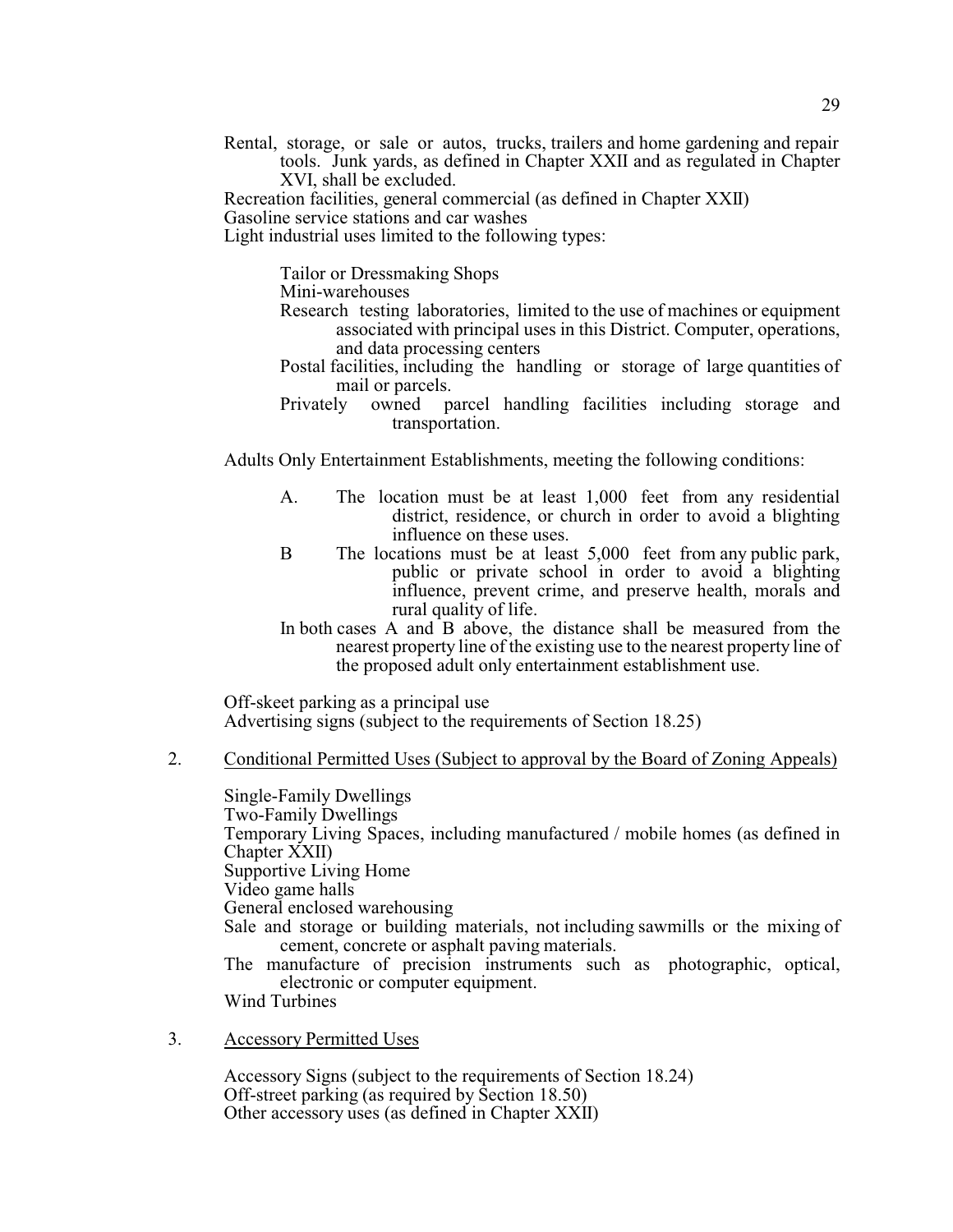Rental, storage, or sale or autos, trucks, trailers and home gardening and repair tools. Junk yards, as defined in Chapter XXII and as regulated in Chapter XVI, shall be excluded.
Recreation facilities, general commercial (as defined in Chapter XXII)
Gasoline service stations and car washes
Light industrial uses limited to the following types:

Tailor or Dressmaking Shops
Mini-warehouses
Research testing laboratories, limited to the use of machines or equipment associated with principal uses in this District. Computer, operations, and data processing centers
Postal facilities, including the handling or storage of large quantities of mail or parcels.
Privately owned parcel handling facilities including storage and transportation.

Adults Only Entertainment Establishments, meeting the following conditions:

A. The location must be at least 1,000 feet from any residential district, residence, or church in order to avoid a blighting influence on these uses.

B The locations must be at least 5,000 feet from any public park, public or private school in order to avoid a blighting influence, prevent crime, and preserve health, morals and rural quality of life.

In both cases A and B above, the distance shall be measured from the nearest property line of the existing use to the nearest property line of the proposed adult only entertainment establishment use.

Off-skeet parking as a principal use
Advertising signs (subject to the requirements of Section 18.25)

2. Conditional Permitted Uses (Subject to approval by the Board of Zoning Appeals)

Single-Family Dwellings
Two-Family Dwellings
Temporary Living Spaces, including manufactured / mobile homes (as defined in Chapter XXII)
Supportive Living Home
Video game halls
General enclosed warehousing
Sale and storage or building materials, not including sawmills or the mixing of cement, concrete or asphalt paving materials.
The manufacture of precision instruments such as photographic, optical, electronic or computer equipment.
Wind Turbines

3. Accessory Permitted Uses

Accessory Signs (subject to the requirements of Section 18.24)
Off-street parking (as required by Section 18.50)
Other accessory uses (as defined in Chapter XXII)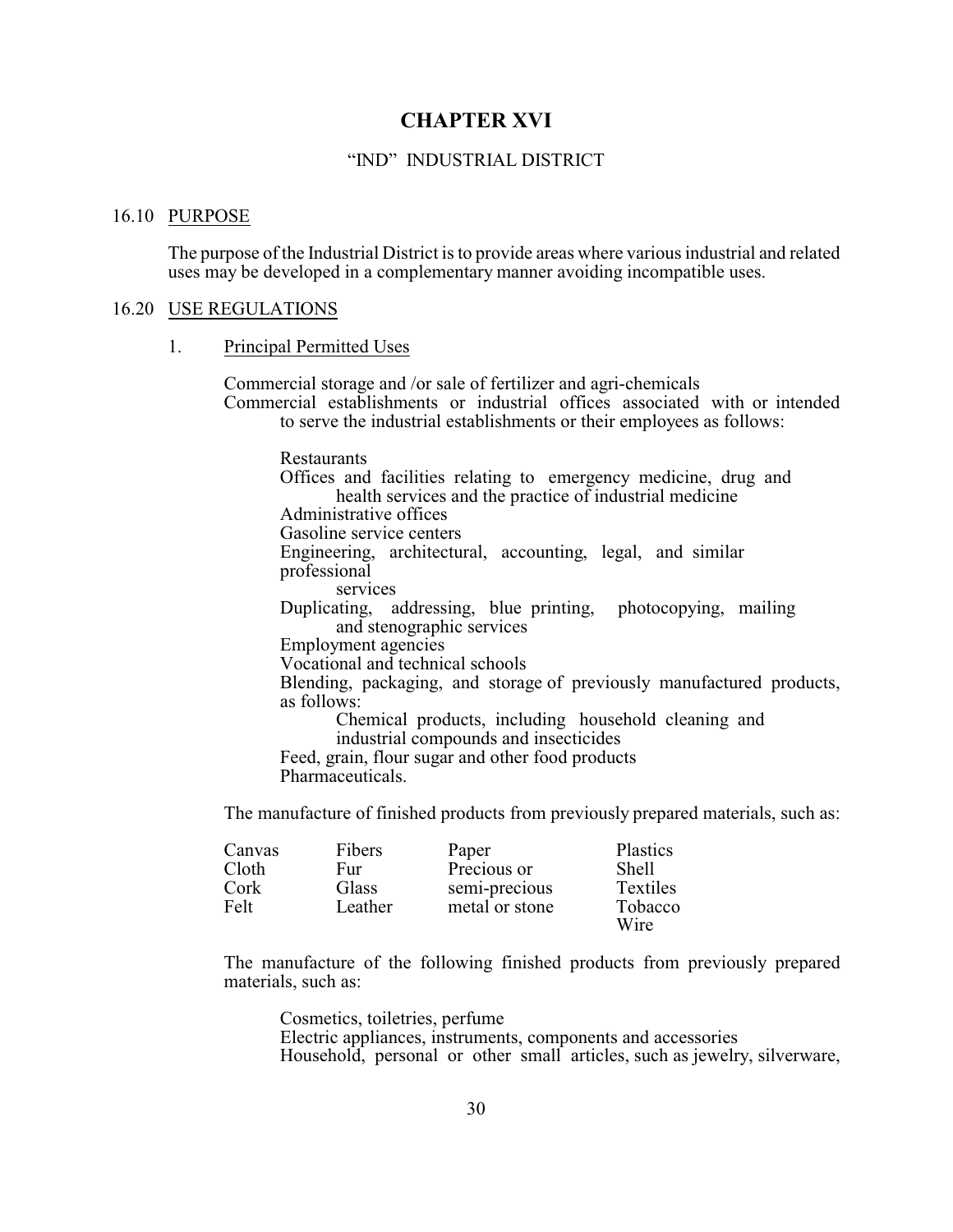# CHAPTER XVI

## "IND" INDUSTRIAL DISTRICT

### 16.10 PURPOSE

The purpose of the Industrial District is to provide areas where various industrial and related uses may be developed in a complementary manner avoiding incompatible uses.

### 16.20 USE REGULATIONS

1. Principal Permitted Uses

Commercial storage and /or sale of fertilizer and agri-chemicals

Commercial establishments or industrial offices associated with or intended to serve the industrial establishments or their employees as follows:

Restaurants

Offices and facilities relating to emergency medicine, drug and health services and the practice of industrial medicine

Administrative offices

Gasoline service centers

Engineering, architectural, accounting, legal, and similar professional services

Duplicating, addressing, blue printing, photocopying, mailing and stenographic services

Employment agencies

Vocational and technical schools

Blending, packaging, and storage of previously manufactured products, as follows:

Chemical products, including household cleaning and industrial compounds and insecticides

Feed, grain, flour sugar and other food products

Pharmaceuticals.

The manufacture of finished products from previously prepared materials, such as:

| | | | |
|---|---|---|---|
| Canvas | Fibers | Paper | Plastics |
| Cloth | Fur | Precious or | Shell |
| Cork | Glass | semi-precious | Textiles |
| Felt | Leather | metal or stone | Tobacco |
| | | | Wire |

The manufacture of the following finished products from previously prepared materials, such as:

Cosmetics, toiletries, perfume

Electric appliances, instruments, components and accessories

Household, personal or other small articles, such as jewelry, silverware,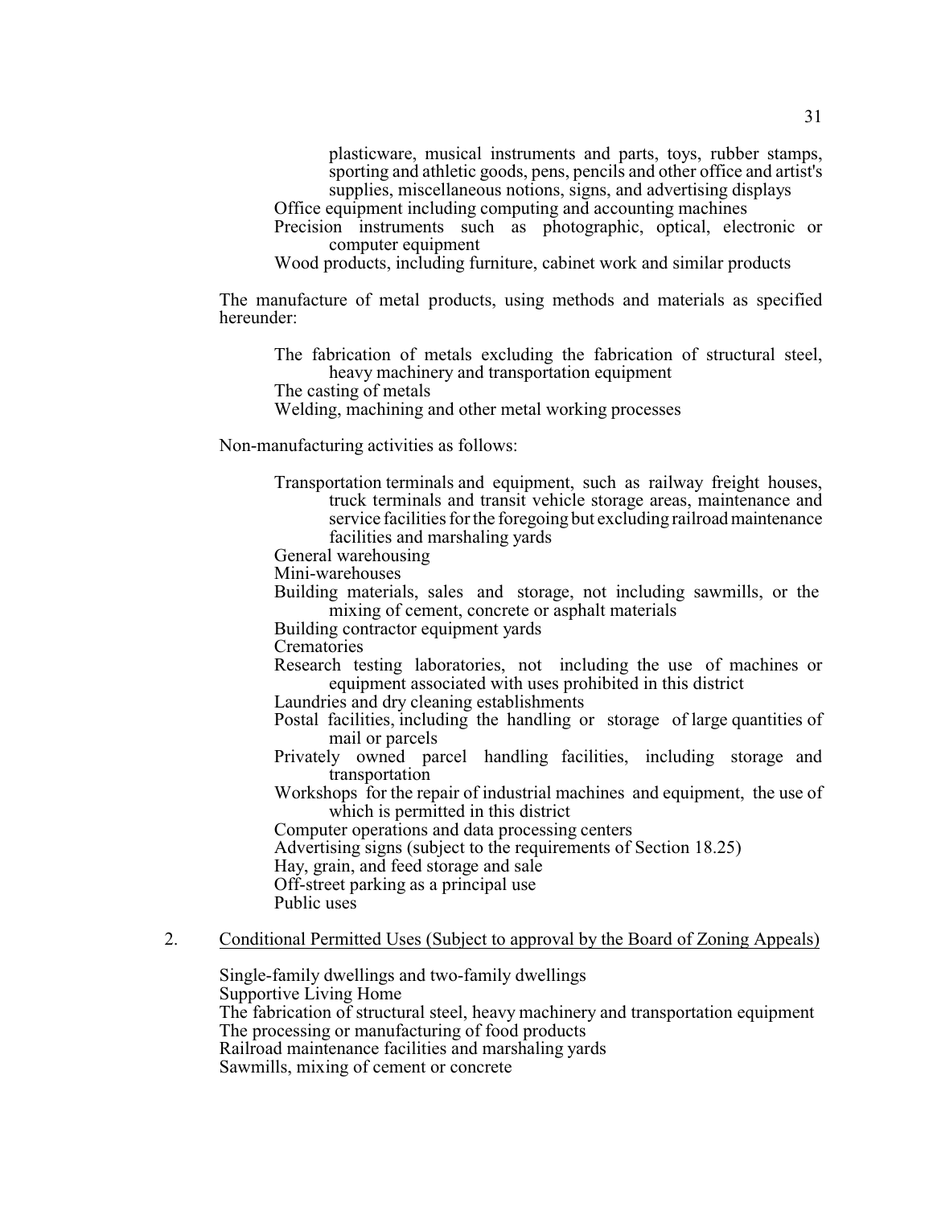plasticware, musical instruments and parts, toys, rubber stamps, sporting and athletic goods, pens, pencils and other office and artist's supplies, miscellaneous notions, signs, and advertising displays

Office equipment including computing and accounting machines

Precision instruments such as photographic, optical, electronic or computer equipment

Wood products, including furniture, cabinet work and similar products

The manufacture of metal products, using methods and materials as specified hereunder:

The fabrication of metals excluding the fabrication of structural steel, heavy machinery and transportation equipment

The casting of metals

Welding, machining and other metal working processes

Non-manufacturing activities as follows:

Transportation terminals and equipment, such as railway freight houses, truck terminals and transit vehicle storage areas, maintenance and service facilities for the foregoing but excluding railroad maintenance facilities and marshaling yards

General warehousing

Mini-warehouses

Building materials, sales and storage, not including sawmills, or the mixing of cement, concrete or asphalt materials

Building contractor equipment yards

Crematories

Research testing laboratories, not including the use of machines or equipment associated with uses prohibited in this district

Laundries and dry cleaning establishments

Postal facilities, including the handling or storage of large quantities of mail or parcels

Privately owned parcel handling facilities, including storage and transportation

Workshops for the repair of industrial machines and equipment, the use of which is permitted in this district

Computer operations and data processing centers

Advertising signs (subject to the requirements of Section 18.25)

Hay, grain, and feed storage and sale

Off-street parking as a principal use

Public uses

2. Conditional Permitted Uses (Subject to approval by the Board of Zoning Appeals)

Single-family dwellings and two-family dwellings

Supportive Living Home

The fabrication of structural steel, heavy machinery and transportation equipment

The processing or manufacturing of food products

Railroad maintenance facilities and marshaling yards

Sawmills, mixing of cement or concrete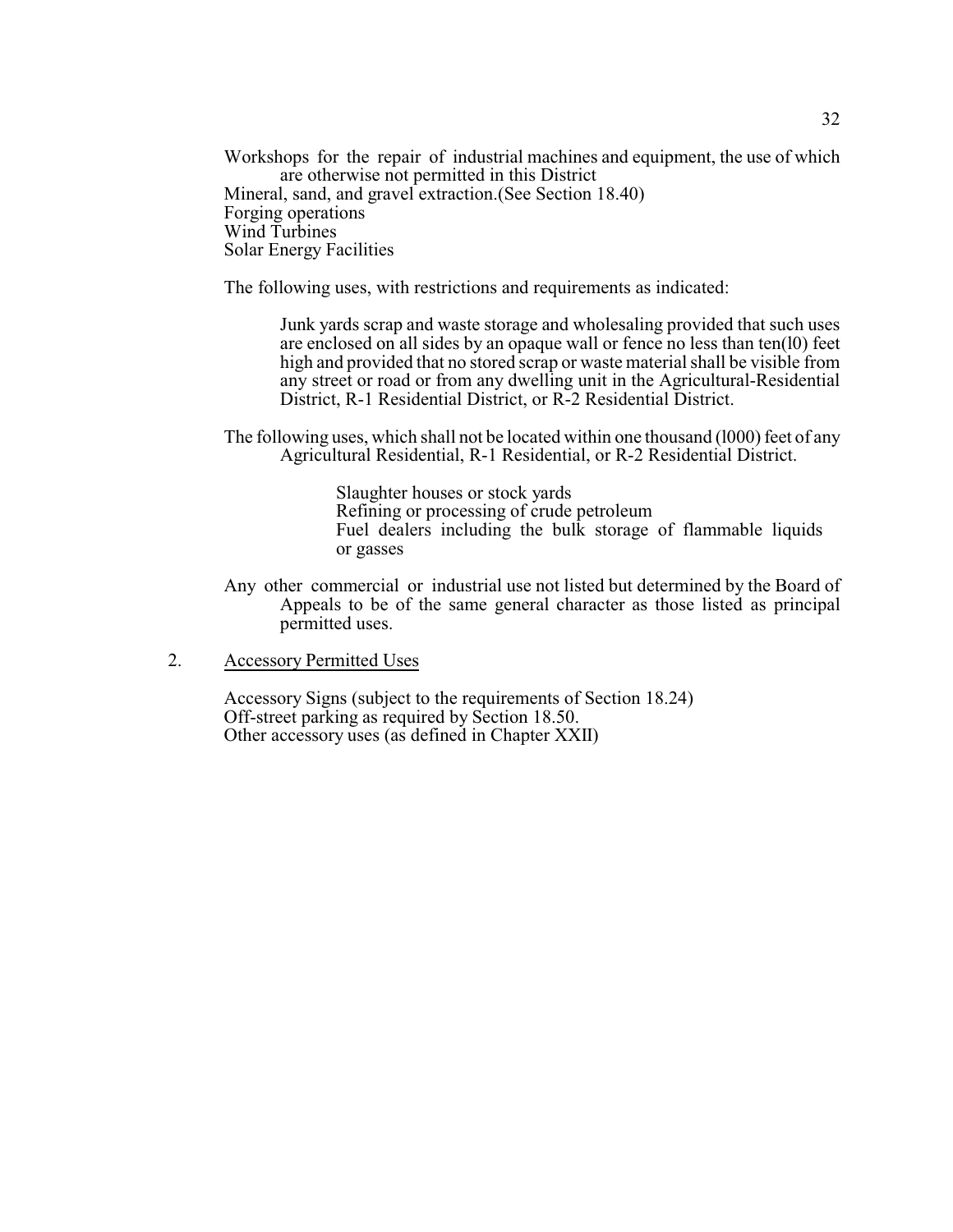Workshops for the repair of industrial machines and equipment, the use of which are otherwise not permitted in this District
Mineral, sand, and gravel extraction.(See Section 18.40)
Forging operations
Wind Turbines
Solar Energy Facilities

The following uses, with restrictions and requirements as indicated:

Junk yards scrap and waste storage and wholesaling provided that such uses are enclosed on all sides by an opaque wall or fence no less than ten(l0) feet high and provided that no stored scrap or waste material shall be visible from any street or road or from any dwelling unit in the Agricultural-Residential District, R-1 Residential District, or R-2 Residential District.

The following uses, which shall not be located within one thousand (l000) feet of any Agricultural Residential, R-1 Residential, or R-2 Residential District.

Slaughter houses or stock yards
Refining or processing of crude petroleum
Fuel dealers including the bulk storage of flammable liquids or gasses

Any other commercial or industrial use not listed but determined by the Board of Appeals to be of the same general character as those listed as principal permitted uses.

2. Accessory Permitted Uses

Accessory Signs (subject to the requirements of Section 18.24)
Off-street parking as required by Section 18.50.
Other accessory uses (as defined in Chapter XXII)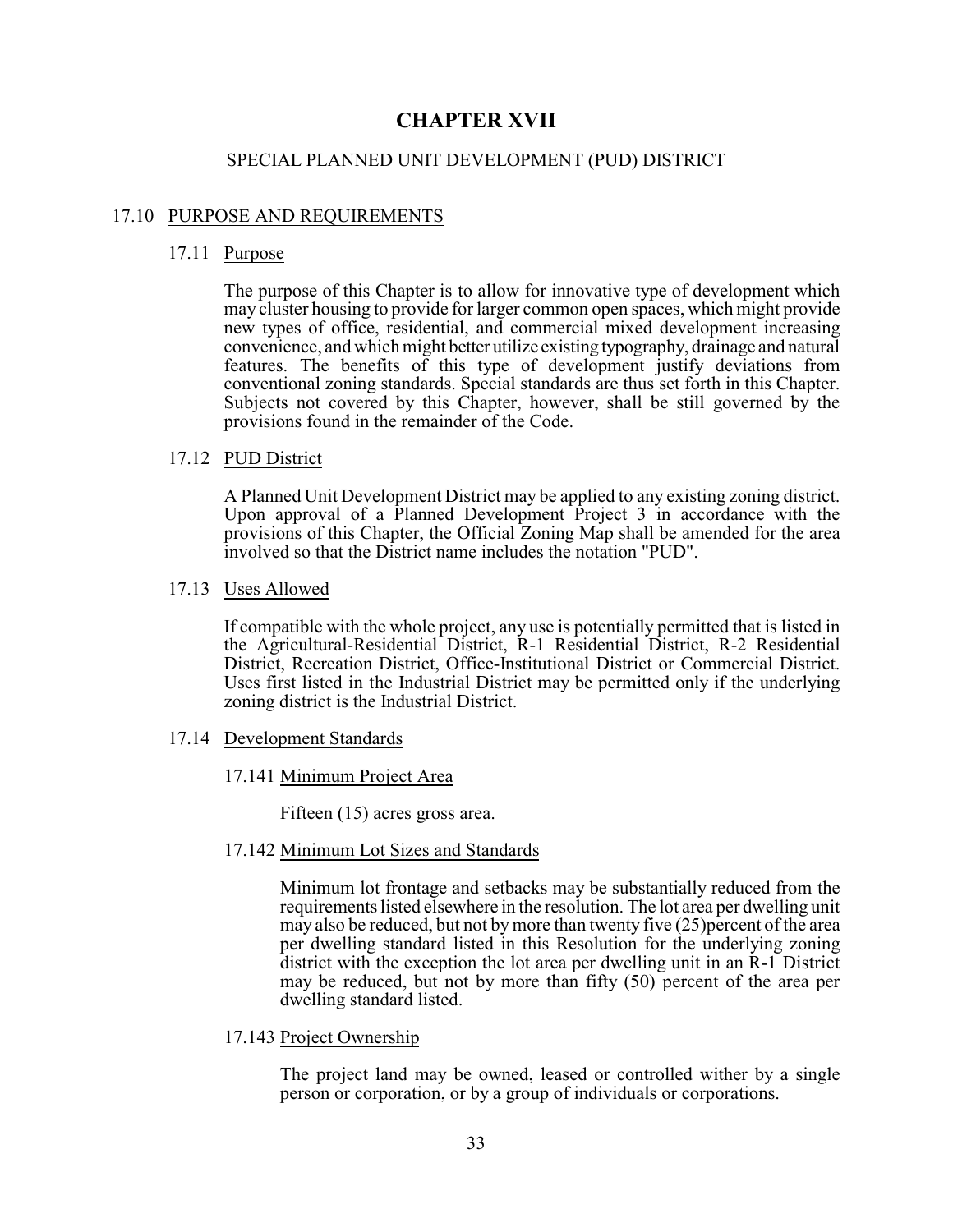# CHAPTER XVII

## SPECIAL PLANNED UNIT DEVELOPMENT (PUD) DISTRICT

### 17.10 PURPOSE AND REQUIREMENTS

#### 17.11 Purpose

The purpose of this Chapter is to allow for innovative type of development which may cluster housing to provide for larger common open spaces, which might provide new types of office, residential, and commercial mixed development increasing convenience, and which might better utilize existing typography, drainage and natural features. The benefits of this type of development justify deviations from conventional zoning standards. Special standards are thus set forth in this Chapter. Subjects not covered by this Chapter, however, shall be still governed by the provisions found in the remainder of the Code.

#### 17.12 PUD District

A Planned Unit Development District may be applied to any existing zoning district. Upon approval of a Planned Development Project 3 in accordance with the provisions of this Chapter, the Official Zoning Map shall be amended for the area involved so that the District name includes the notation "PUD".

#### 17.13 Uses Allowed

If compatible with the whole project, any use is potentially permitted that is listed in the Agricultural-Residential District, R-1 Residential District, R-2 Residential District, Recreation District, Office-Institutional District or Commercial District. Uses first listed in the Industrial District may be permitted only if the underlying zoning district is the Industrial District.

#### 17.14 Development Standards

##### 17.141 Minimum Project Area

Fifteen (15) acres gross area.

##### 17.142 Minimum Lot Sizes and Standards

Minimum lot frontage and setbacks may be substantially reduced from the requirements listed elsewhere in the resolution. The lot area per dwelling unit may also be reduced, but not by more than twenty five (25)percent of the area per dwelling standard listed in this Resolution for the underlying zoning district with the exception the lot area per dwelling unit in an R-1 District may be reduced, but not by more than fifty (50) percent of the area per dwelling standard listed.

##### 17.143 Project Ownership

The project land may be owned, leased or controlled wither by a single person or corporation, or by a group of individuals or corporations.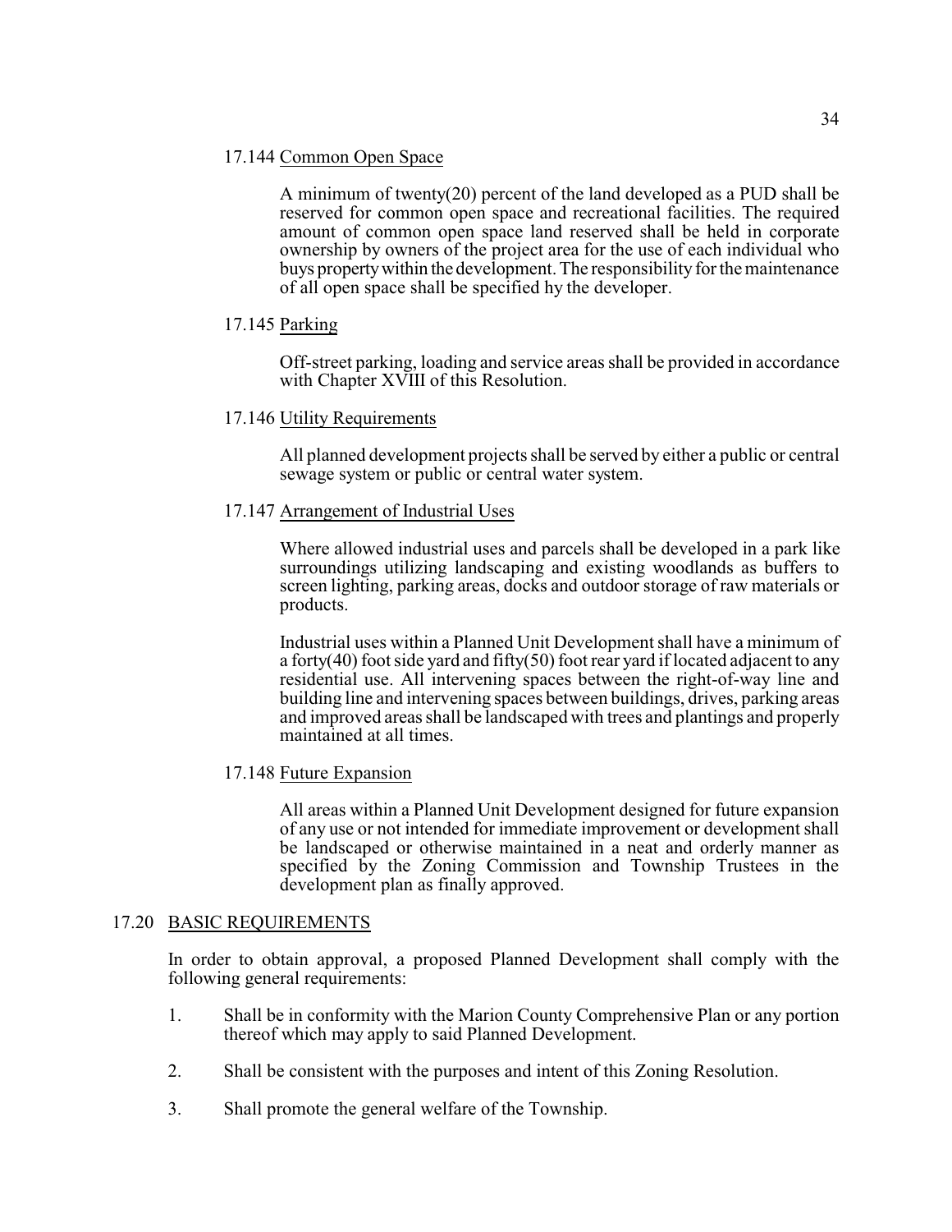17.144 Common Open Space

A minimum of twenty(20) percent of the land developed as a PUD shall be reserved for common open space and recreational facilities. The required amount of common open space land reserved shall be held in corporate ownership by owners of the project area for the use of each individual who buys property within the development. The responsibility for the maintenance of all open space shall be specified hy the developer.

17.145 Parking

Off-street parking, loading and service areas shall be provided in accordance with Chapter XVIII of this Resolution.

17.146 Utility Requirements

All planned development projects shall be served by either a public or central sewage system or public or central water system.

17.147 Arrangement of Industrial Uses

Where allowed industrial uses and parcels shall be developed in a park like surroundings utilizing landscaping and existing woodlands as buffers to screen lighting, parking areas, docks and outdoor storage of raw materials or products.

Industrial uses within a Planned Unit Development shall have a minimum of a forty(40) foot side yard and fifty(50) foot rear yard if located adjacent to any residential use. All intervening spaces between the right-of-way line and building line and intervening spaces between buildings, drives, parking areas and improved areas shall be landscaped with trees and plantings and properly maintained at all times.

17.148 Future Expansion

All areas within a Planned Unit Development designed for future expansion of any use or not intended for immediate improvement or development shall be landscaped or otherwise maintained in a neat and orderly manner as specified by the Zoning Commission and Township Trustees in the development plan as finally approved.

## 17.20 BASIC REQUIREMENTS

In order to obtain approval, a proposed Planned Development shall comply with the following general requirements:

1. Shall be in conformity with the Marion County Comprehensive Plan or any portion thereof which may apply to said Planned Development.

2. Shall be consistent with the purposes and intent of this Zoning Resolution.

3. Shall promote the general welfare of the Township.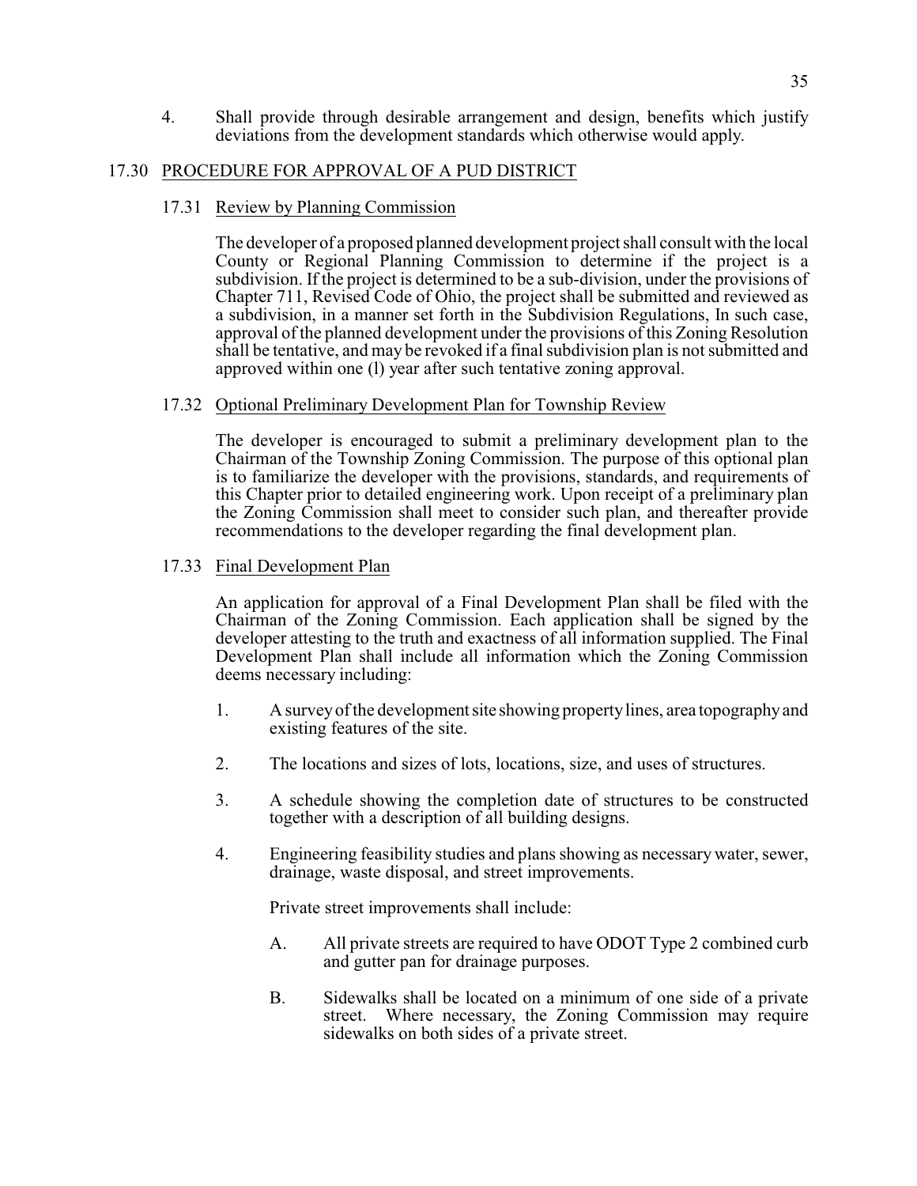4. Shall provide through desirable arrangement and design, benefits which justify deviations from the development standards which otherwise would apply.

## 17.30 PROCEDURE FOR APPROVAL OF A PUD DISTRICT

### 17.31 Review by Planning Commission

The developer of a proposed planned development project shall consult with the local County or Regional Planning Commission to determine if the project is a subdivision. If the project is determined to be a sub-division, under the provisions of Chapter 711, Revised Code of Ohio, the project shall be submitted and reviewed as a subdivision, in a manner set forth in the Subdivision Regulations, In such case, approval of the planned development under the provisions of this Zoning Resolution shall be tentative, and may be revoked if a final subdivision plan is not submitted and approved within one (l) year after such tentative zoning approval.

### 17.32 Optional Preliminary Development Plan for Township Review

The developer is encouraged to submit a preliminary development plan to the Chairman of the Township Zoning Commission. The purpose of this optional plan is to familiarize the developer with the provisions, standards, and requirements of this Chapter prior to detailed engineering work. Upon receipt of a preliminary plan the Zoning Commission shall meet to consider such plan, and thereafter provide recommendations to the developer regarding the final development plan.

### 17.33 Final Development Plan

An application for approval of a Final Development Plan shall be filed with the Chairman of the Zoning Commission. Each application shall be signed by the developer attesting to the truth and exactness of all information supplied. The Final Development Plan shall include all information which the Zoning Commission deems necessary including:

1. A survey of the development site showing property lines, area topography and existing features of the site.

2. The locations and sizes of lots, locations, size, and uses of structures.

3. A schedule showing the completion date of structures to be constructed together with a description of all building designs.

4. Engineering feasibility studies and plans showing as necessary water, sewer, drainage, waste disposal, and street improvements.

   Private street improvements shall include:

   A. All private streets are required to have ODOT Type 2 combined curb and gutter pan for drainage purposes.

   B. Sidewalks shall be located on a minimum of one side of a private street. Where necessary, the Zoning Commission may require sidewalks on both sides of a private street.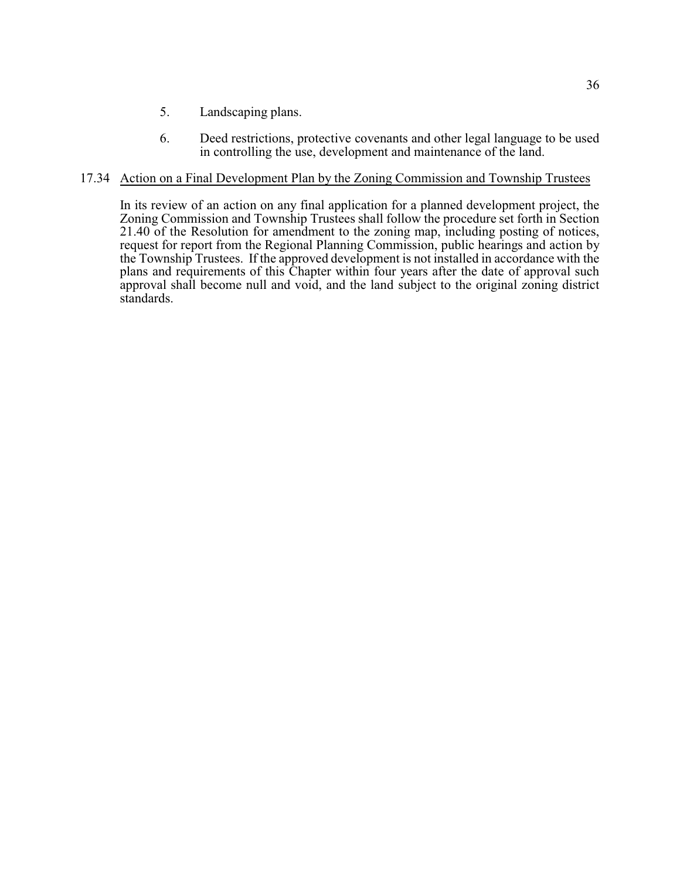5. Landscaping plans.

6. Deed restrictions, protective covenants and other legal language to be used in controlling the use, development and maintenance of the land.

## 17.34 Action on a Final Development Plan by the Zoning Commission and Township Trustees

In its review of an action on any final application for a planned development project, the Zoning Commission and Township Trustees shall follow the procedure set forth in Section 21.40 of the Resolution for amendment to the zoning map, including posting of notices, request for report from the Regional Planning Commission, public hearings and action by the Township Trustees. If the approved development is not installed in accordance with the plans and requirements of this Chapter within four years after the date of approval such approval shall become null and void, and the land subject to the original zoning district standards.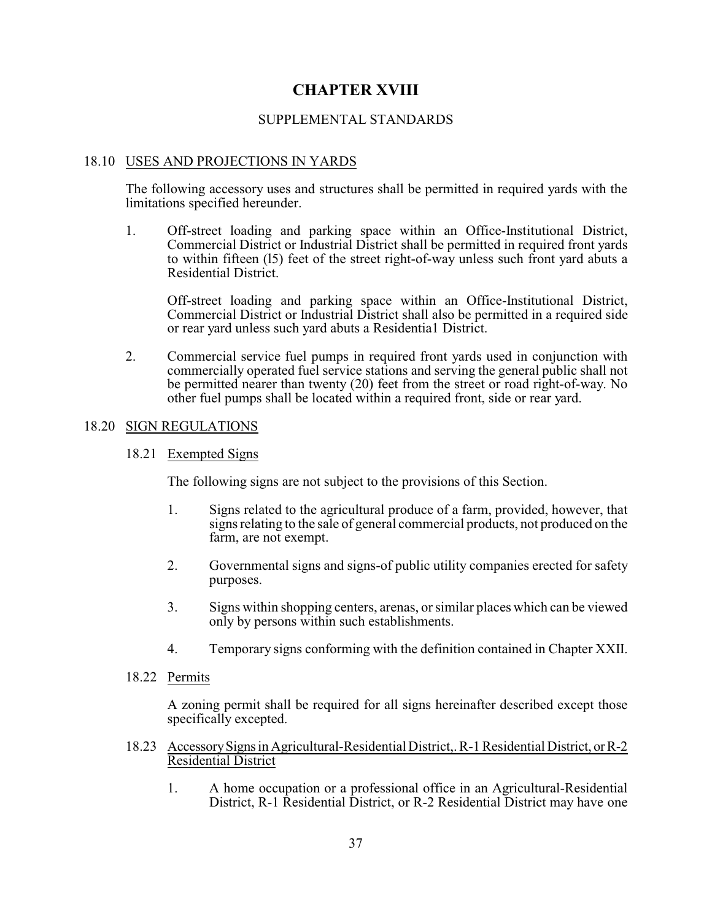# CHAPTER XVIII

## SUPPLEMENTAL STANDARDS

### 18.10 USES AND PROJECTIONS IN YARDS

The following accessory uses and structures shall be permitted in required yards with the limitations specified hereunder.

1. Off-street loading and parking space within an Office-Institutional District, Commercial District or Industrial District shall be permitted in required front yards to within fifteen (l5) feet of the street right-of-way unless such front yard abuts a Residential District.

   Off-street loading and parking space within an Office-Institutional District, Commercial District or Industrial District shall also be permitted in a required side or rear yard unless such yard abuts a Residentia1 District.

2. Commercial service fuel pumps in required front yards used in conjunction with commercially operated fuel service stations and serving the general public shall not be permitted nearer than twenty (20) feet from the street or road right-of-way. No other fuel pumps shall be located within a required front, side or rear yard.

### 18.20 SIGN REGULATIONS

#### 18.21 Exempted Signs

The following signs are not subject to the provisions of this Section.

1. Signs related to the agricultural produce of a farm, provided, however, that signs relating to the sale of general commercial products, not produced on the farm, are not exempt.

2. Governmental signs and signs-of public utility companies erected for safety purposes.

3. Signs within shopping centers, arenas, or similar places which can be viewed only by persons within such establishments.

4. Temporary signs conforming with the definition contained in Chapter XXII.

#### 18.22 Permits

A zoning permit shall be required for all signs hereinafter described except those specifically excepted.

#### 18.23 Accessory Signs in Agricultural-Residential District,. R-1 Residential District, or R-2 Residential District

1. A home occupation or a professional office in an Agricultural-Residential District, R-1 Residential District, or R-2 Residential District may have one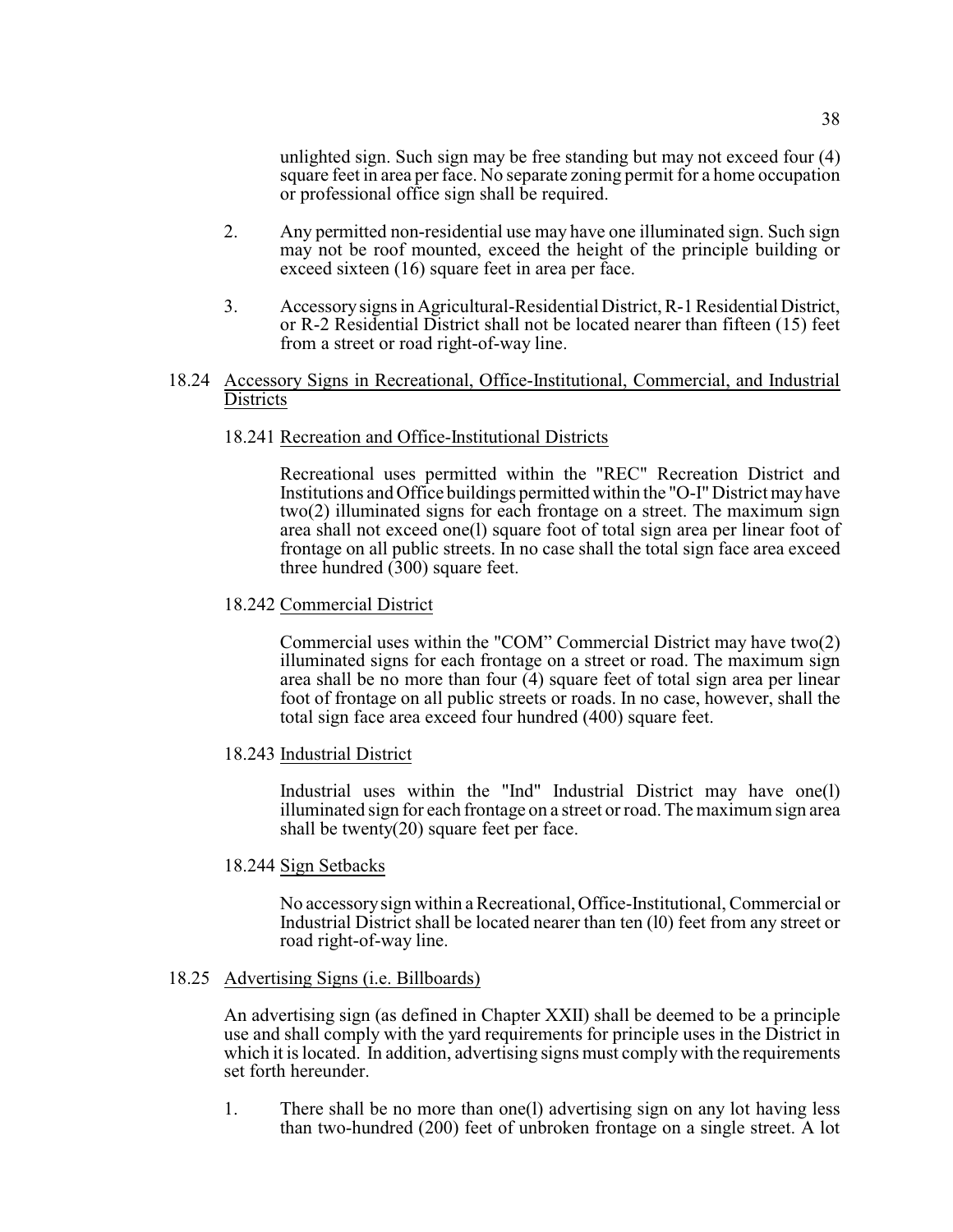unlighted sign. Such sign may be free standing but may not exceed four (4) square feet in area per face. No separate zoning permit for a home occupation or professional office sign shall be required.

2. Any permitted non-residential use may have one illuminated sign. Such sign may not be roof mounted, exceed the height of the principle building or exceed sixteen (16) square feet in area per face.

3. Accessory signs in Agricultural-Residential District, R-1 Residential District, or R-2 Residential District shall not be located nearer than fifteen (15) feet from a street or road right-of-way line.

18.24 Accessory Signs in Recreational, Office-Institutional, Commercial, and Industrial Districts

18.241 Recreation and Office-Institutional Districts

Recreational uses permitted within the "REC" Recreation District and Institutions and Office buildings permitted within the "O-I" District may have two(2) illuminated signs for each frontage on a street. The maximum sign area shall not exceed one(l) square foot of total sign area per linear foot of frontage on all public streets. In no case shall the total sign face area exceed three hundred (300) square feet.

18.242 Commercial District

Commercial uses within the "COM" Commercial District may have two(2) illuminated signs for each frontage on a street or road. The maximum sign area shall be no more than four (4) square feet of total sign area per linear foot of frontage on all public streets or roads. In no case, however, shall the total sign face area exceed four hundred (400) square feet.

18.243 Industrial District

Industrial uses within the "Ind" Industrial District may have one(l) illuminated sign for each frontage on a street or road. The maximum sign area shall be twenty(20) square feet per face.

18.244 Sign Setbacks

No accessory sign within a Recreational, Office-Institutional, Commercial or Industrial District shall be located nearer than ten (l0) feet from any street or road right-of-way line.

18.25 Advertising Signs (i.e. Billboards)

An advertising sign (as defined in Chapter XXII) shall be deemed to be a principle use and shall comply with the yard requirements for principle uses in the District in which it is located. In addition, advertising signs must comply with the requirements set forth hereunder.

1. There shall be no more than one(l) advertising sign on any lot having less than two-hundred (200) feet of unbroken frontage on a single street. A lot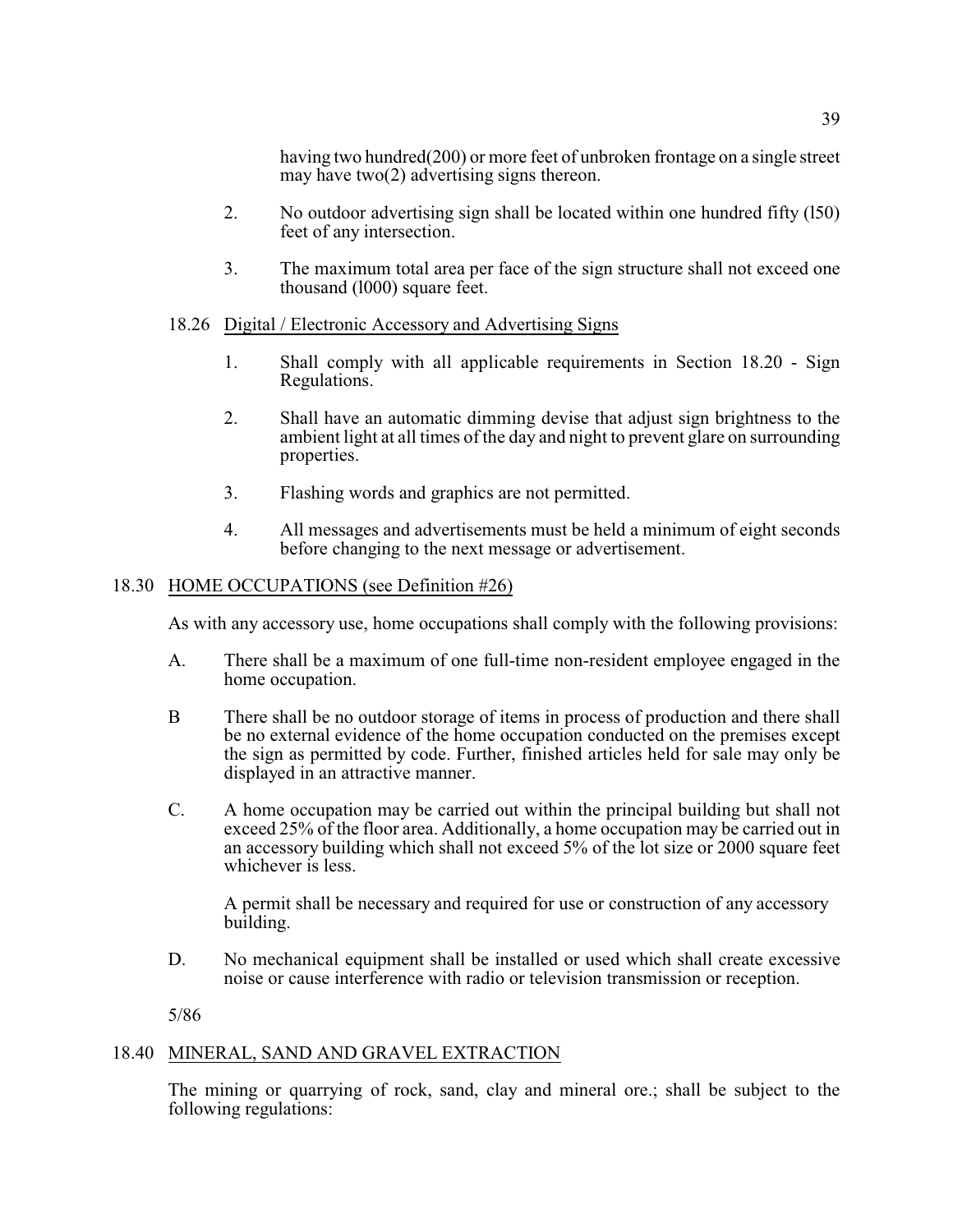having two hundred(200) or more feet of unbroken frontage on a single street may have two(2) advertising signs thereon.

2. No outdoor advertising sign shall be located within one hundred fifty (l50) feet of any intersection.

3. The maximum total area per face of the sign structure shall not exceed one thousand (l000) square feet.

18.26 Digital / Electronic Accessory and Advertising Signs

1. Shall comply with all applicable requirements in Section 18.20 - Sign Regulations.

2. Shall have an automatic dimming devise that adjust sign brightness to the ambient light at all times of the day and night to prevent glare on surrounding properties.

3. Flashing words and graphics are not permitted.

4. All messages and advertisements must be held a minimum of eight seconds before changing to the next message or advertisement.

## 18.30 HOME OCCUPATIONS (see Definition #26)

As with any accessory use, home occupations shall comply with the following provisions:

A. There shall be a maximum of one full-time non-resident employee engaged in the home occupation.

B There shall be no outdoor storage of items in process of production and there shall be no external evidence of the home occupation conducted on the premises except the sign as permitted by code. Further, finished articles held for sale may only be displayed in an attractive manner.

C. A home occupation may be carried out within the principal building but shall not exceed 25% of the floor area. Additionally, a home occupation may be carried out in an accessory building which shall not exceed 5% of the lot size or 2000 square feet whichever is less.

A permit shall be necessary and required for use or construction of any accessory building.

D. No mechanical equipment shall be installed or used which shall create excessive noise or cause interference with radio or television transmission or reception.

5/86

## 18.40 MINERAL, SAND AND GRAVEL EXTRACTION

The mining or quarrying of rock, sand, clay and mineral ore.; shall be subject to the following regulations: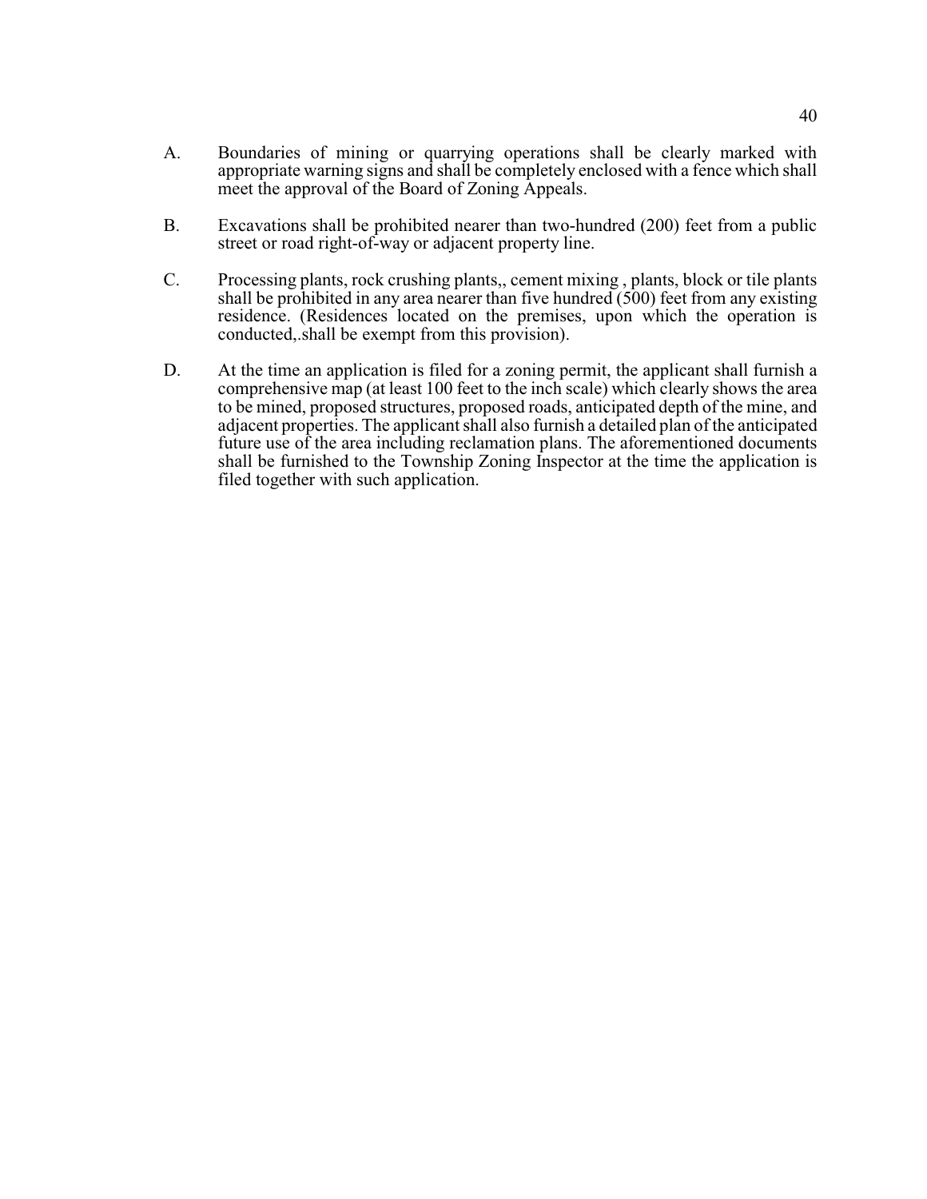A. Boundaries of mining or quarrying operations shall be clearly marked with appropriate warning signs and shall be completely enclosed with a fence which shall meet the approval of the Board of Zoning Appeals.

B. Excavations shall be prohibited nearer than two-hundred (200) feet from a public street or road right-of-way or adjacent property line.

C. Processing plants, rock crushing plants,, cement mixing , plants, block or tile plants shall be prohibited in any area nearer than five hundred (500) feet from any existing residence. (Residences located on the premises, upon which the operation is conducted,.shall be exempt from this provision).

D. At the time an application is filed for a zoning permit, the applicant shall furnish a comprehensive map (at least 100 feet to the inch scale) which clearly shows the area to be mined, proposed structures, proposed roads, anticipated depth of the mine, and adjacent properties. The applicant shall also furnish a detailed plan of the anticipated future use of the area including reclamation plans. The aforementioned documents shall be furnished to the Township Zoning Inspector at the time the application is filed together with such application.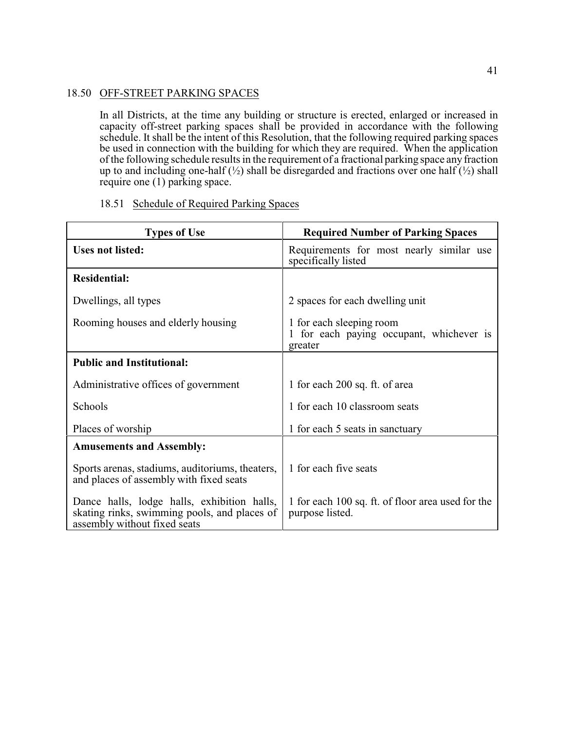## 18.50 OFF-STREET PARKING SPACES

In all Districts, at the time any building or structure is erected, enlarged or increased in capacity off-street parking spaces shall be provided in accordance with the following schedule. It shall be the intent of this Resolution, that the following required parking spaces be used in connection with the building for which they are required. When the application of the following schedule results in the requirement of a fractional parking space any fraction up to and including one-half (½) shall be disregarded and fractions over one half (½) shall require one (1) parking space.

### 18.51 Schedule of Required Parking Spaces

| Types of Use | Required Number of Parking Spaces |
|---|---|
| **Uses not listed:** | Requirements for most nearly similar use specifically listed |
| **Residential:** | |
| Dwellings, all types | 2 spaces for each dwelling unit |
| Rooming houses and elderly housing | 1 for each sleeping room<br>1 for each paying occupant, whichever is greater |
| **Public and Institutional:** | |
| Administrative offices of government | 1 for each 200 sq. ft. of area |
| Schools | 1 for each 10 classroom seats |
| Places of worship | 1 for each 5 seats in sanctuary |
| **Amusements and Assembly:** | |
| Sports arenas, stadiums, auditoriums, theaters, and places of assembly with fixed seats | 1 for each five seats |
| Dance halls, lodge halls, exhibition halls, skating rinks, swimming pools, and places of assembly without fixed seats | 1 for each 100 sq. ft. of floor area used for the purpose listed. |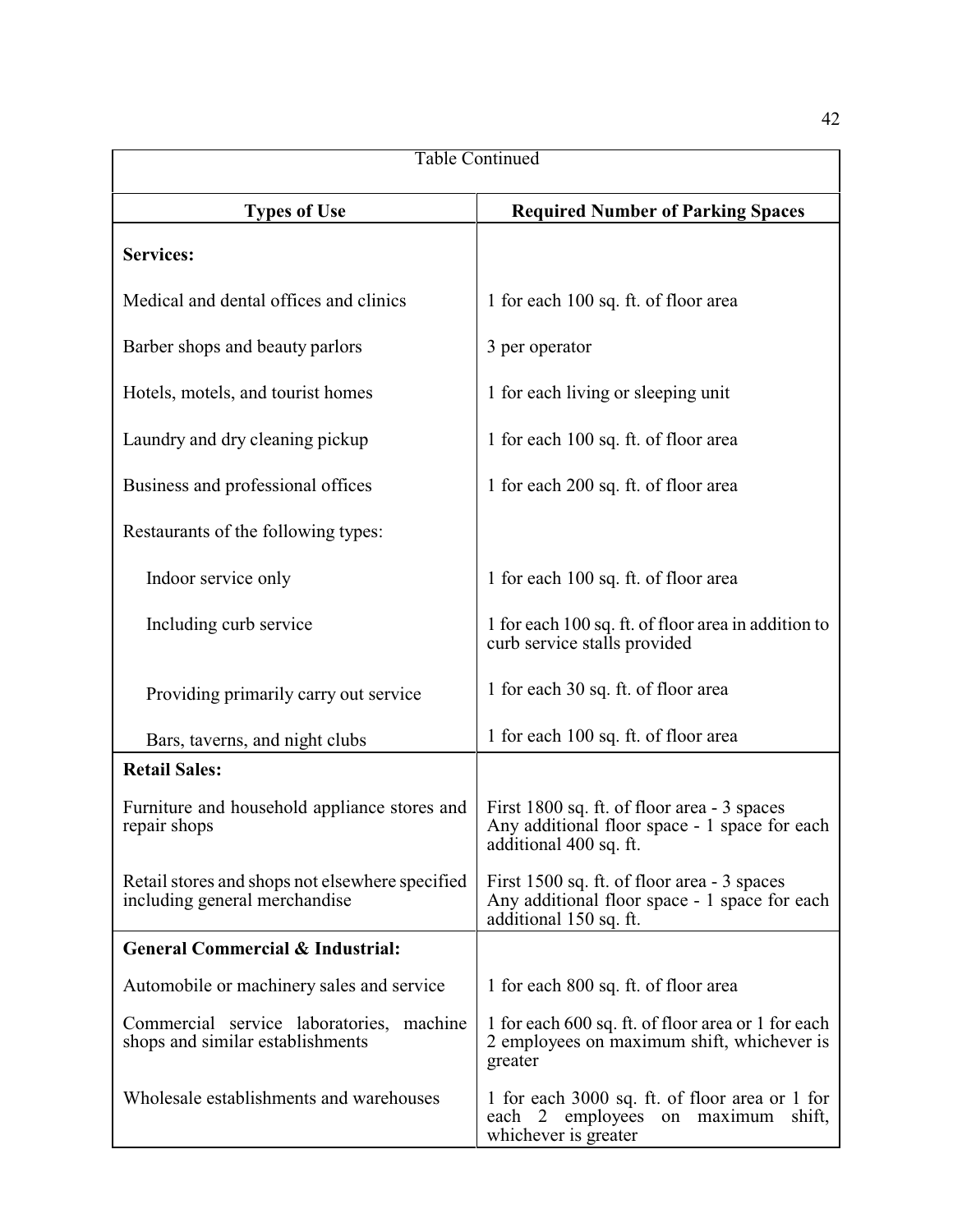| Table Continued | |
|---|---|
| **Types of Use** | **Required Number of Parking Spaces** |
| **Services:** | |
| Medical and dental offices and clinics | 1 for each 100 sq. ft. of floor area |
| Barber shops and beauty parlors | 3 per operator |
| Hotels, motels, and tourist homes | 1 for each living or sleeping unit |
| Laundry and dry cleaning pickup | 1 for each 100 sq. ft. of floor area |
| Business and professional offices | 1 for each 200 sq. ft. of floor area |
| Restaurants of the following types: | |
| Indoor service only | 1 for each 100 sq. ft. of floor area |
| Including curb service | 1 for each 100 sq. ft. of floor area in addition to curb service stalls provided |
| Providing primarily carry out service | 1 for each 30 sq. ft. of floor area |
| Bars, taverns, and night clubs | 1 for each 100 sq. ft. of floor area |
| **Retail Sales:** | |
| Furniture and household appliance stores and repair shops | First 1800 sq. ft. of floor area - 3 spaces<br>Any additional floor space - 1 space for each additional 400 sq. ft. |
| Retail stores and shops not elsewhere specified including general merchandise | First 1500 sq. ft. of floor area - 3 spaces<br>Any additional floor space - 1 space for each additional 150 sq. ft. |
| **General Commercial & Industrial:** | |
| Automobile or machinery sales and service | 1 for each 800 sq. ft. of floor area |
| Commercial service laboratories, machine shops and similar establishments | 1 for each 600 sq. ft. of floor area or 1 for each 2 employees on maximum shift, whichever is greater |
| Wholesale establishments and warehouses | 1 for each 3000 sq. ft. of floor area or 1 for each 2 employees on maximum shift, whichever is greater |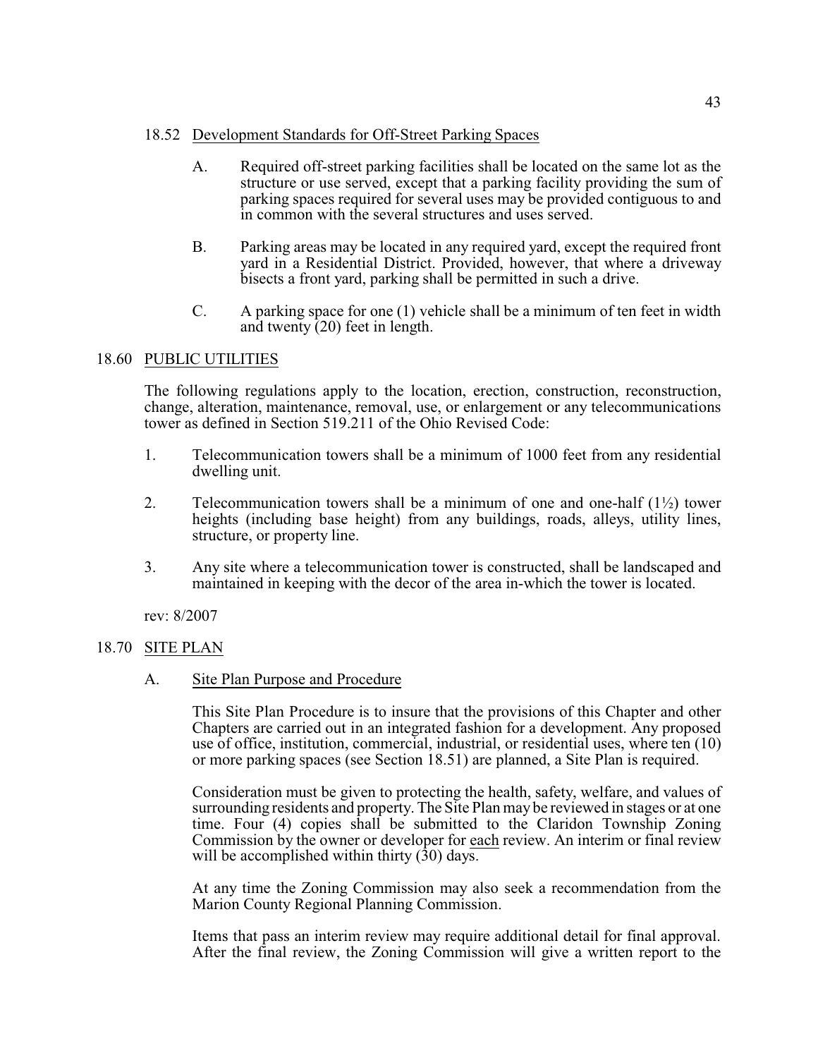18.52 Development Standards for Off-Street Parking Spaces

A. Required off-street parking facilities shall be located on the same lot as the structure or use served, except that a parking facility providing the sum of parking spaces required for several uses may be provided contiguous to and in common with the several structures and uses served.

B. Parking areas may be located in any required yard, except the required front yard in a Residential District. Provided, however, that where a driveway bisects a front yard, parking shall be permitted in such a drive.

C. A parking space for one (1) vehicle shall be a minimum of ten feet in width and twenty (20) feet in length.

18.60 PUBLIC UTILITIES

The following regulations apply to the location, erection, construction, reconstruction, change, alteration, maintenance, removal, use, or enlargement or any telecommunications tower as defined in Section 519.211 of the Ohio Revised Code:

1. Telecommunication towers shall be a minimum of 1000 feet from any residential dwelling unit.

2. Telecommunication towers shall be a minimum of one and one-half (1½) tower heights (including base height) from any buildings, roads, alleys, utility lines, structure, or property line.

3. Any site where a telecommunication tower is constructed, shall be landscaped and maintained in keeping with the decor of the area in-which the tower is located.

rev: 8/2007

18.70 SITE PLAN

A. Site Plan Purpose and Procedure

This Site Plan Procedure is to insure that the provisions of this Chapter and other Chapters are carried out in an integrated fashion for a development. Any proposed use of office, institution, commercial, industrial, or residential uses, where ten (10) or more parking spaces (see Section 18.51) are planned, a Site Plan is required.

Consideration must be given to protecting the health, safety, welfare, and values of surrounding residents and property. The Site Plan may be reviewed in stages or at one time. Four (4) copies shall be submitted to the Claridon Township Zoning Commission by the owner or developer for each review. An interim or final review will be accomplished within thirty (30) days.

At any time the Zoning Commission may also seek a recommendation from the Marion County Regional Planning Commission.

Items that pass an interim review may require additional detail for final approval. After the final review, the Zoning Commission will give a written report to the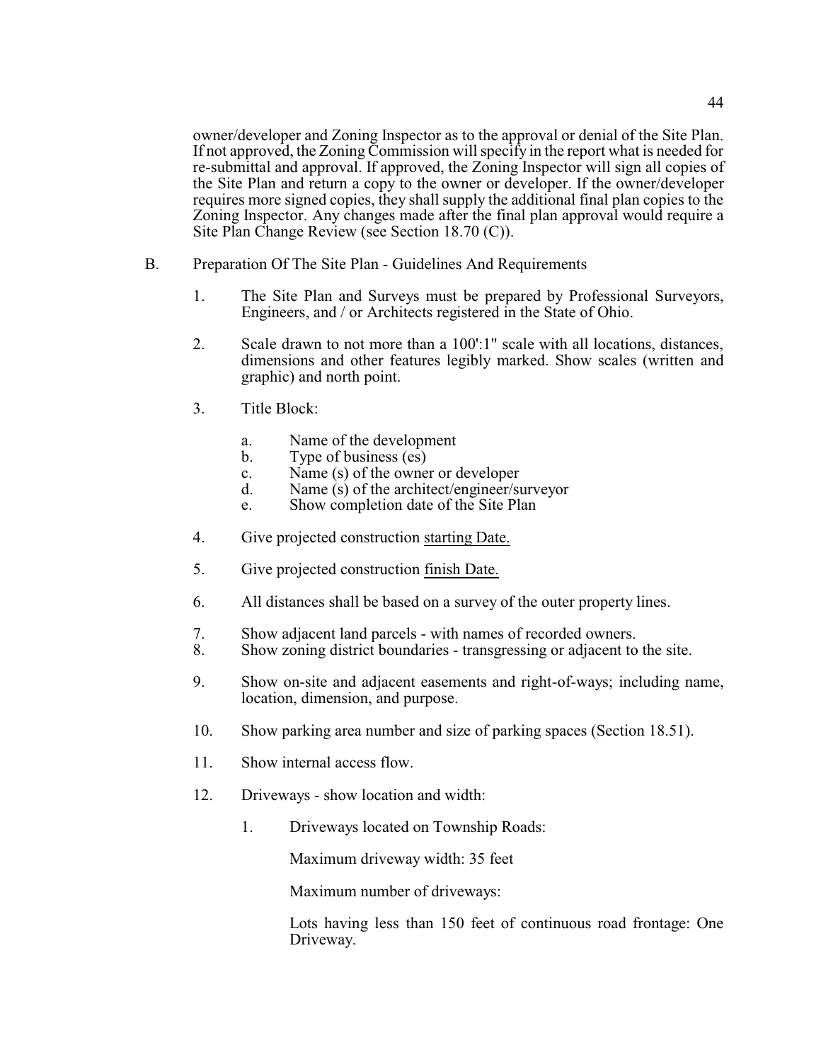owner/developer and Zoning Inspector as to the approval or denial of the Site Plan. If not approved, the Zoning Commission will specify in the report what is needed for re-submittal and approval. If approved, the Zoning Inspector will sign all copies of the Site Plan and return a copy to the owner or developer. If the owner/developer requires more signed copies, they shall supply the additional final plan copies to the Zoning Inspector. Any changes made after the final plan approval would require a Site Plan Change Review (see Section 18.70 (C)).

B. Preparation Of The Site Plan - Guidelines And Requirements

1. The Site Plan and Surveys must be prepared by Professional Surveyors, Engineers, and / or Architects registered in the State of Ohio.

2. Scale drawn to not more than a 100':1" scale with all locations, distances, dimensions and other features legibly marked. Show scales (written and graphic) and north point.

3. Title Block:

   a. Name of the development
   b. Type of business (es)
   c. Name (s) of the owner or developer
   d. Name (s) of the architect/engineer/surveyor
   e. Show completion date of the Site Plan

4. Give projected construction <u>starting Date.</u>

5. Give projected construction <u>finish Date.</u>

6. All distances shall be based on a survey of the outer property lines.

7. Show adjacent land parcels - with names of recorded owners.
8. Show zoning district boundaries - transgressing or adjacent to the site.

9. Show on-site and adjacent easements and right-of-ways; including name, location, dimension, and purpose.

10. Show parking area number and size of parking spaces (Section 18.51).

11. Show internal access flow.

12. Driveways - show location and width:

    1. Driveways located on Township Roads:

       Maximum driveway width: 35 feet

       Maximum number of driveways:

       Lots having less than 150 feet of continuous road frontage: One Driveway.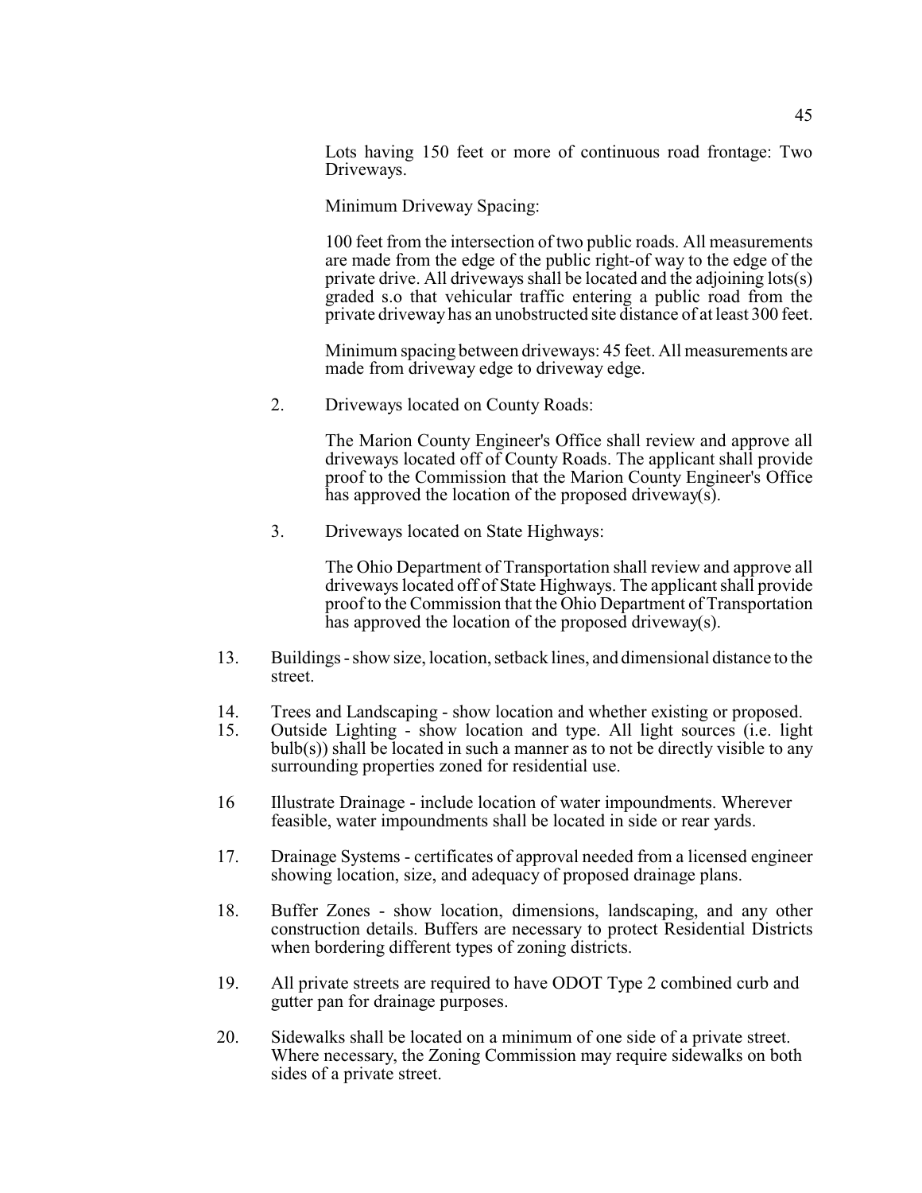Lots having 150 feet or more of continuous road frontage: Two Driveways.

Minimum Driveway Spacing:

100 feet from the intersection of two public roads. All measurements are made from the edge of the public right-of way to the edge of the private drive. All driveways shall be located and the adjoining lots(s) graded s.o that vehicular traffic entering a public road from the private driveway has an unobstructed site distance of at least 300 feet.

Minimum spacing between driveways: 45 feet. All measurements are made from driveway edge to driveway edge.

2. Driveways located on County Roads:

   The Marion County Engineer's Office shall review and approve all driveways located off of County Roads. The applicant shall provide proof to the Commission that the Marion County Engineer's Office has approved the location of the proposed driveway(s).

3. Driveways located on State Highways:

   The Ohio Department of Transportation shall review and approve all driveways located off of State Highways. The applicant shall provide proof to the Commission that the Ohio Department of Transportation has approved the location of the proposed driveway(s).

13. Buildings - show size, location, setback lines, and dimensional distance to the street.

14. Trees and Landscaping - show location and whether existing or proposed.

15. Outside Lighting - show location and type. All light sources (i.e. light bulb(s)) shall be located in such a manner as to not be directly visible to any surrounding properties zoned for residential use.

16 Illustrate Drainage - include location of water impoundments. Wherever feasible, water impoundments shall be located in side or rear yards.

17. Drainage Systems - certificates of approval needed from a licensed engineer showing location, size, and adequacy of proposed drainage plans.

18. Buffer Zones - show location, dimensions, landscaping, and any other construction details. Buffers are necessary to protect Residential Districts when bordering different types of zoning districts.

19. All private streets are required to have ODOT Type 2 combined curb and gutter pan for drainage purposes.

20. Sidewalks shall be located on a minimum of one side of a private street. Where necessary, the Zoning Commission may require sidewalks on both sides of a private street.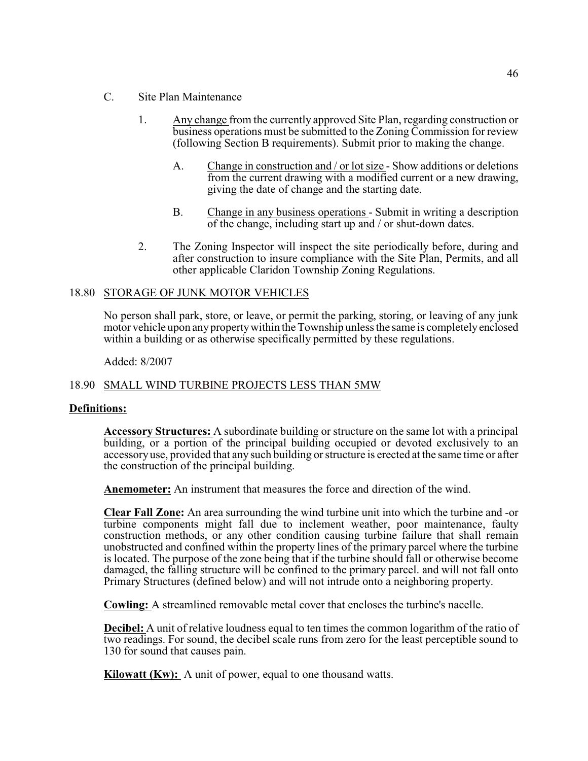C. Site Plan Maintenance

1. Any change from the currently approved Site Plan, regarding construction or business operations must be submitted to the Zoning Commission for review (following Section B requirements). Submit prior to making the change.

   A. Change in construction and / or lot size - Show additions or deletions from the current drawing with a modified current or a new drawing, giving the date of change and the starting date.

   B. Change in any business operations - Submit in writing a description of the change, including start up and / or shut-down dates.

2. The Zoning Inspector will inspect the site periodically before, during and after construction to insure compliance with the Site Plan, Permits, and all other applicable Claridon Township Zoning Regulations.

## 18.80 STORAGE OF JUNK MOTOR VEHICLES

No person shall park, store, or leave, or permit the parking, storing, or leaving of any junk motor vehicle upon any property within the Township unless the same is completely enclosed within a building or as otherwise specifically permitted by these regulations.

Added: 8/2007

## 18.90 SMALL WIND TURBINE PROJECTS LESS THAN 5MW

**Definitions:**

**Accessory Structures:** A subordinate building or structure on the same lot with a principal building, or a portion of the principal building occupied or devoted exclusively to an accessory use, provided that any such building or structure is erected at the same time or after the construction of the principal building.

**Anemometer:** An instrument that measures the force and direction of the wind.

**Clear Fall Zone:** An area surrounding the wind turbine unit into which the turbine and -or turbine components might fall due to inclement weather, poor maintenance, faulty construction methods, or any other condition causing turbine failure that shall remain unobstructed and confined within the property lines of the primary parcel where the turbine is located. The purpose of the zone being that if the turbine should fall or otherwise become damaged, the falling structure will be confined to the primary parcel. and will not fall onto Primary Structures (defined below) and will not intrude onto a neighboring property.

**Cowling:** A streamlined removable metal cover that encloses the turbine's nacelle.

**Decibel:** A unit of relative loudness equal to ten times the common logarithm of the ratio of two readings. For sound, the decibel scale runs from zero for the least perceptible sound to 130 for sound that causes pain.

**Kilowatt (Kw):** A unit of power, equal to one thousand watts.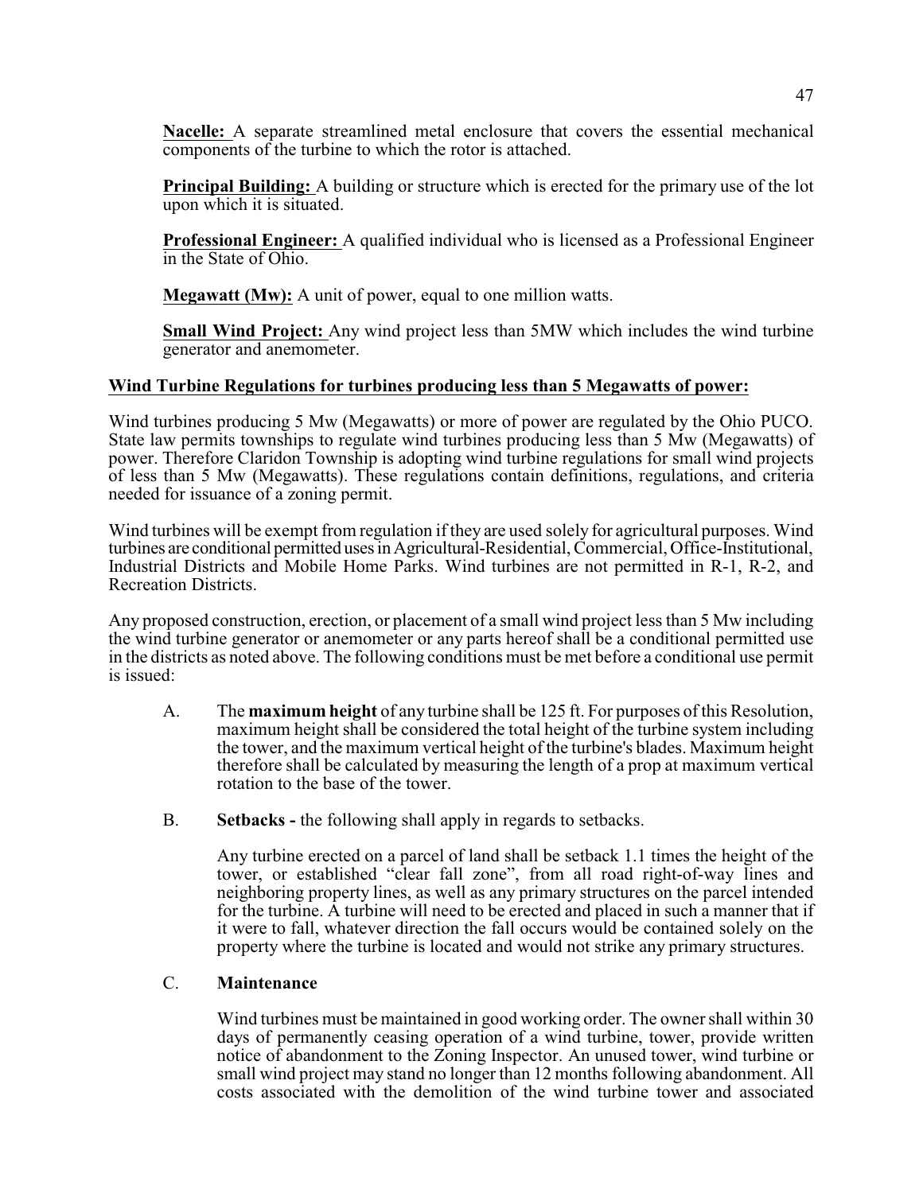**Nacelle:** A separate streamlined metal enclosure that covers the essential mechanical components of the turbine to which the rotor is attached.

**Principal Building:** A building or structure which is erected for the primary use of the lot upon which it is situated.

**Professional Engineer:** A qualified individual who is licensed as a Professional Engineer in the State of Ohio.

**Megawatt (Mw):** A unit of power, equal to one million watts.

**Small Wind Project:** Any wind project less than 5MW which includes the wind turbine generator and anemometer.

**Wind Turbine Regulations for turbines producing less than 5 Megawatts of power:**

Wind turbines producing 5 Mw (Megawatts) or more of power are regulated by the Ohio PUCO. State law permits townships to regulate wind turbines producing less than 5 Mw (Megawatts) of power. Therefore Claridon Township is adopting wind turbine regulations for small wind projects of less than 5 Mw (Megawatts). These regulations contain definitions, regulations, and criteria needed for issuance of a zoning permit.

Wind turbines will be exempt from regulation if they are used solely for agricultural purposes. Wind turbines are conditional permitted uses in Agricultural-Residential, Commercial, Office-Institutional, Industrial Districts and Mobile Home Parks. Wind turbines are not permitted in R-1, R-2, and Recreation Districts.

Any proposed construction, erection, or placement of a small wind project less than 5 Mw including the wind turbine generator or anemometer or any parts hereof shall be a conditional permitted use in the districts as noted above. The following conditions must be met before a conditional use permit is issued:

A. The **maximum height** of any turbine shall be 125 ft. For purposes of this Resolution, maximum height shall be considered the total height of the turbine system including the tower, and the maximum vertical height of the turbine's blades. Maximum height therefore shall be calculated by measuring the length of a prop at maximum vertical rotation to the base of the tower.

B. **Setbacks -** the following shall apply in regards to setbacks.

   Any turbine erected on a parcel of land shall be setback 1.1 times the height of the tower, or established "clear fall zone", from all road right-of-way lines and neighboring property lines, as well as any primary structures on the parcel intended for the turbine. A turbine will need to be erected and placed in such a manner that if it were to fall, whatever direction the fall occurs would be contained solely on the property where the turbine is located and would not strike any primary structures.

C. **Maintenance**

   Wind turbines must be maintained in good working order. The owner shall within 30 days of permanently ceasing operation of a wind turbine, tower, provide written notice of abandonment to the Zoning Inspector. An unused tower, wind turbine or small wind project may stand no longer than 12 months following abandonment. All costs associated with the demolition of the wind turbine tower and associated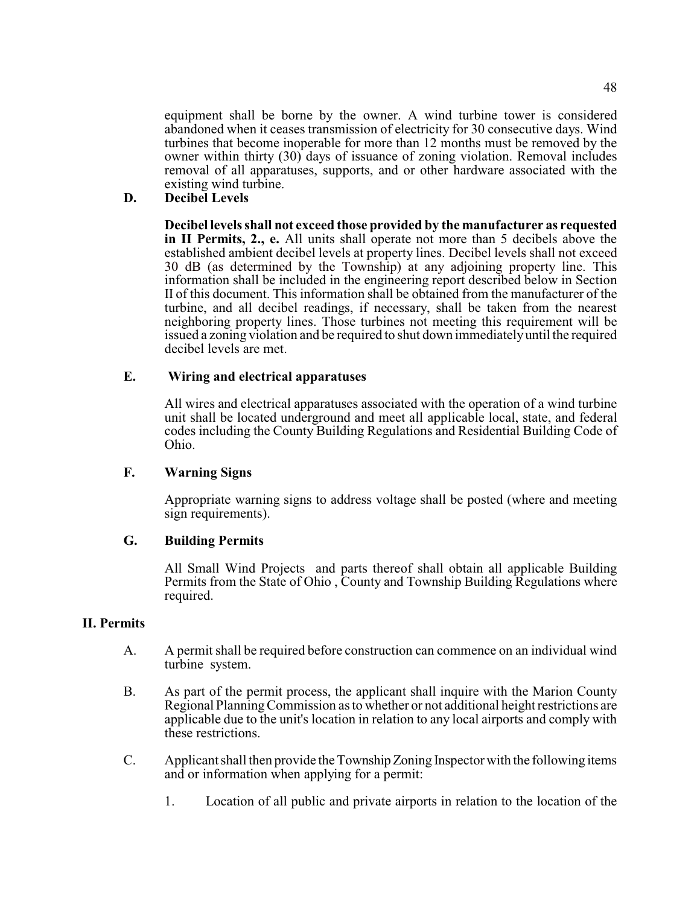equipment shall be borne by the owner. A wind turbine tower is considered abandoned when it ceases transmission of electricity for 30 consecutive days. Wind turbines that become inoperable for more than 12 months must be removed by the owner within thirty (30) days of issuance of zoning violation. Removal includes removal of all apparatuses, supports, and or other hardware associated with the existing wind turbine.

**D. Decibel Levels**

**Decibel levels shall not exceed those provided by the manufacturer as requested in II Permits, 2., e.** All units shall operate not more than 5 decibels above the established ambient decibel levels at property lines. Decibel levels shall not exceed 30 dB (as determined by the Township) at any adjoining property line. This information shall be included in the engineering report described below in Section II of this document. This information shall be obtained from the manufacturer of the turbine, and all decibel readings, if necessary, shall be taken from the nearest neighboring property lines. Those turbines not meeting this requirement will be issued a zoning violation and be required to shut down immediately until the required decibel levels are met.

**E. Wiring and electrical apparatuses**

All wires and electrical apparatuses associated with the operation of a wind turbine unit shall be located underground and meet all applicable local, state, and federal codes including the County Building Regulations and Residential Building Code of Ohio.

**F. Warning Signs**

Appropriate warning signs to address voltage shall be posted (where and meeting sign requirements).

**G. Building Permits**

All Small Wind Projects and parts thereof shall obtain all applicable Building Permits from the State of Ohio , County and Township Building Regulations where required.

## II. Permits

A. A permit shall be required before construction can commence on an individual wind turbine system.

B. As part of the permit process, the applicant shall inquire with the Marion County Regional Planning Commission as to whether or not additional height restrictions are applicable due to the unit's location in relation to any local airports and comply with these restrictions.

C. Applicant shall then provide the Township Zoning Inspector with the following items and or information when applying for a permit:

1. Location of all public and private airports in relation to the location of the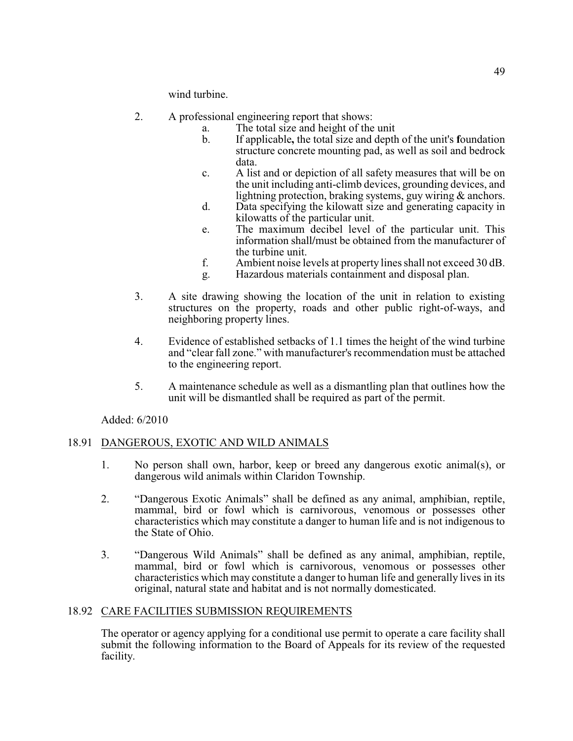wind turbine.

2. A professional engineering report that shows:
   a. The total size and height of the unit
   b. If applicable**,** the total size and depth of the unit's **f**oundation structure concrete mounting pad, as well as soil and bedrock data.
   c. A list and or depiction of all safety measures that will be on the unit including anti-climb devices, grounding devices, and lightning protection, braking systems, guy wiring & anchors.
   d. Data specifying the kilowatt size and generating capacity in kilowatts of the particular unit.
   e. The maximum decibel level of the particular unit. This information shall/must be obtained from the manufacturer of the turbine unit.
   f. Ambient noise levels at property lines shall not exceed 30 dB.
   g. Hazardous materials containment and disposal plan.

3. A site drawing showing the location of the unit in relation to existing structures on the property, roads and other public right-of-ways, and neighboring property lines.

4. Evidence of established setbacks of 1.1 times the height of the wind turbine and "clear fall zone." with manufacturer's recommendation must be attached to the engineering report.

5. A maintenance schedule as well as a dismantling plan that outlines how the unit will be dismantled shall be required as part of the permit.

Added: 6/2010

## 18.91 DANGEROUS, EXOTIC AND WILD ANIMALS

1. No person shall own, harbor, keep or breed any dangerous exotic animal(s), or dangerous wild animals within Claridon Township.

2. "Dangerous Exotic Animals" shall be defined as any animal, amphibian, reptile, mammal, bird or fowl which is carnivorous, venomous or possesses other characteristics which may constitute a danger to human life and is not indigenous to the State of Ohio.

3. "Dangerous Wild Animals" shall be defined as any animal, amphibian, reptile, mammal, bird or fowl which is carnivorous, venomous or possesses other characteristics which may constitute a danger to human life and generally lives in its original, natural state and habitat and is not normally domesticated.

## 18.92 CARE FACILITIES SUBMISSION REQUIREMENTS

The operator or agency applying for a conditional use permit to operate a care facility shall submit the following information to the Board of Appeals for its review of the requested facility.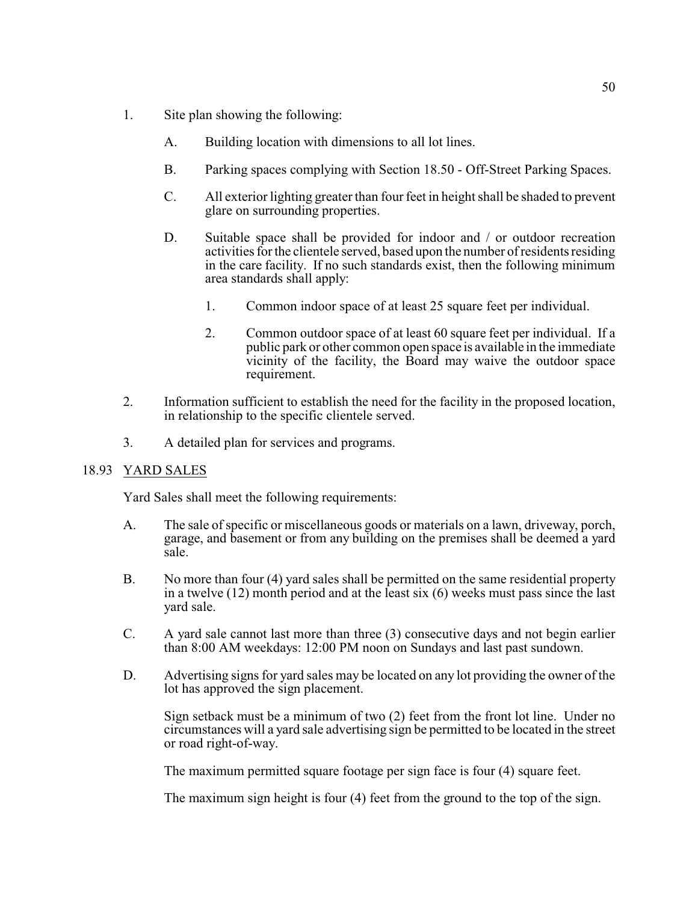1. Site plan showing the following:

   A. Building location with dimensions to all lot lines.

   B. Parking spaces complying with Section 18.50 - Off-Street Parking Spaces.

   C. All exterior lighting greater than four feet in height shall be shaded to prevent glare on surrounding properties.

   D. Suitable space shall be provided for indoor and / or outdoor recreation activities for the clientele served, based upon the number of residents residing in the care facility. If no such standards exist, then the following minimum area standards shall apply:

      1. Common indoor space of at least 25 square feet per individual.

      2. Common outdoor space of at least 60 square feet per individual. If a public park or other common open space is available in the immediate vicinity of the facility, the Board may waive the outdoor space requirement.

2. Information sufficient to establish the need for the facility in the proposed location, in relationship to the specific clientele served.

3. A detailed plan for services and programs.

## 18.93 YARD SALES

Yard Sales shall meet the following requirements:

A. The sale of specific or miscellaneous goods or materials on a lawn, driveway, porch, garage, and basement or from any building on the premises shall be deemed a yard sale.

B. No more than four (4) yard sales shall be permitted on the same residential property in a twelve (12) month period and at the least six (6) weeks must pass since the last yard sale.

C. A yard sale cannot last more than three (3) consecutive days and not begin earlier than 8:00 AM weekdays: 12:00 PM noon on Sundays and last past sundown.

D. Advertising signs for yard sales may be located on any lot providing the owner of the lot has approved the sign placement.

   Sign setback must be a minimum of two (2) feet from the front lot line. Under no circumstances will a yard sale advertising sign be permitted to be located in the street or road right-of-way.

   The maximum permitted square footage per sign face is four (4) square feet.

   The maximum sign height is four (4) feet from the ground to the top of the sign.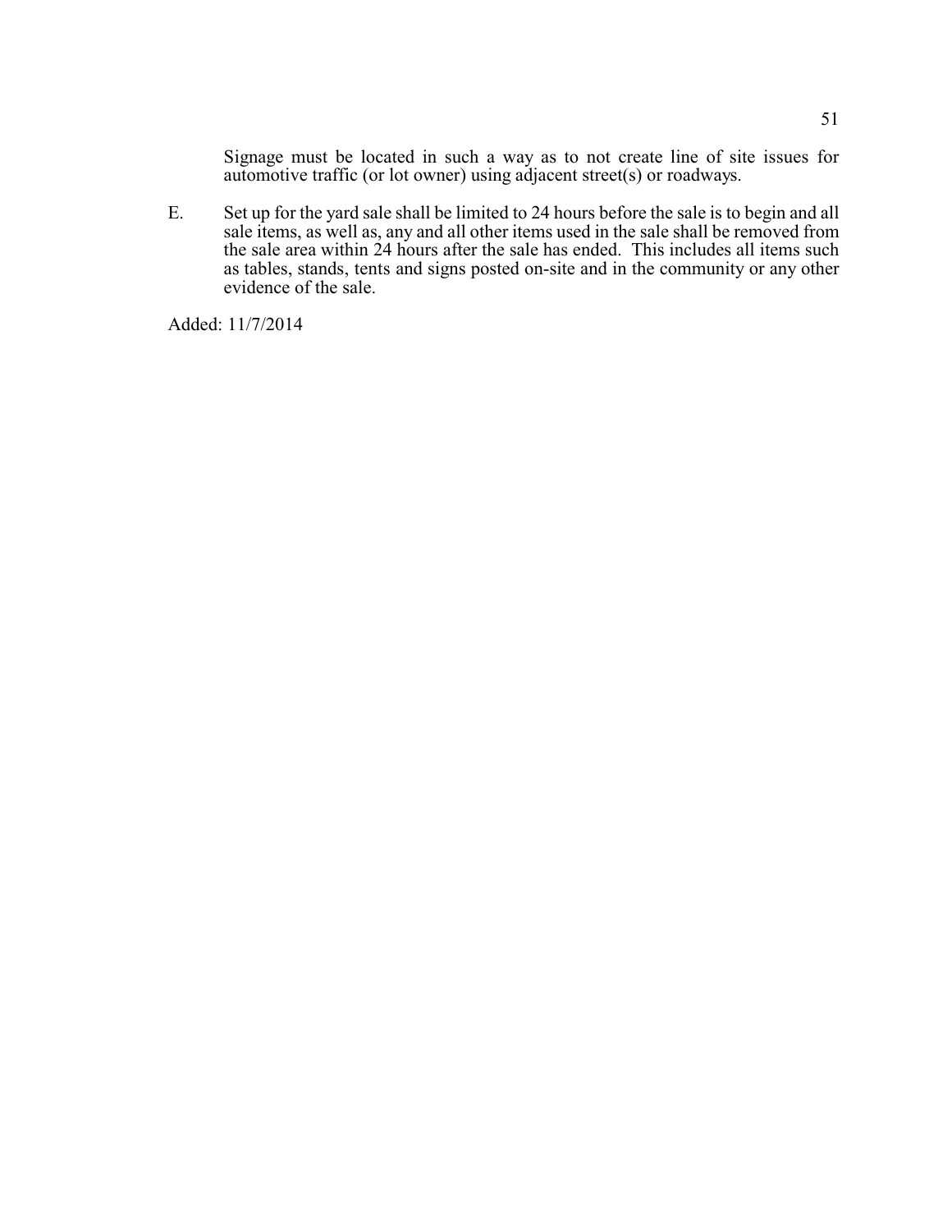Signage must be located in such a way as to not create line of site issues for automotive traffic (or lot owner) using adjacent street(s) or roadways.

E. Set up for the yard sale shall be limited to 24 hours before the sale is to begin and all sale items, as well as, any and all other items used in the sale shall be removed from the sale area within 24 hours after the sale has ended. This includes all items such as tables, stands, tents and signs posted on-site and in the community or any other evidence of the sale.

Added: 11/7/2014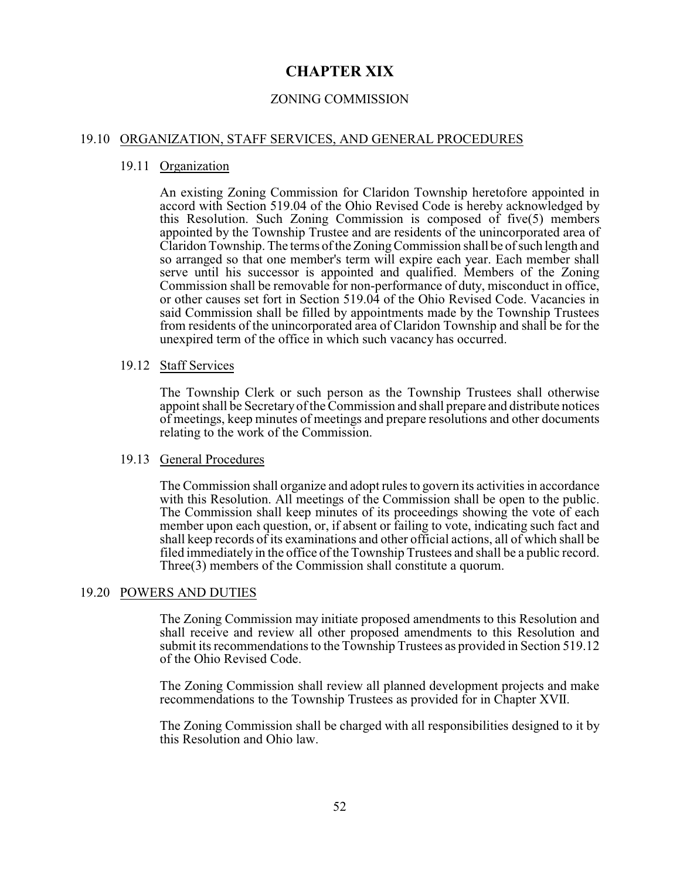# CHAPTER XIX

## ZONING COMMISSION

### 19.10 ORGANIZATION, STAFF SERVICES, AND GENERAL PROCEDURES

#### 19.11 Organization

An existing Zoning Commission for Claridon Township heretofore appointed in accord with Section 519.04 of the Ohio Revised Code is hereby acknowledged by this Resolution. Such Zoning Commission is composed of five(5) members appointed by the Township Trustee and are residents of the unincorporated area of Claridon Township. The terms of the Zoning Commission shall be of such length and so arranged so that one member's term will expire each year. Each member shall serve until his successor is appointed and qualified. Members of the Zoning Commission shall be removable for non-performance of duty, misconduct in office, or other causes set fort in Section 519.04 of the Ohio Revised Code. Vacancies in said Commission shall be filled by appointments made by the Township Trustees from residents of the unincorporated area of Claridon Township and shall be for the unexpired term of the office in which such vacancy has occurred.

#### 19.12 Staff Services

The Township Clerk or such person as the Township Trustees shall otherwise appoint shall be Secretary of the Commission and shall prepare and distribute notices of meetings, keep minutes of meetings and prepare resolutions and other documents relating to the work of the Commission.

#### 19.13 General Procedures

The Commission shall organize and adopt rules to govern its activities in accordance with this Resolution. All meetings of the Commission shall be open to the public. The Commission shall keep minutes of its proceedings showing the vote of each member upon each question, or, if absent or failing to vote, indicating such fact and shall keep records of its examinations and other official actions, all of which shall be filed immediately in the office of the Township Trustees and shall be a public record. Three(3) members of the Commission shall constitute a quorum.

### 19.20 POWERS AND DUTIES

The Zoning Commission may initiate proposed amendments to this Resolution and shall receive and review all other proposed amendments to this Resolution and submit its recommendations to the Township Trustees as provided in Section 519.12 of the Ohio Revised Code.

The Zoning Commission shall review all planned development projects and make recommendations to the Township Trustees as provided for in Chapter XVII.

The Zoning Commission shall be charged with all responsibilities designed to it by this Resolution and Ohio law.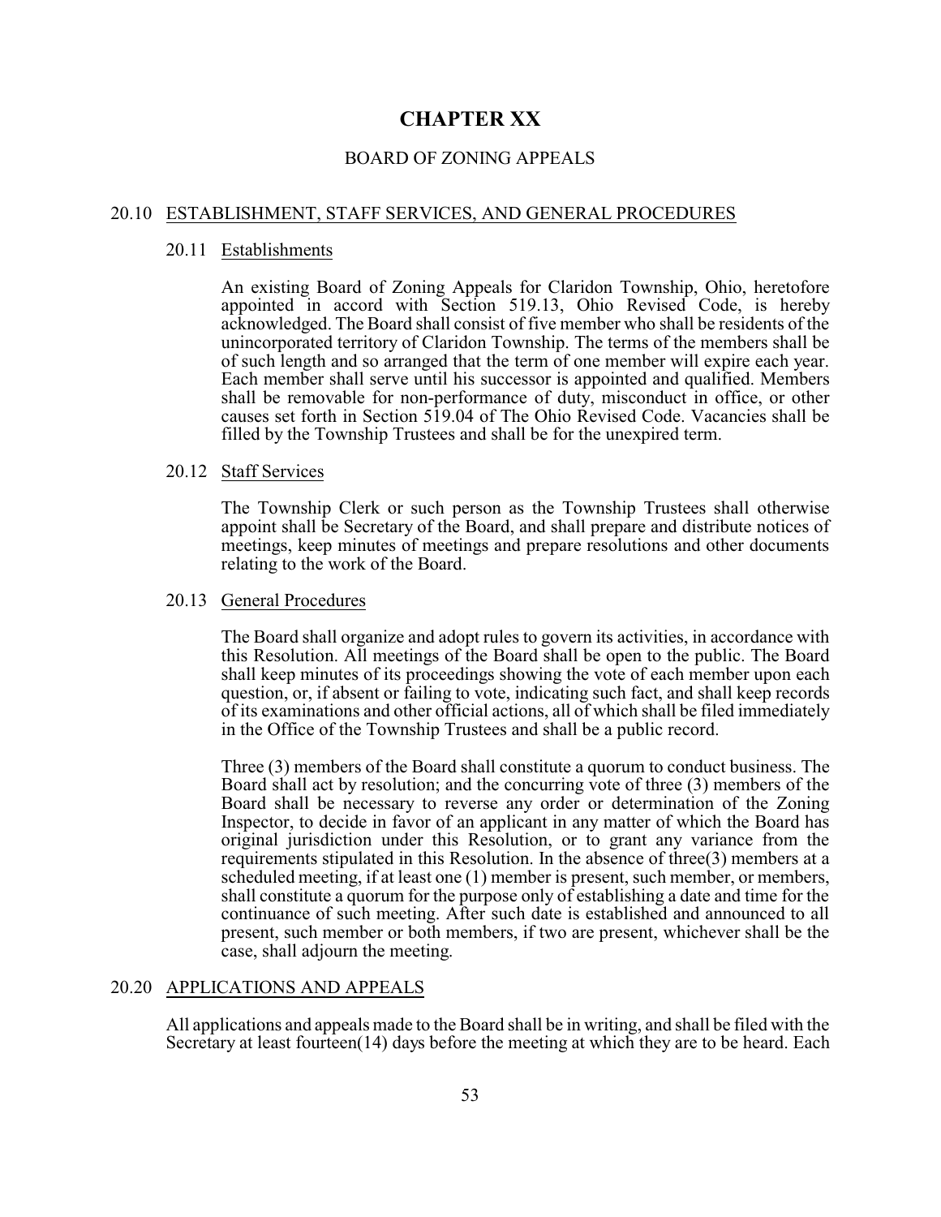# CHAPTER XX

## BOARD OF ZONING APPEALS

### 20.10 ESTABLISHMENT, STAFF SERVICES, AND GENERAL PROCEDURES

#### 20.11 Establishments

An existing Board of Zoning Appeals for Claridon Township, Ohio, heretofore appointed in accord with Section 519.13, Ohio Revised Code, is hereby acknowledged. The Board shall consist of five member who shall be residents of the unincorporated territory of Claridon Township. The terms of the members shall be of such length and so arranged that the term of one member will expire each year. Each member shall serve until his successor is appointed and qualified. Members shall be removable for non-performance of duty, misconduct in office, or other causes set forth in Section 519.04 of The Ohio Revised Code. Vacancies shall be filled by the Township Trustees and shall be for the unexpired term.

#### 20.12 Staff Services

The Township Clerk or such person as the Township Trustees shall otherwise appoint shall be Secretary of the Board, and shall prepare and distribute notices of meetings, keep minutes of meetings and prepare resolutions and other documents relating to the work of the Board.

#### 20.13 General Procedures

The Board shall organize and adopt rules to govern its activities, in accordance with this Resolution. All meetings of the Board shall be open to the public. The Board shall keep minutes of its proceedings showing the vote of each member upon each question, or, if absent or failing to vote, indicating such fact, and shall keep records of its examinations and other official actions, all of which shall be filed immediately in the Office of the Township Trustees and shall be a public record.

Three (3) members of the Board shall constitute a quorum to conduct business. The Board shall act by resolution; and the concurring vote of three (3) members of the Board shall be necessary to reverse any order or determination of the Zoning Inspector, to decide in favor of an applicant in any matter of which the Board has original jurisdiction under this Resolution, or to grant any variance from the requirements stipulated in this Resolution. In the absence of three(3) members at a scheduled meeting, if at least one (1) member is present, such member, or members, shall constitute a quorum for the purpose only of establishing a date and time for the continuance of such meeting. After such date is established and announced to all present, such member or both members, if two are present, whichever shall be the case, shall adjourn the meeting.

### 20.20 APPLICATIONS AND APPEALS

All applications and appeals made to the Board shall be in writing, and shall be filed with the Secretary at least fourteen(14) days before the meeting at which they are to be heard. Each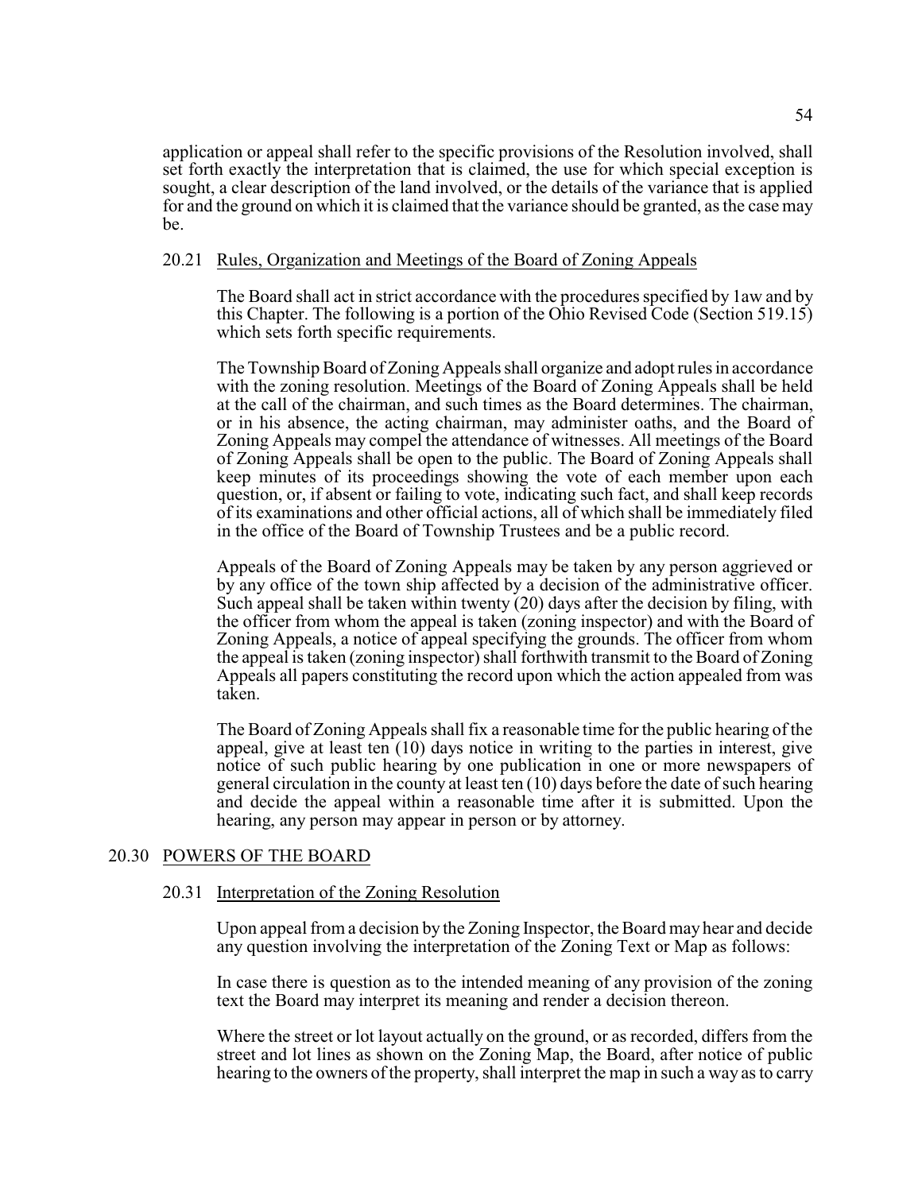application or appeal shall refer to the specific provisions of the Resolution involved, shall set forth exactly the interpretation that is claimed, the use for which special exception is sought, a clear description of the land involved, or the details of the variance that is applied for and the ground on which it is claimed that the variance should be granted, as the case may be.

### 20.21 Rules, Organization and Meetings of the Board of Zoning Appeals

The Board shall act in strict accordance with the procedures specified by 1aw and by this Chapter. The following is a portion of the Ohio Revised Code (Section 519.15) which sets forth specific requirements.

The Township Board of Zoning Appeals shall organize and adopt rules in accordance with the zoning resolution. Meetings of the Board of Zoning Appeals shall be held at the call of the chairman, and such times as the Board determines. The chairman, or in his absence, the acting chairman, may administer oaths, and the Board of Zoning Appeals may compel the attendance of witnesses. All meetings of the Board of Zoning Appeals shall be open to the public. The Board of Zoning Appeals shall keep minutes of its proceedings showing the vote of each member upon each question, or, if absent or failing to vote, indicating such fact, and shall keep records of its examinations and other official actions, all of which shall be immediately filed in the office of the Board of Township Trustees and be a public record.

Appeals of the Board of Zoning Appeals may be taken by any person aggrieved or by any office of the town ship affected by a decision of the administrative officer. Such appeal shall be taken within twenty (20) days after the decision by filing, with the officer from whom the appeal is taken (zoning inspector) and with the Board of Zoning Appeals, a notice of appeal specifying the grounds. The officer from whom the appeal is taken (zoning inspector) shall forthwith transmit to the Board of Zoning Appeals all papers constituting the record upon which the action appealed from was taken.

The Board of Zoning Appeals shall fix a reasonable time for the public hearing of the appeal, give at least ten (10) days notice in writing to the parties in interest, give notice of such public hearing by one publication in one or more newspapers of general circulation in the county at least ten (10) days before the date of such hearing and decide the appeal within a reasonable time after it is submitted. Upon the hearing, any person may appear in person or by attorney.

## 20.30 POWERS OF THE BOARD

### 20.31 Interpretation of the Zoning Resolution

Upon appeal from a decision by the Zoning Inspector, the Board may hear and decide any question involving the interpretation of the Zoning Text or Map as follows:

In case there is question as to the intended meaning of any provision of the zoning text the Board may interpret its meaning and render a decision thereon.

Where the street or lot layout actually on the ground, or as recorded, differs from the street and lot lines as shown on the Zoning Map, the Board, after notice of public hearing to the owners of the property, shall interpret the map in such a way as to carry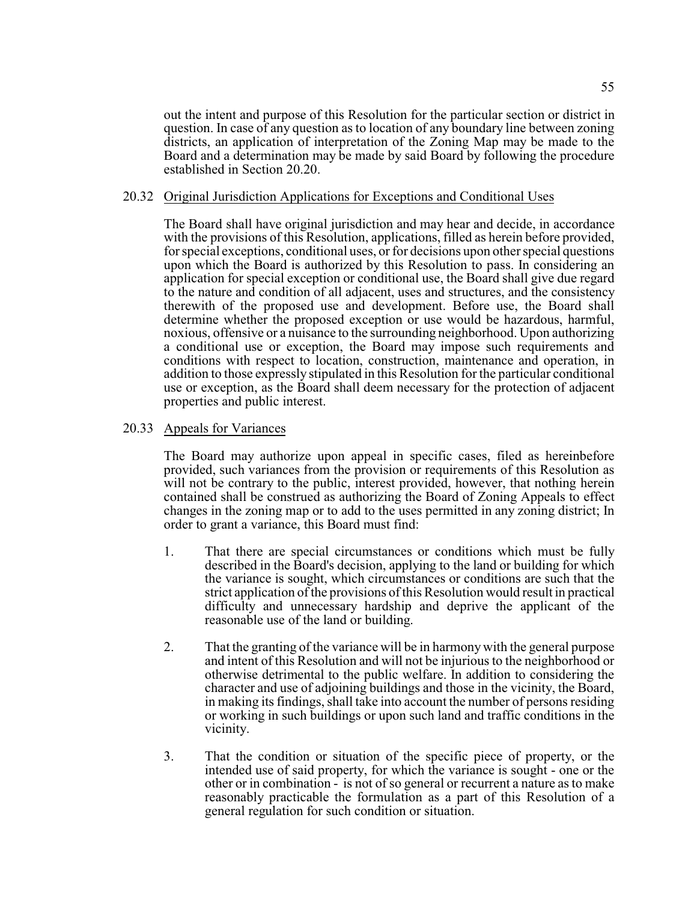out the intent and purpose of this Resolution for the particular section or district in question. In case of any question as to location of any boundary line between zoning districts, an application of interpretation of the Zoning Map may be made to the Board and a determination may be made by said Board by following the procedure established in Section 20.20.

### 20.32 Original Jurisdiction Applications for Exceptions and Conditional Uses

The Board shall have original jurisdiction and may hear and decide, in accordance with the provisions of this Resolution, applications, filled as herein before provided, for special exceptions, conditional uses, or for decisions upon other special questions upon which the Board is authorized by this Resolution to pass. In considering an application for special exception or conditional use, the Board shall give due regard to the nature and condition of all adjacent, uses and structures, and the consistency therewith of the proposed use and development. Before use, the Board shall determine whether the proposed exception or use would be hazardous, harmful, noxious, offensive or a nuisance to the surrounding neighborhood. Upon authorizing a conditional use or exception, the Board may impose such requirements and conditions with respect to location, construction, maintenance and operation, in addition to those expressly stipulated in this Resolution for the particular conditional use or exception, as the Board shall deem necessary for the protection of adjacent properties and public interest.

### 20.33 Appeals for Variances

The Board may authorize upon appeal in specific cases, filed as hereinbefore provided, such variances from the provision or requirements of this Resolution as will not be contrary to the public, interest provided, however, that nothing herein contained shall be construed as authorizing the Board of Zoning Appeals to effect changes in the zoning map or to add to the uses permitted in any zoning district; In order to grant a variance, this Board must find:

1. That there are special circumstances or conditions which must be fully described in the Board's decision, applying to the land or building for which the variance is sought, which circumstances or conditions are such that the strict application of the provisions of this Resolution would result in practical difficulty and unnecessary hardship and deprive the applicant of the reasonable use of the land or building.

2. That the granting of the variance will be in harmony with the general purpose and intent of this Resolution and will not be injurious to the neighborhood or otherwise detrimental to the public welfare. In addition to considering the character and use of adjoining buildings and those in the vicinity, the Board, in making its findings, shall take into account the number of persons residing or working in such buildings or upon such land and traffic conditions in the vicinity.

3. That the condition or situation of the specific piece of property, or the intended use of said property, for which the variance is sought - one or the other or in combination - is not of so general or recurrent a nature as to make reasonably practicable the formulation as a part of this Resolution of a general regulation for such condition or situation.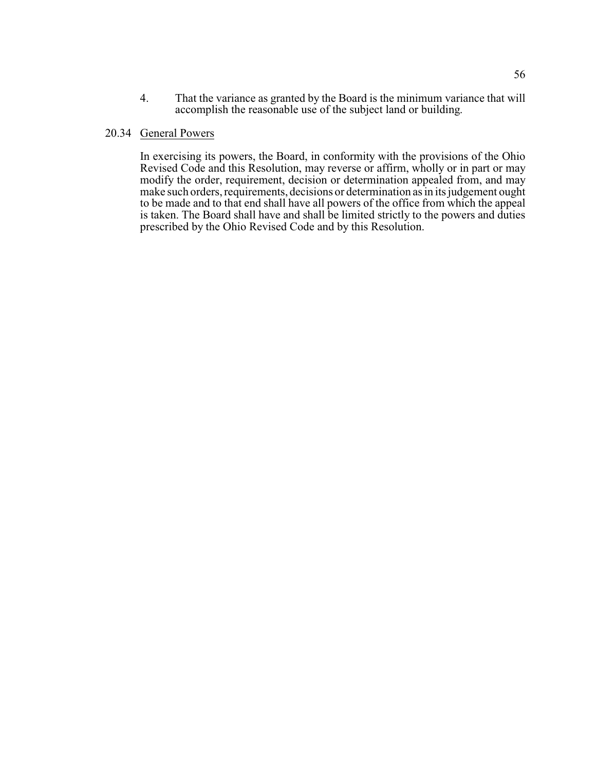4. That the variance as granted by the Board is the minimum variance that will accomplish the reasonable use of the subject land or building.

20.34 General Powers

In exercising its powers, the Board, in conformity with the provisions of the Ohio Revised Code and this Resolution, may reverse or affirm, wholly or in part or may modify the order, requirement, decision or determination appealed from, and may make such orders, requirements, decisions or determination as in its judgement ought to be made and to that end shall have all powers of the office from which the appeal is taken. The Board shall have and shall be limited strictly to the powers and duties prescribed by the Ohio Revised Code and by this Resolution.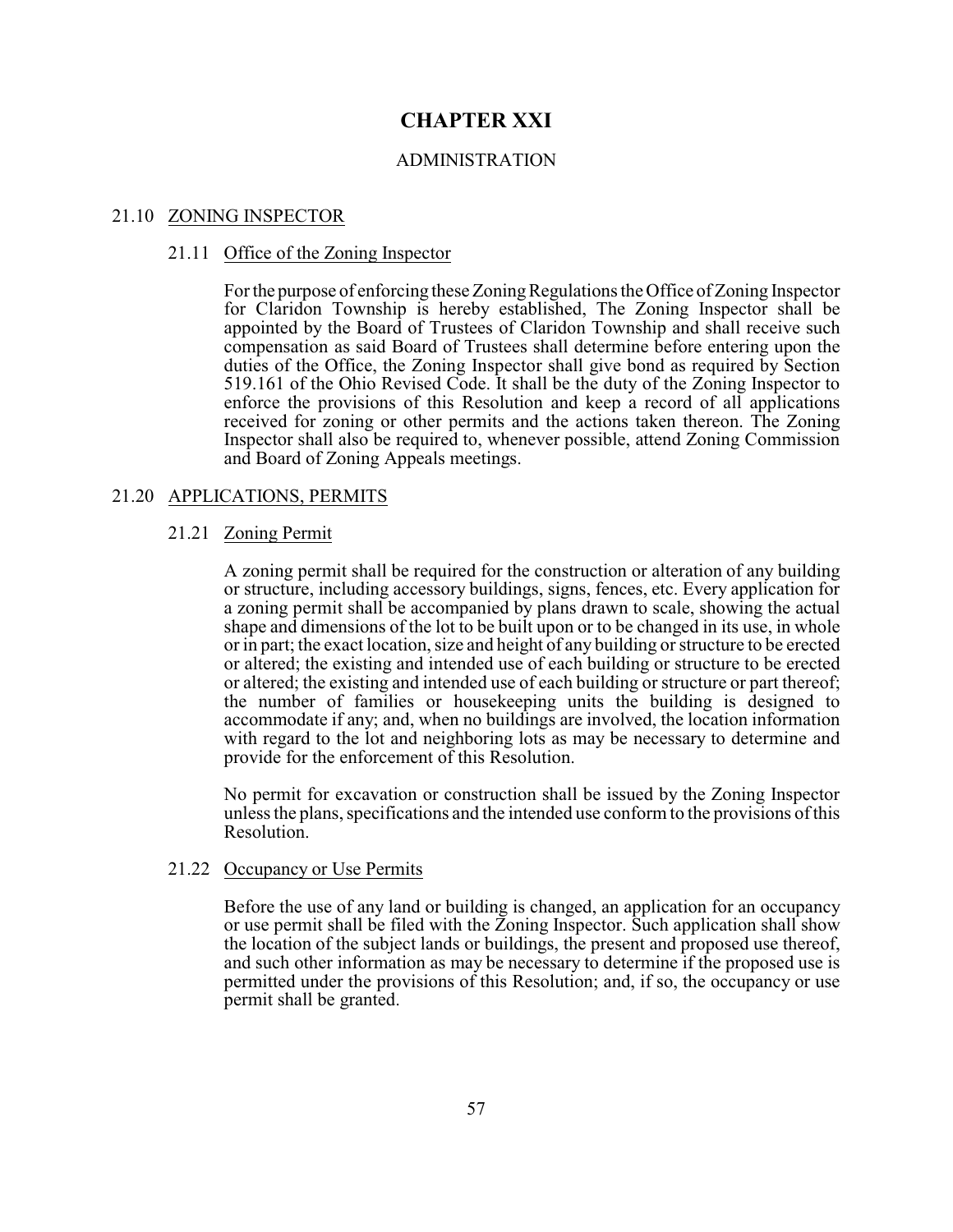# CHAPTER XXI

## ADMINISTRATION

### 21.10 ZONING INSPECTOR

#### 21.11 Office of the Zoning Inspector

For the purpose of enforcing these Zoning Regulations the Office of Zoning Inspector for Claridon Township is hereby established, The Zoning Inspector shall be appointed by the Board of Trustees of Claridon Township and shall receive such compensation as said Board of Trustees shall determine before entering upon the duties of the Office, the Zoning Inspector shall give bond as required by Section 519.161 of the Ohio Revised Code. It shall be the duty of the Zoning Inspector to enforce the provisions of this Resolution and keep a record of all applications received for zoning or other permits and the actions taken thereon. The Zoning Inspector shall also be required to, whenever possible, attend Zoning Commission and Board of Zoning Appeals meetings.

### 21.20 APPLICATIONS, PERMITS

#### 21.21 Zoning Permit

A zoning permit shall be required for the construction or alteration of any building or structure, including accessory buildings, signs, fences, etc. Every application for a zoning permit shall be accompanied by plans drawn to scale, showing the actual shape and dimensions of the lot to be built upon or to be changed in its use, in whole or in part; the exact location, size and height of any building or structure to be erected or altered; the existing and intended use of each building or structure to be erected or altered; the existing and intended use of each building or structure or part thereof; the number of families or housekeeping units the building is designed to accommodate if any; and, when no buildings are involved, the location information with regard to the lot and neighboring lots as may be necessary to determine and provide for the enforcement of this Resolution.

No permit for excavation or construction shall be issued by the Zoning Inspector unless the plans, specifications and the intended use conform to the provisions of this Resolution.

#### 21.22 Occupancy or Use Permits

Before the use of any land or building is changed, an application for an occupancy or use permit shall be filed with the Zoning Inspector. Such application shall show the location of the subject lands or buildings, the present and proposed use thereof, and such other information as may be necessary to determine if the proposed use is permitted under the provisions of this Resolution; and, if so, the occupancy or use permit shall be granted.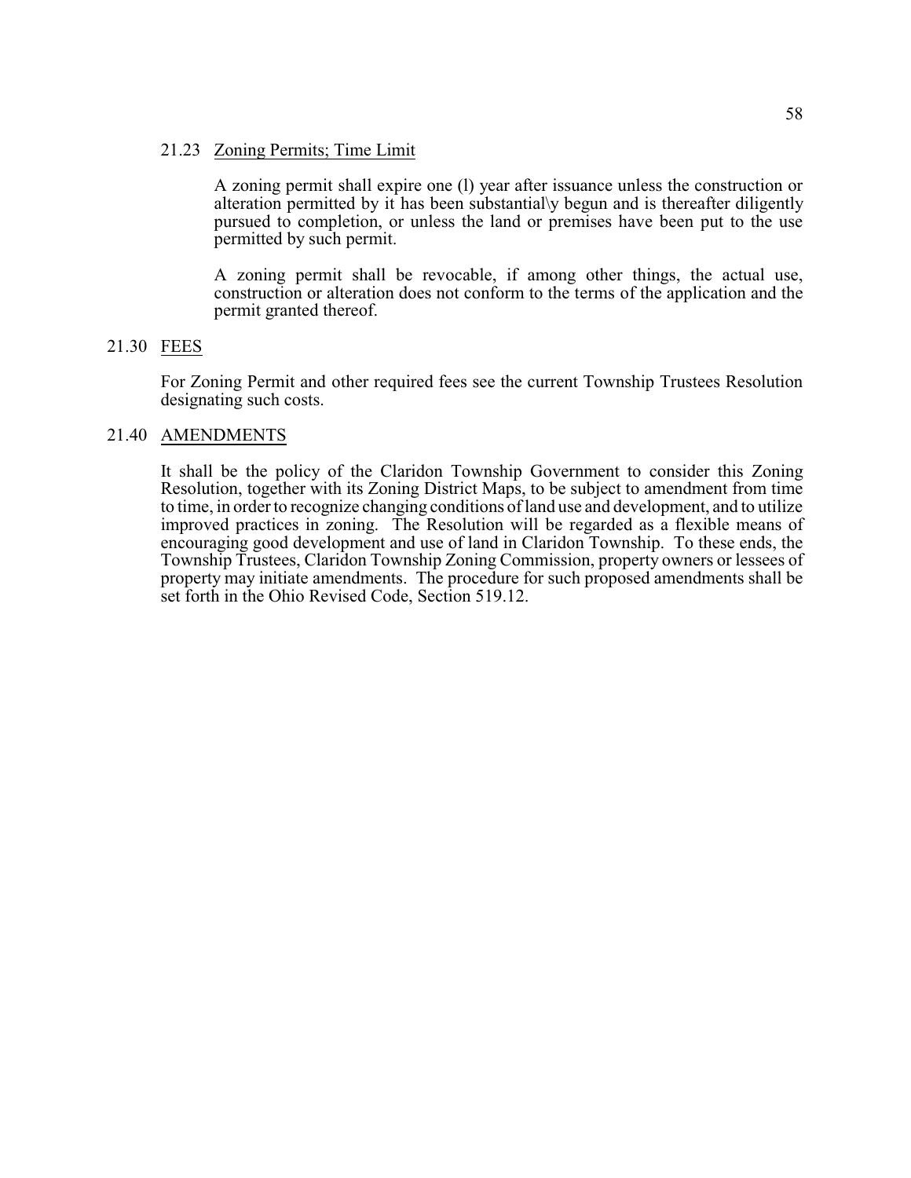### 21.23 Zoning Permits; Time Limit

A zoning permit shall expire one (l) year after issuance unless the construction or alteration permitted by it has been substantial\y begun and is thereafter diligently pursued to completion, or unless the land or premises have been put to the use permitted by such permit.

A zoning permit shall be revocable, if among other things, the actual use, construction or alteration does not conform to the terms of the application and the permit granted thereof.

## 21.30 FEES

For Zoning Permit and other required fees see the current Township Trustees Resolution designating such costs.

## 21.40 AMENDMENTS

It shall be the policy of the Claridon Township Government to consider this Zoning Resolution, together with its Zoning District Maps, to be subject to amendment from time to time, in order to recognize changing conditions of land use and development, and to utilize improved practices in zoning. The Resolution will be regarded as a flexible means of encouraging good development and use of land in Claridon Township. To these ends, the Township Trustees, Claridon Township Zoning Commission, property owners or lessees of property may initiate amendments. The procedure for such proposed amendments shall be set forth in the Ohio Revised Code, Section 519.12.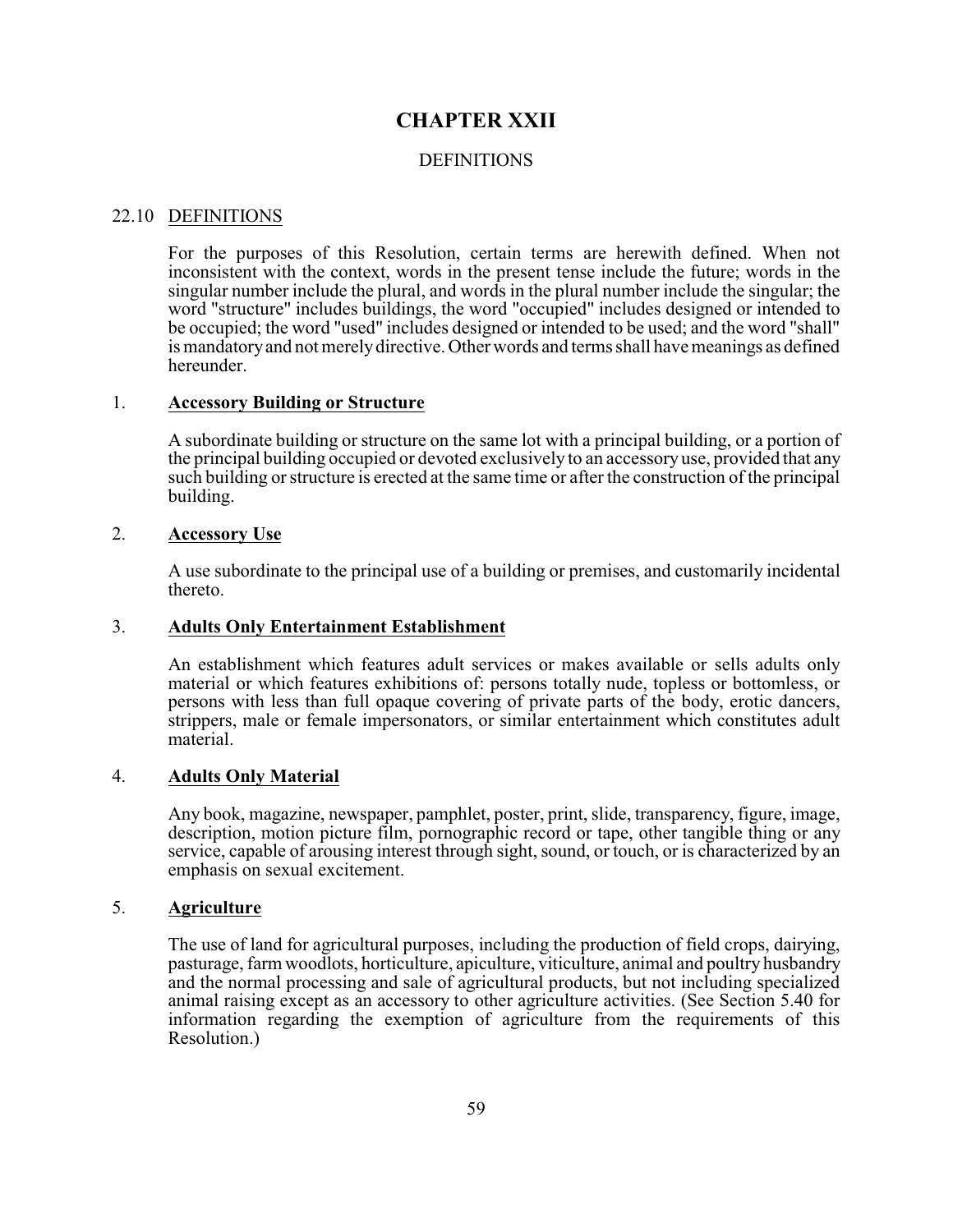# CHAPTER XXII

## DEFINITIONS

### 22.10 DEFINITIONS

For the purposes of this Resolution, certain terms are herewith defined. When not inconsistent with the context, words in the present tense include the future; words in the singular number include the plural, and words in the plural number include the singular; the word "structure" includes buildings, the word "occupied" includes designed or intended to be occupied; the word "used" includes designed or intended to be used; and the word "shall" is mandatory and not merely directive. Other words and terms shall have meanings as defined hereunder.

1. **Accessory Building or Structure**

   A subordinate building or structure on the same lot with a principal building, or a portion of the principal building occupied or devoted exclusively to an accessory use, provided that any such building or structure is erected at the same time or after the construction of the principal building.

2. **Accessory Use**

   A use subordinate to the principal use of a building or premises, and customarily incidental thereto.

3. **Adults Only Entertainment Establishment**

   An establishment which features adult services or makes available or sells adults only material or which features exhibitions of: persons totally nude, topless or bottomless, or persons with less than full opaque covering of private parts of the body, erotic dancers, strippers, male or female impersonators, or similar entertainment which constitutes adult material.

4. **Adults Only Material**

   Any book, magazine, newspaper, pamphlet, poster, print, slide, transparency, figure, image, description, motion picture film, pornographic record or tape, other tangible thing or any service, capable of arousing interest through sight, sound, or touch, or is characterized by an emphasis on sexual excitement.

5. **Agriculture**

   The use of land for agricultural purposes, including the production of field crops, dairying, pasturage, farm woodlots, horticulture, apiculture, viticulture, animal and poultry husbandry and the normal processing and sale of agricultural products, but not including specialized animal raising except as an accessory to other agriculture activities. (See Section 5.40 for information regarding the exemption of agriculture from the requirements of this Resolution.)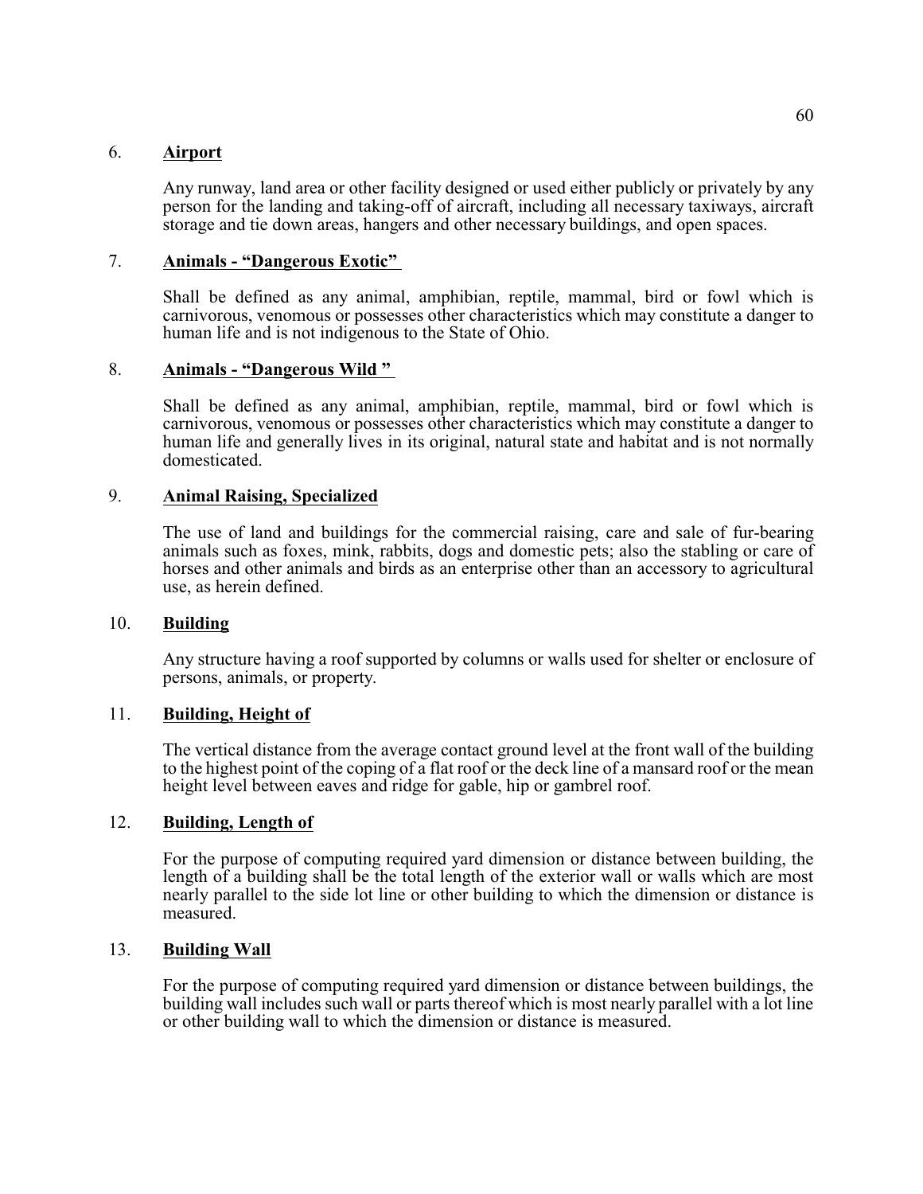6. **Airport**

   Any runway, land area or other facility designed or used either publicly or privately by any person for the landing and taking-off of aircraft, including all necessary taxiways, aircraft storage and tie down areas, hangers and other necessary buildings, and open spaces.

7. **Animals - "Dangerous Exotic"**

   Shall be defined as any animal, amphibian, reptile, mammal, bird or fowl which is carnivorous, venomous or possesses other characteristics which may constitute a danger to human life and is not indigenous to the State of Ohio.

8. **Animals - "Dangerous Wild "**

   Shall be defined as any animal, amphibian, reptile, mammal, bird or fowl which is carnivorous, venomous or possesses other characteristics which may constitute a danger to human life and generally lives in its original, natural state and habitat and is not normally domesticated.

9. **Animal Raising, Specialized**

   The use of land and buildings for the commercial raising, care and sale of fur-bearing animals such as foxes, mink, rabbits, dogs and domestic pets; also the stabling or care of horses and other animals and birds as an enterprise other than an accessory to agricultural use, as herein defined.

10. **Building**

    Any structure having a roof supported by columns or walls used for shelter or enclosure of persons, animals, or property.

11. **Building, Height of**

    The vertical distance from the average contact ground level at the front wall of the building to the highest point of the coping of a flat roof or the deck line of a mansard roof or the mean height level between eaves and ridge for gable, hip or gambrel roof.

12. **Building, Length of**

    For the purpose of computing required yard dimension or distance between building, the length of a building shall be the total length of the exterior wall or walls which are most nearly parallel to the side lot line or other building to which the dimension or distance is measured.

13. **Building Wall**

    For the purpose of computing required yard dimension or distance between buildings, the building wall includes such wall or parts thereof which is most nearly parallel with a lot line or other building wall to which the dimension or distance is measured.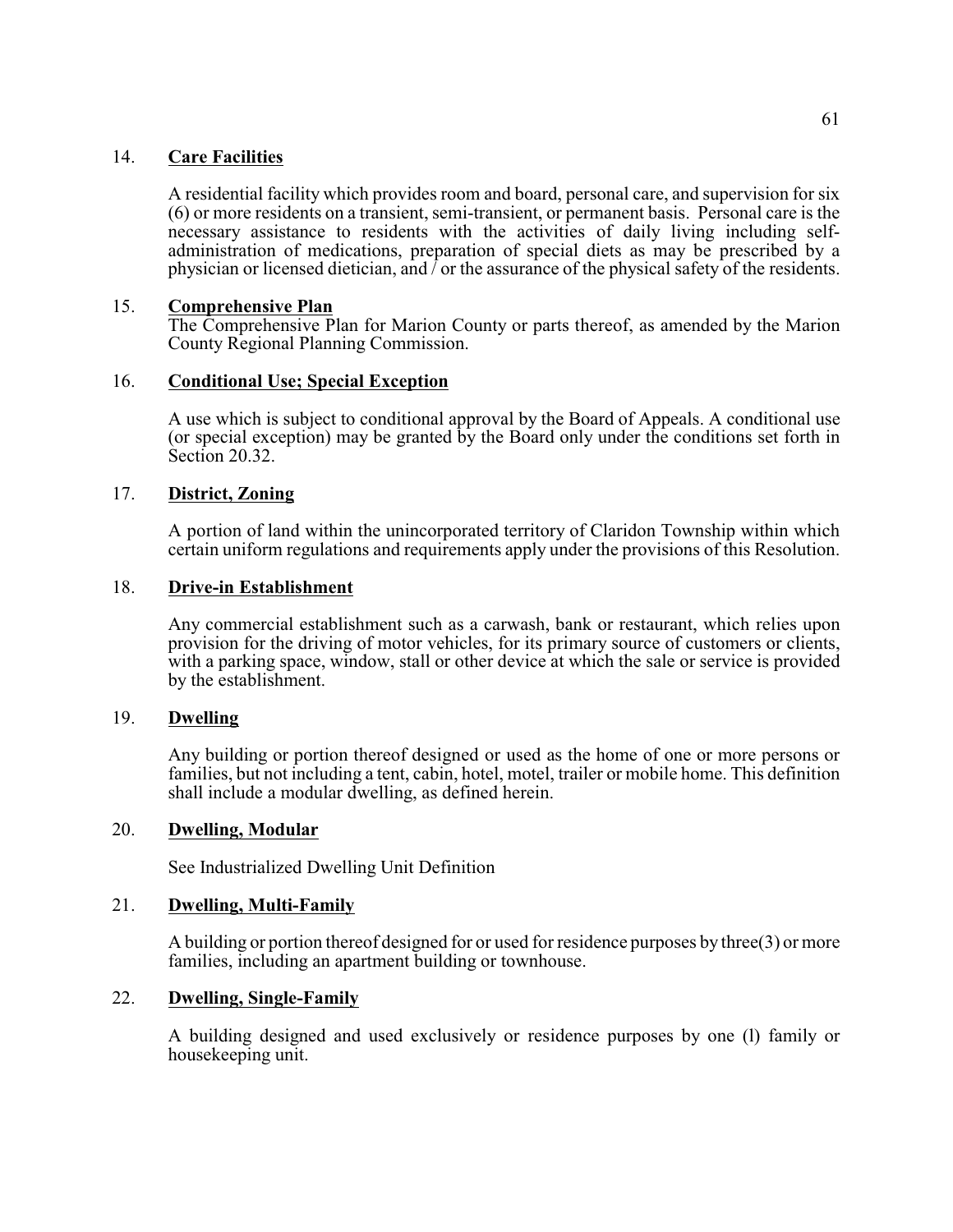14. **Care Facilities**

A residential facility which provides room and board, personal care, and supervision for six (6) or more residents on a transient, semi-transient, or permanent basis. Personal care is the necessary assistance to residents with the activities of daily living including self-administration of medications, preparation of special diets as may be prescribed by a physician or licensed dietician, and / or the assurance of the physical safety of the residents.

15. **Comprehensive Plan**

The Comprehensive Plan for Marion County or parts thereof, as amended by the Marion County Regional Planning Commission.

16. **Conditional Use; Special Exception**

A use which is subject to conditional approval by the Board of Appeals. A conditional use (or special exception) may be granted by the Board only under the conditions set forth in Section 20.32.

17. **District, Zoning**

A portion of land within the unincorporated territory of Claridon Township within which certain uniform regulations and requirements apply under the provisions of this Resolution.

18. **Drive-in Establishment**

Any commercial establishment such as a carwash, bank or restaurant, which relies upon provision for the driving of motor vehicles, for its primary source of customers or clients, with a parking space, window, stall or other device at which the sale or service is provided by the establishment.

19. **Dwelling**

Any building or portion thereof designed or used as the home of one or more persons or families, but not including a tent, cabin, hotel, motel, trailer or mobile home. This definition shall include a modular dwelling, as defined herein.

20. **Dwelling, Modular**

See Industrialized Dwelling Unit Definition

21. **Dwelling, Multi-Family**

A building or portion thereof designed for or used for residence purposes by three(3) or more families, including an apartment building or townhouse.

22. **Dwelling, Single-Family**

A building designed and used exclusively or residence purposes by one (l) family or housekeeping unit.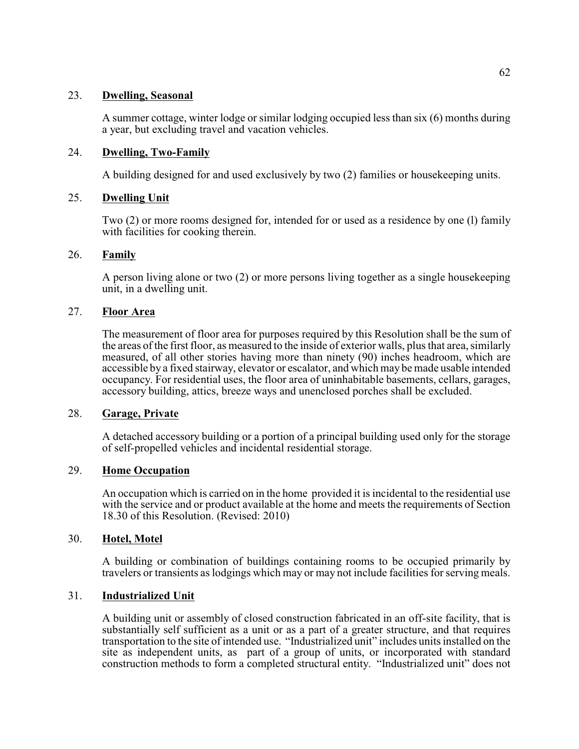23. **Dwelling, Seasonal**

A summer cottage, winter lodge or similar lodging occupied less than six (6) months during a year, but excluding travel and vacation vehicles.

24. **Dwelling, Two-Family**

A building designed for and used exclusively by two (2) families or housekeeping units.

25. **Dwelling Unit**

Two (2) or more rooms designed for, intended for or used as a residence by one (l) family with facilities for cooking therein.

26. **Family**

A person living alone or two (2) or more persons living together as a single housekeeping unit, in a dwelling unit.

27. **Floor Area**

The measurement of floor area for purposes required by this Resolution shall be the sum of the areas of the first floor, as measured to the inside of exterior walls, plus that area, similarly measured, of all other stories having more than ninety (90) inches headroom, which are accessible by a fixed stairway, elevator or escalator, and which may be made usable intended occupancy. For residential uses, the floor area of uninhabitable basements, cellars, garages, accessory building, attics, breeze ways and unenclosed porches shall be excluded.

28. **Garage, Private**

A detached accessory building or a portion of a principal building used only for the storage of self-propelled vehicles and incidental residential storage.

29. **Home Occupation**

An occupation which is carried on in the home provided it is incidental to the residential use with the service and or product available at the home and meets the requirements of Section 18.30 of this Resolution. (Revised: 2010)

30. **Hotel, Motel**

A building or combination of buildings containing rooms to be occupied primarily by travelers or transients as lodgings which may or may not include facilities for serving meals.

31. **Industrialized Unit**

A building unit or assembly of closed construction fabricated in an off-site facility, that is substantially self sufficient as a unit or as a part of a greater structure, and that requires transportation to the site of intended use. "Industrialized unit" includes units installed on the site as independent units, as part of a group of units, or incorporated with standard construction methods to form a completed structural entity. "Industrialized unit" does not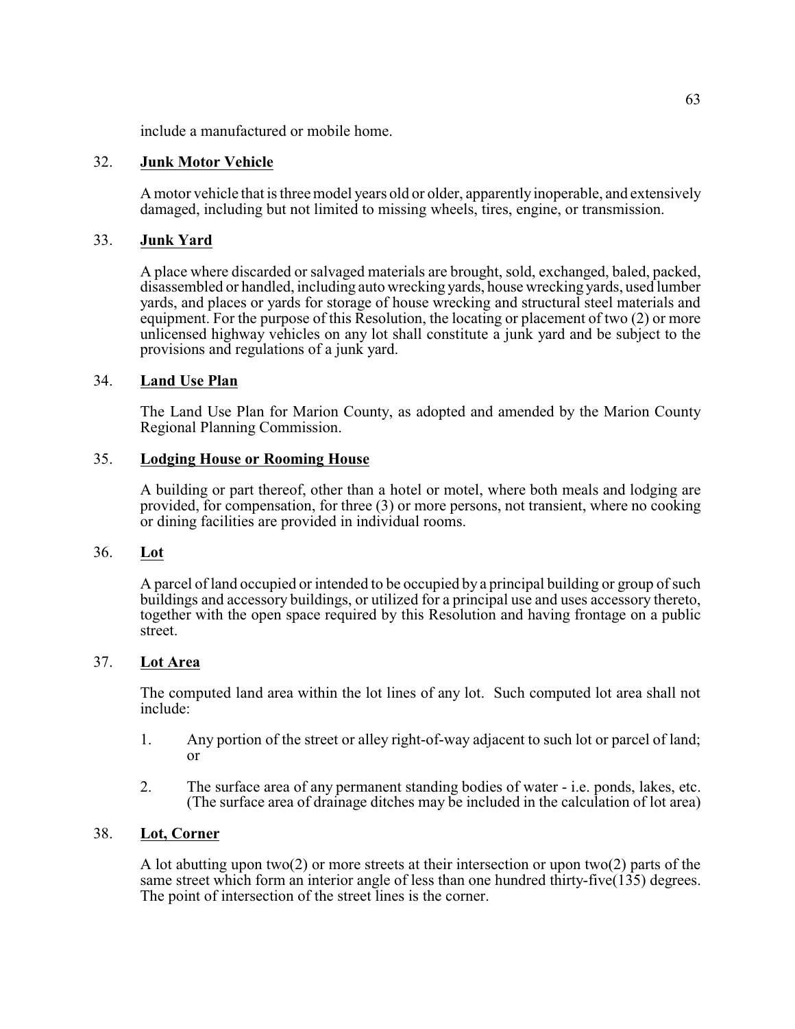include a manufactured or mobile home.

32. **Junk Motor Vehicle**

A motor vehicle that is three model years old or older, apparently inoperable, and extensively damaged, including but not limited to missing wheels, tires, engine, or transmission.

33. **Junk Yard**

A place where discarded or salvaged materials are brought, sold, exchanged, baled, packed, disassembled or handled, including auto wrecking yards, house wrecking yards, used lumber yards, and places or yards for storage of house wrecking and structural steel materials and equipment. For the purpose of this Resolution, the locating or placement of two (2) or more unlicensed highway vehicles on any lot shall constitute a junk yard and be subject to the provisions and regulations of a junk yard.

34. **Land Use Plan**

The Land Use Plan for Marion County, as adopted and amended by the Marion County Regional Planning Commission.

35. **Lodging House or Rooming House**

A building or part thereof, other than a hotel or motel, where both meals and lodging are provided, for compensation, for three (3) or more persons, not transient, where no cooking or dining facilities are provided in individual rooms.

36. **Lot**

A parcel of land occupied or intended to be occupied by a principal building or group of such buildings and accessory buildings, or utilized for a principal use and uses accessory thereto, together with the open space required by this Resolution and having frontage on a public street.

37. **Lot Area**

The computed land area within the lot lines of any lot. Such computed lot area shall not include:

1. Any portion of the street or alley right-of-way adjacent to such lot or parcel of land; or
2. The surface area of any permanent standing bodies of water - i.e. ponds, lakes, etc. (The surface area of drainage ditches may be included in the calculation of lot area)

38. **Lot, Corner**

A lot abutting upon two(2) or more streets at their intersection or upon two(2) parts of the same street which form an interior angle of less than one hundred thirty-five(135) degrees. The point of intersection of the street lines is the corner.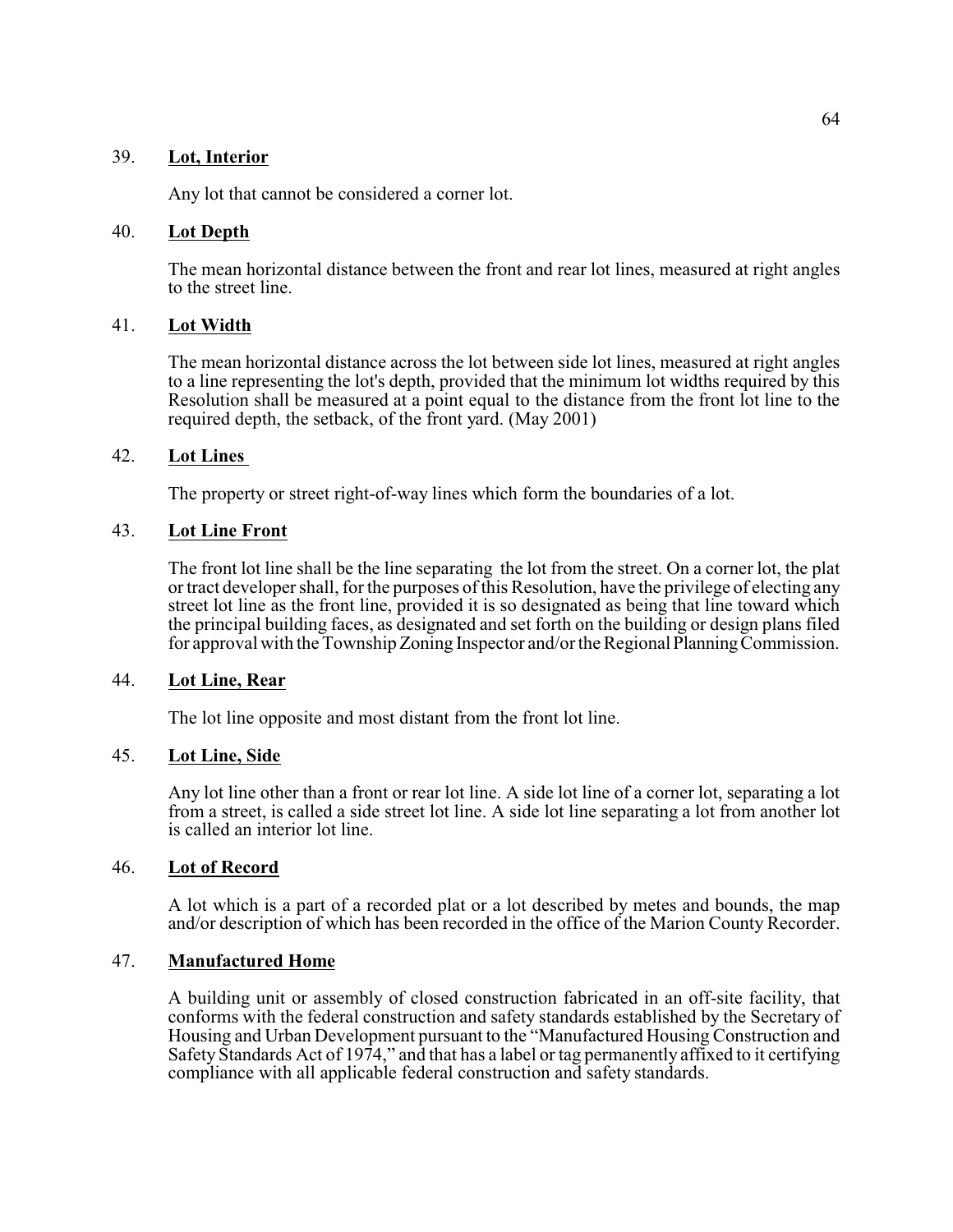39. **Lot, Interior**

    Any lot that cannot be considered a corner lot.

40. **Lot Depth**

    The mean horizontal distance between the front and rear lot lines, measured at right angles to the street line.

41. **Lot Width**

    The mean horizontal distance across the lot between side lot lines, measured at right angles to a line representing the lot's depth, provided that the minimum lot widths required by this Resolution shall be measured at a point equal to the distance from the front lot line to the required depth, the setback, of the front yard. (May 2001)

42. **Lot Lines**

    The property or street right-of-way lines which form the boundaries of a lot.

43. **Lot Line Front**

    The front lot line shall be the line separating the lot from the street. On a corner lot, the plat or tract developer shall, for the purposes of this Resolution, have the privilege of electing any street lot line as the front line, provided it is so designated as being that line toward which the principal building faces, as designated and set forth on the building or design plans filed for approval with the Township Zoning Inspector and/or the Regional Planning Commission.

44. **Lot Line, Rear**

    The lot line opposite and most distant from the front lot line.

45. **Lot Line, Side**

    Any lot line other than a front or rear lot line. A side lot line of a corner lot, separating a lot from a street, is called a side street lot line. A side lot line separating a lot from another lot is called an interior lot line.

46. **Lot of Record**

    A lot which is a part of a recorded plat or a lot described by metes and bounds, the map and/or description of which has been recorded in the office of the Marion County Recorder.

47. **Manufactured Home**

    A building unit or assembly of closed construction fabricated in an off-site facility, that conforms with the federal construction and safety standards established by the Secretary of Housing and Urban Development pursuant to the "Manufactured Housing Construction and Safety Standards Act of 1974," and that has a label or tag permanently affixed to it certifying compliance with all applicable federal construction and safety standards.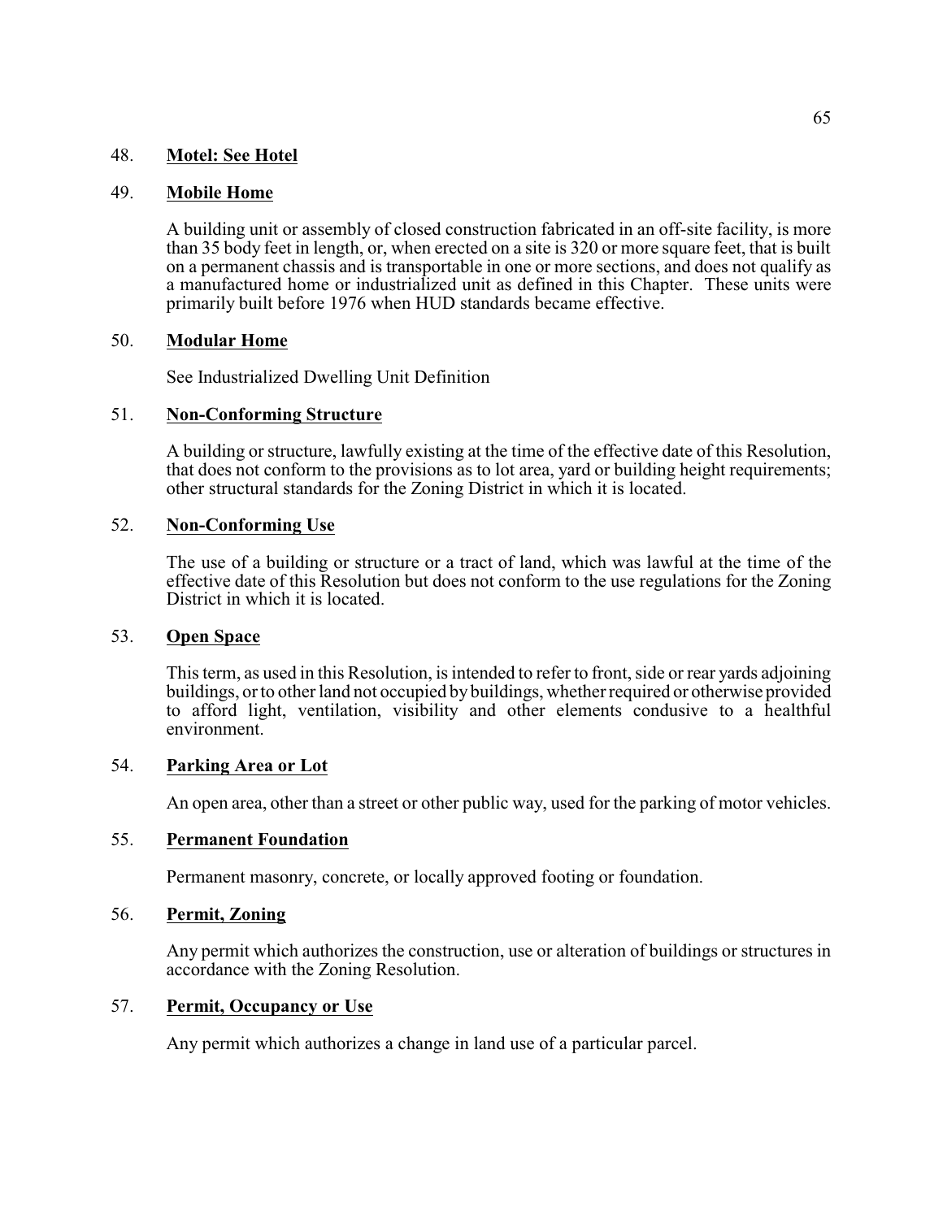48. **Motel: See Hotel**

49. **Mobile Home**

A building unit or assembly of closed construction fabricated in an off-site facility, is more than 35 body feet in length, or, when erected on a site is 320 or more square feet, that is built on a permanent chassis and is transportable in one or more sections, and does not qualify as a manufactured home or industrialized unit as defined in this Chapter. These units were primarily built before 1976 when HUD standards became effective.

50. **Modular Home**

See Industrialized Dwelling Unit Definition

51. **Non-Conforming Structure**

A building or structure, lawfully existing at the time of the effective date of this Resolution, that does not conform to the provisions as to lot area, yard or building height requirements; other structural standards for the Zoning District in which it is located.

52. **Non-Conforming Use**

The use of a building or structure or a tract of land, which was lawful at the time of the effective date of this Resolution but does not conform to the use regulations for the Zoning District in which it is located.

53. **Open Space**

This term, as used in this Resolution, is intended to refer to front, side or rear yards adjoining buildings, or to other land not occupied by buildings, whether required or otherwise provided to afford light, ventilation, visibility and other elements condusive to a healthful environment.

54. **Parking Area or Lot**

An open area, other than a street or other public way, used for the parking of motor vehicles.

55. **Permanent Foundation**

Permanent masonry, concrete, or locally approved footing or foundation.

56. **Permit, Zoning**

Any permit which authorizes the construction, use or alteration of buildings or structures in accordance with the Zoning Resolution.

57. **Permit, Occupancy or Use**

Any permit which authorizes a change in land use of a particular parcel.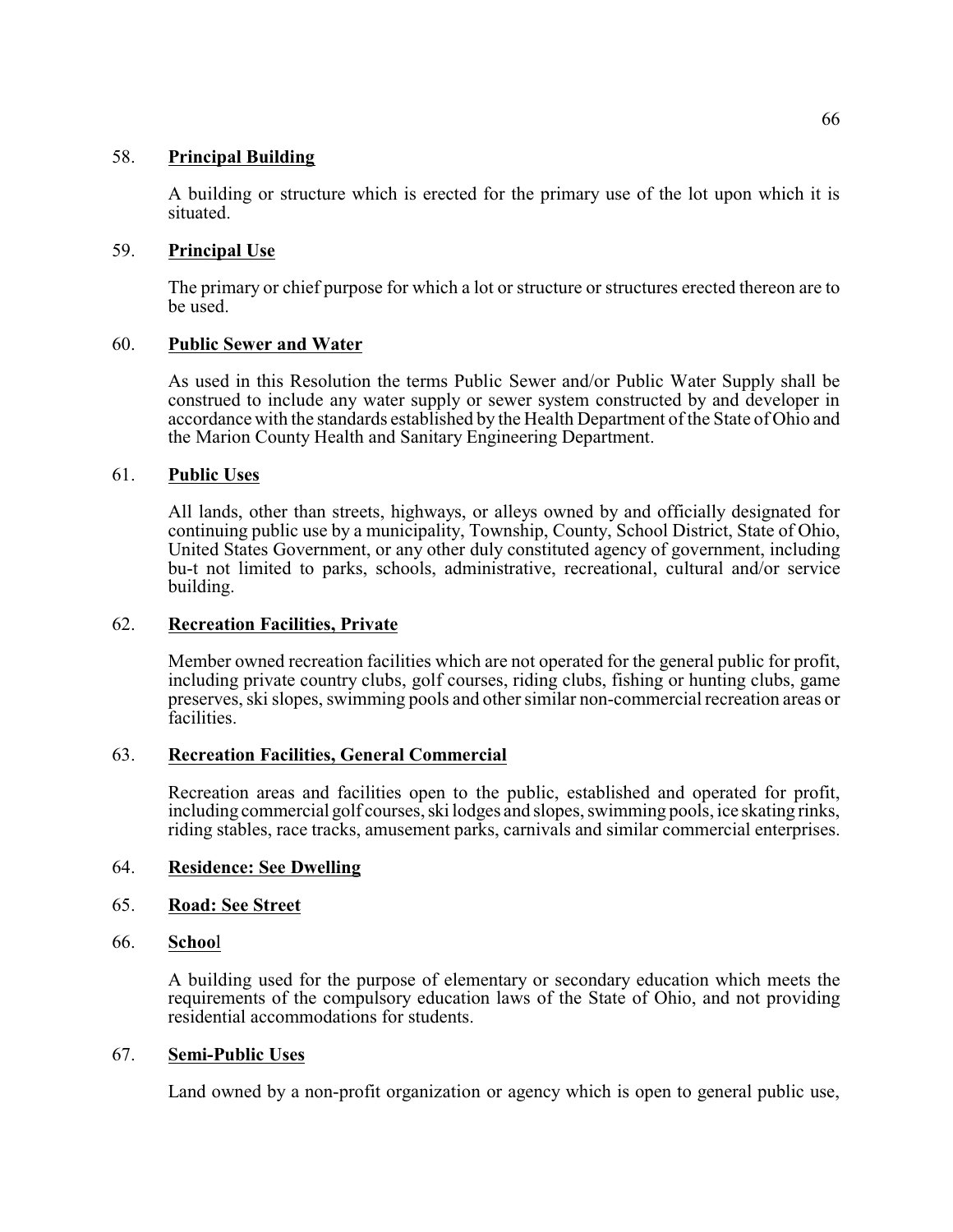58. **Principal Building**

A building or structure which is erected for the primary use of the lot upon which it is situated.

59. **Principal Use**

The primary or chief purpose for which a lot or structure or structures erected thereon are to be used.

60. **Public Sewer and Water**

As used in this Resolution the terms Public Sewer and/or Public Water Supply shall be construed to include any water supply or sewer system constructed by and developer in accordance with the standards established by the Health Department of the State of Ohio and the Marion County Health and Sanitary Engineering Department.

61. **Public Uses**

All lands, other than streets, highways, or alleys owned by and officially designated for continuing public use by a municipality, Township, County, School District, State of Ohio, United States Government, or any other duly constituted agency of government, including bu-t not limited to parks, schools, administrative, recreational, cultural and/or service building.

62. **Recreation Facilities, Private**

Member owned recreation facilities which are not operated for the general public for profit, including private country clubs, golf courses, riding clubs, fishing or hunting clubs, game preserves, ski slopes, swimming pools and other similar non-commercial recreation areas or facilities.

63. **Recreation Facilities, General Commercial**

Recreation areas and facilities open to the public, established and operated for profit, including commercial golf courses, ski lodges and slopes, swimming pools, ice skating rinks, riding stables, race tracks, amusement parks, carnivals and similar commercial enterprises.

64. **Residence: See Dwelling**

65. **Road: See Street**

66. **School**

A building used for the purpose of elementary or secondary education which meets the requirements of the compulsory education laws of the State of Ohio, and not providing residential accommodations for students.

67. **Semi-Public Uses**

Land owned by a non-profit organization or agency which is open to general public use,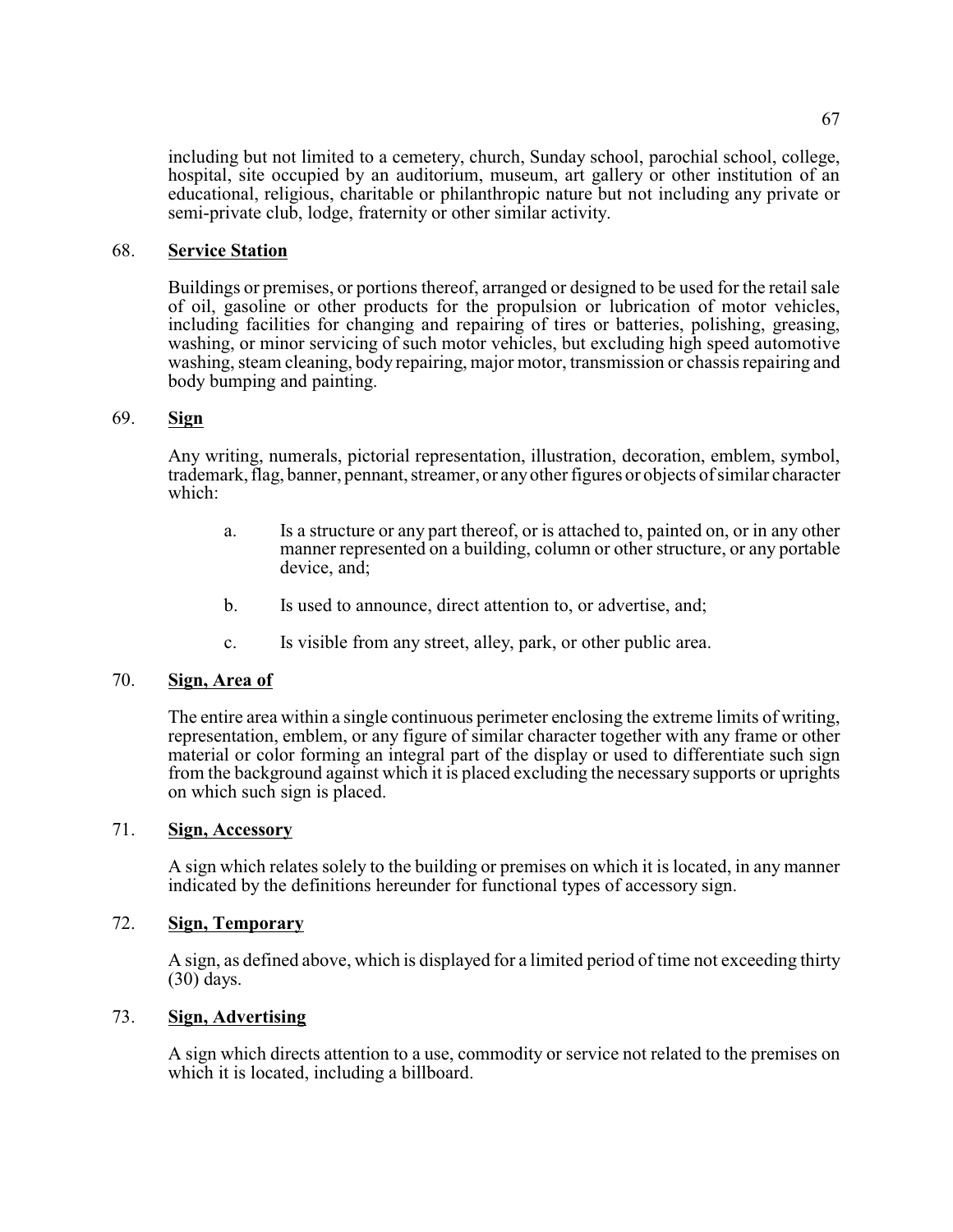including but not limited to a cemetery, church, Sunday school, parochial school, college, hospital, site occupied by an auditorium, museum, art gallery or other institution of an educational, religious, charitable or philanthropic nature but not including any private or semi-private club, lodge, fraternity or other similar activity.

68. **Service Station**

Buildings or premises, or portions thereof, arranged or designed to be used for the retail sale of oil, gasoline or other products for the propulsion or lubrication of motor vehicles, including facilities for changing and repairing of tires or batteries, polishing, greasing, washing, or minor servicing of such motor vehicles, but excluding high speed automotive washing, steam cleaning, body repairing, major motor, transmission or chassis repairing and body bumping and painting.

69. **Sign**

Any writing, numerals, pictorial representation, illustration, decoration, emblem, symbol, trademark, flag, banner, pennant, streamer, or any other figures or objects of similar character which:

a. Is a structure or any part thereof, or is attached to, painted on, or in any other manner represented on a building, column or other structure, or any portable device, and;

b. Is used to announce, direct attention to, or advertise, and;

c. Is visible from any street, alley, park, or other public area.

70. **Sign, Area of**

The entire area within a single continuous perimeter enclosing the extreme limits of writing, representation, emblem, or any figure of similar character together with any frame or other material or color forming an integral part of the display or used to differentiate such sign from the background against which it is placed excluding the necessary supports or uprights on which such sign is placed.

71. **Sign, Accessory**

A sign which relates solely to the building or premises on which it is located, in any manner indicated by the definitions hereunder for functional types of accessory sign.

72. **Sign, Temporary**

A sign, as defined above, which is displayed for a limited period of time not exceeding thirty (30) days.

73. **Sign, Advertising**

A sign which directs attention to a use, commodity or service not related to the premises on which it is located, including a billboard.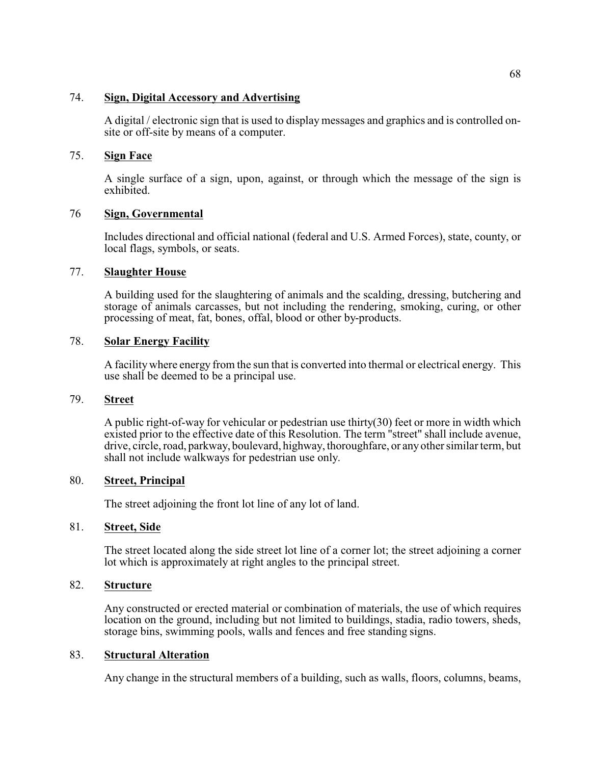74. **<u>Sign, Digital Accessory and Advertising</u>**

A digital / electronic sign that is used to display messages and graphics and is controlled on-site or off-site by means of a computer.

75. **<u>Sign Face</u>**

A single surface of a sign, upon, against, or through which the message of the sign is exhibited.

76 **<u>Sign, Governmental</u>**

Includes directional and official national (federal and U.S. Armed Forces), state, county, or local flags, symbols, or seats.

77. **<u>Slaughter House</u>**

A building used for the slaughtering of animals and the scalding, dressing, butchering and storage of animals carcasses, but not including the rendering, smoking, curing, or other processing of meat, fat, bones, offal, blood or other by-products.

78. **<u>Solar Energy Facility</u>**

A facility where energy from the sun that is converted into thermal or electrical energy. This use shall be deemed to be a principal use.

79. **<u>Street</u>**

A public right-of-way for vehicular or pedestrian use thirty(30) feet or more in width which existed prior to the effective date of this Resolution. The term "street" shall include avenue, drive, circle, road, parkway, boulevard, highway, thoroughfare, or any other similar term, but shall not include walkways for pedestrian use only.

80. **<u>Street, Principal</u>**

The street adjoining the front lot line of any lot of land.

81. **<u>Street, Side</u>**

The street located along the side street lot line of a corner lot; the street adjoining a corner lot which is approximately at right angles to the principal street.

82. **<u>Structure</u>**

Any constructed or erected material or combination of materials, the use of which requires location on the ground, including but not limited to buildings, stadia, radio towers, sheds, storage bins, swimming pools, walls and fences and free standing signs.

83. **<u>Structural Alteration</u>**

Any change in the structural members of a building, such as walls, floors, columns, beams,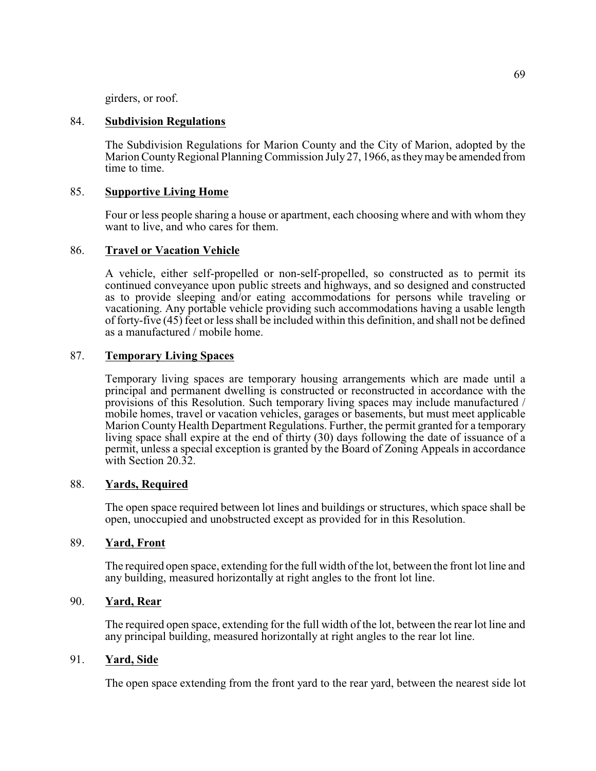girders, or roof.

84. **Subdivision Regulations**

The Subdivision Regulations for Marion County and the City of Marion, adopted by the Marion County Regional Planning Commission July 27, 1966, as they may be amended from time to time.

85. **Supportive Living Home**

Four or less people sharing a house or apartment, each choosing where and with whom they want to live, and who cares for them.

86. **Travel or Vacation Vehicle**

A vehicle, either self-propelled or non-self-propelled, so constructed as to permit its continued conveyance upon public streets and highways, and so designed and constructed as to provide sleeping and/or eating accommodations for persons while traveling or vacationing. Any portable vehicle providing such accommodations having a usable length of forty-five (45) feet or less shall be included within this definition, and shall not be defined as a manufactured / mobile home.

87. **Temporary Living Spaces**

Temporary living spaces are temporary housing arrangements which are made until a principal and permanent dwelling is constructed or reconstructed in accordance with the provisions of this Resolution. Such temporary living spaces may include manufactured / mobile homes, travel or vacation vehicles, garages or basements, but must meet applicable Marion County Health Department Regulations. Further, the permit granted for a temporary living space shall expire at the end of thirty (30) days following the date of issuance of a permit, unless a special exception is granted by the Board of Zoning Appeals in accordance with Section 20.32.

88. **Yards, Required**

The open space required between lot lines and buildings or structures, which space shall be open, unoccupied and unobstructed except as provided for in this Resolution.

89. **Yard, Front**

The required open space, extending for the full width of the lot, between the front lot line and any building, measured horizontally at right angles to the front lot line.

90. **Yard, Rear**

The required open space, extending for the full width of the lot, between the rear lot line and any principal building, measured horizontally at right angles to the rear lot line.

91. **Yard, Side**

The open space extending from the front yard to the rear yard, between the nearest side lot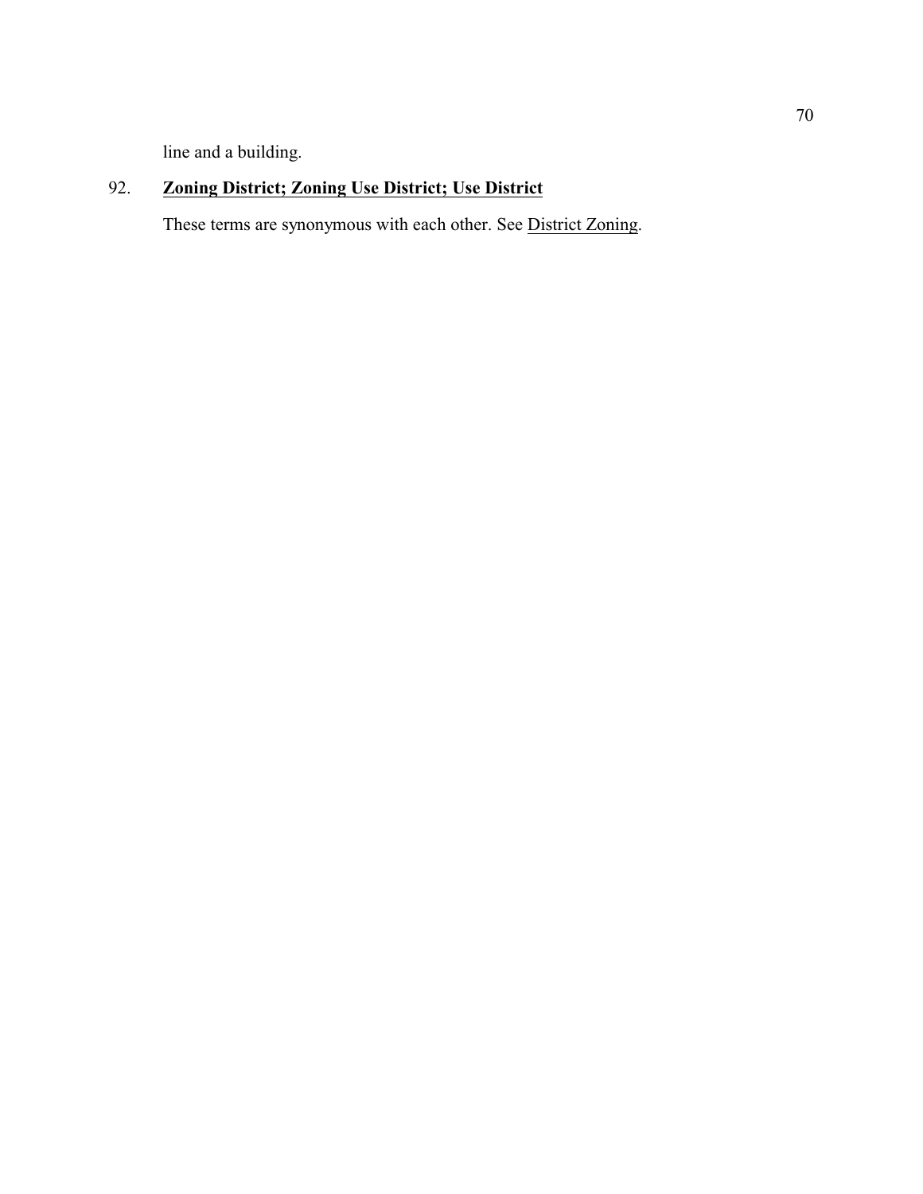line and a building.

92. **<u>Zoning District; Zoning Use District; Use District</u>**

These terms are synonymous with each other. See <u>District Zoning</u>.